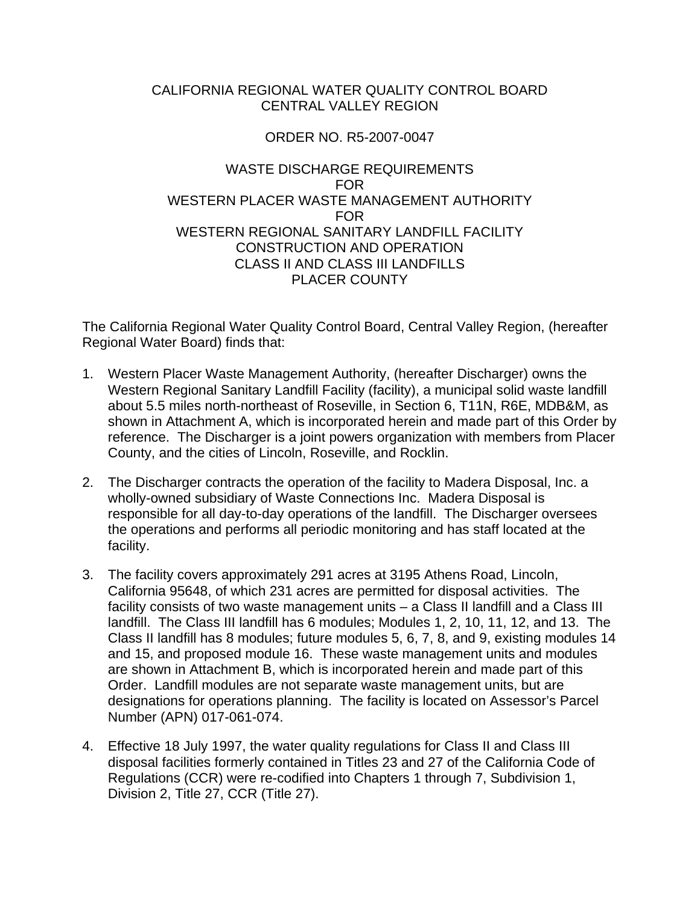CALIFORNIA REGIONAL WATER QUALITY CONTROL BOARD
CENTRAL VALLEY REGION

ORDER NO. R5-2007-0047

WASTE DISCHARGE REQUIREMENTS
FOR
WESTERN PLACER WASTE MANAGEMENT AUTHORITY
FOR
WESTERN REGIONAL SANITARY LANDFILL FACILITY
CONSTRUCTION AND OPERATION
CLASS II AND CLASS III LANDFILLS
PLACER COUNTY

The California Regional Water Quality Control Board, Central Valley Region, (hereafter Regional Water Board) finds that:

1. Western Placer Waste Management Authority, (hereafter Discharger) owns the Western Regional Sanitary Landfill Facility (facility), a municipal solid waste landfill about 5.5 miles north-northeast of Roseville, in Section 6, T11N, R6E, MDB&M, as shown in Attachment A, which is incorporated herein and made part of this Order by reference. The Discharger is a joint powers organization with members from Placer County, and the cities of Lincoln, Roseville, and Rocklin.

2. The Discharger contracts the operation of the facility to Madera Disposal, Inc. a wholly-owned subsidiary of Waste Connections Inc. Madera Disposal is responsible for all day-to-day operations of the landfill. The Discharger oversees the operations and performs all periodic monitoring and has staff located at the facility.

3. The facility covers approximately 291 acres at 3195 Athens Road, Lincoln, California 95648, of which 231 acres are permitted for disposal activities. The facility consists of two waste management units – a Class II landfill and a Class III landfill. The Class III landfill has 6 modules; Modules 1, 2, 10, 11, 12, and 13. The Class II landfill has 8 modules; future modules 5, 6, 7, 8, and 9, existing modules 14 and 15, and proposed module 16. These waste management units and modules are shown in Attachment B, which is incorporated herein and made part of this Order. Landfill modules are not separate waste management units, but are designations for operations planning. The facility is located on Assessor's Parcel Number (APN) 017-061-074.

4. Effective 18 July 1997, the water quality regulations for Class II and Class III disposal facilities formerly contained in Titles 23 and 27 of the California Code of Regulations (CCR) were re-codified into Chapters 1 through 7, Subdivision 1, Division 2, Title 27, CCR (Title 27).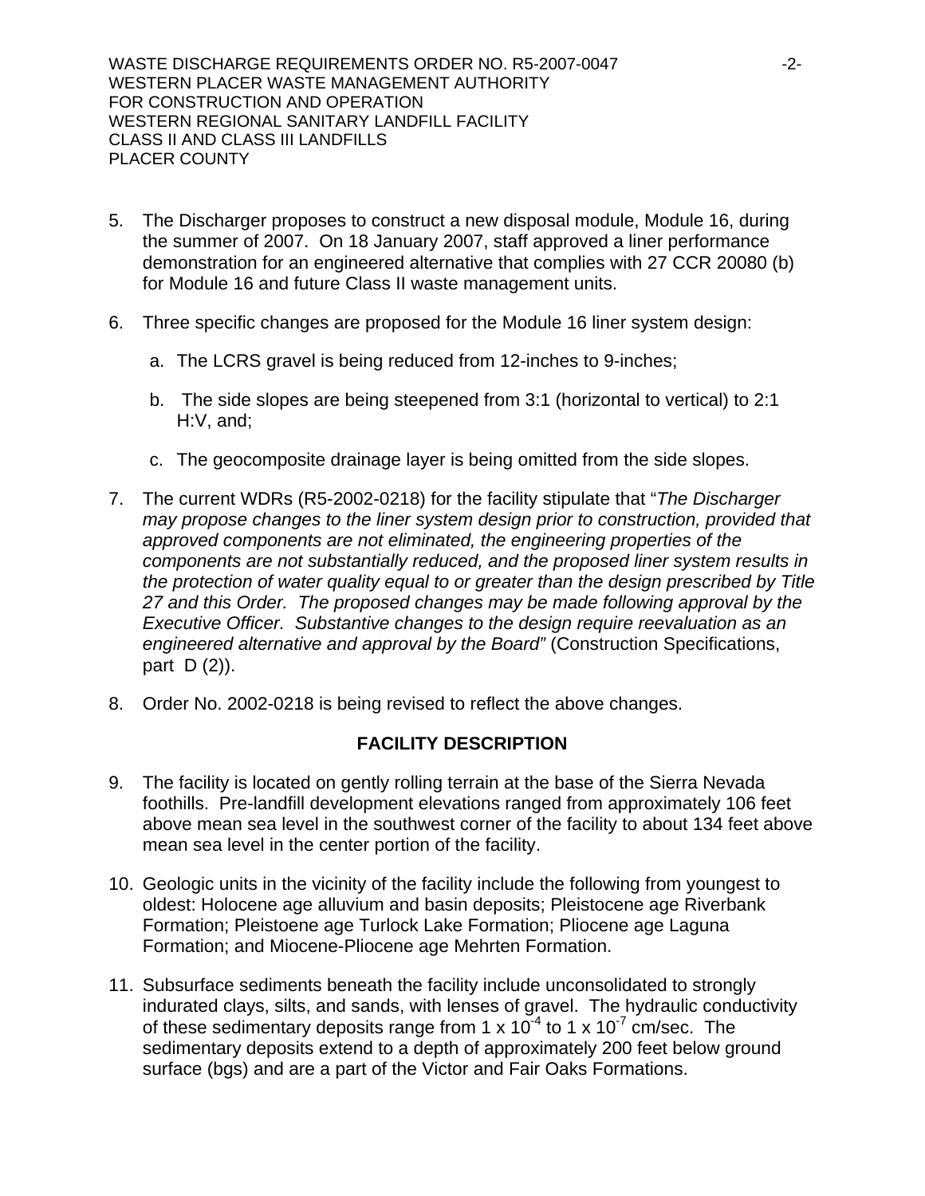5. The Discharger proposes to construct a new disposal module, Module 16, during the summer of 2007. On 18 January 2007, staff approved a liner performance demonstration for an engineered alternative that complies with 27 CCR 20080 (b) for Module 16 and future Class II waste management units.

6. Three specific changes are proposed for the Module 16 liner system design:

   a. The LCRS gravel is being reduced from 12-inches to 9-inches;

   b. The side slopes are being steepened from 3:1 (horizontal to vertical) to 2:1 H:V, and;

   c. The geocomposite drainage layer is being omitted from the side slopes.

7. The current WDRs (R5-2002-0218) for the facility stipulate that "*The Discharger may propose changes to the liner system design prior to construction, provided that approved components are not eliminated, the engineering properties of the components are not substantially reduced, and the proposed liner system results in the protection of water quality equal to or greater than the design prescribed by Title 27 and this Order. The proposed changes may be made following approval by the Executive Officer. Substantive changes to the design require reevaluation as an engineered alternative and approval by the Board*" (Construction Specifications, part D (2)).

8. Order No. 2002-0218 is being revised to reflect the above changes.

## FACILITY DESCRIPTION

9. The facility is located on gently rolling terrain at the base of the Sierra Nevada foothills. Pre-landfill development elevations ranged from approximately 106 feet above mean sea level in the southwest corner of the facility to about 134 feet above mean sea level in the center portion of the facility.

10. Geologic units in the vicinity of the facility include the following from youngest to oldest: Holocene age alluvium and basin deposits; Pleistocene age Riverbank Formation; Pleistoene age Turlock Lake Formation; Pliocene age Laguna Formation; and Miocene-Pliocene age Mehrten Formation.

11. Subsurface sediments beneath the facility include unconsolidated to strongly indurated clays, silts, and sands, with lenses of gravel. The hydraulic conductivity of these sedimentary deposits range from $1 \times 10^{-4}$ to $1 \times 10^{-7}$ cm/sec. The sedimentary deposits extend to a depth of approximately 200 feet below ground surface (bgs) and are a part of the Victor and Fair Oaks Formations.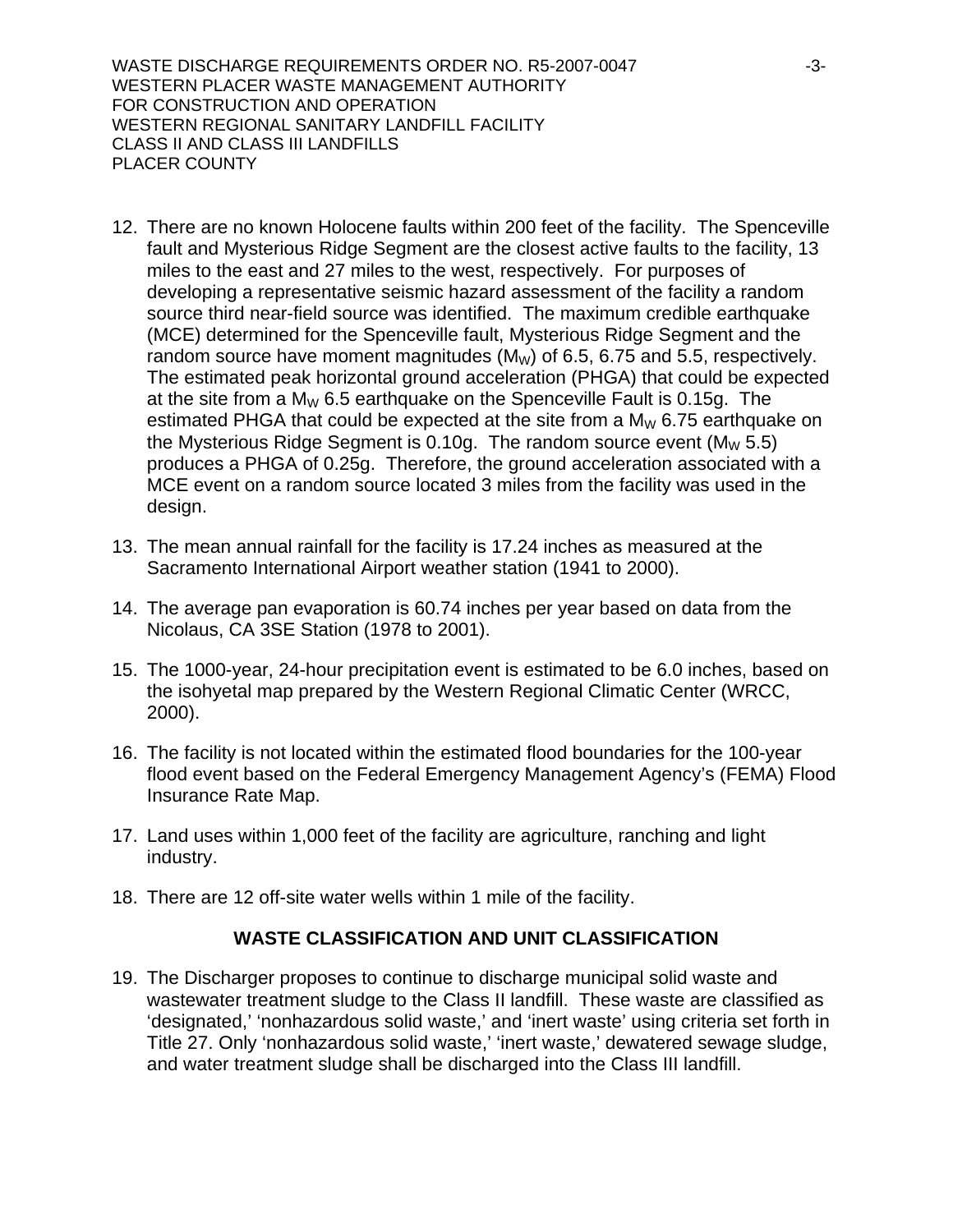12. There are no known Holocene faults within 200 feet of the facility. The Spenceville fault and Mysterious Ridge Segment are the closest active faults to the facility, 13 miles to the east and 27 miles to the west, respectively. For purposes of developing a representative seismic hazard assessment of the facility a random source third near-field source was identified. The maximum credible earthquake (MCE) determined for the Spenceville fault, Mysterious Ridge Segment and the random source have moment magnitudes ($M_W$) of 6.5, 6.75 and 5.5, respectively. The estimated peak horizontal ground acceleration (PHGA) that could be expected at the site from a $M_W$ 6.5 earthquake on the Spenceville Fault is 0.15g. The estimated PHGA that could be expected at the site from a $M_W$ 6.75 earthquake on the Mysterious Ridge Segment is 0.10g. The random source event ($M_W$ 5.5) produces a PHGA of 0.25g. Therefore, the ground acceleration associated with a MCE event on a random source located 3 miles from the facility was used in the design.

13. The mean annual rainfall for the facility is 17.24 inches as measured at the Sacramento International Airport weather station (1941 to 2000).

14. The average pan evaporation is 60.74 inches per year based on data from the Nicolaus, CA 3SE Station (1978 to 2001).

15. The 1000-year, 24-hour precipitation event is estimated to be 6.0 inches, based on the isohyetal map prepared by the Western Regional Climatic Center (WRCC, 2000).

16. The facility is not located within the estimated flood boundaries for the 100-year flood event based on the Federal Emergency Management Agency's (FEMA) Flood Insurance Rate Map.

17. Land uses within 1,000 feet of the facility are agriculture, ranching and light industry.

18. There are 12 off-site water wells within 1 mile of the facility.

## WASTE CLASSIFICATION AND UNIT CLASSIFICATION

19. The Discharger proposes to continue to discharge municipal solid waste and wastewater treatment sludge to the Class II landfill. These waste are classified as 'designated,' 'nonhazardous solid waste,' and 'inert waste' using criteria set forth in Title 27. Only 'nonhazardous solid waste,' 'inert waste,' dewatered sewage sludge, and water treatment sludge shall be discharged into the Class III landfill.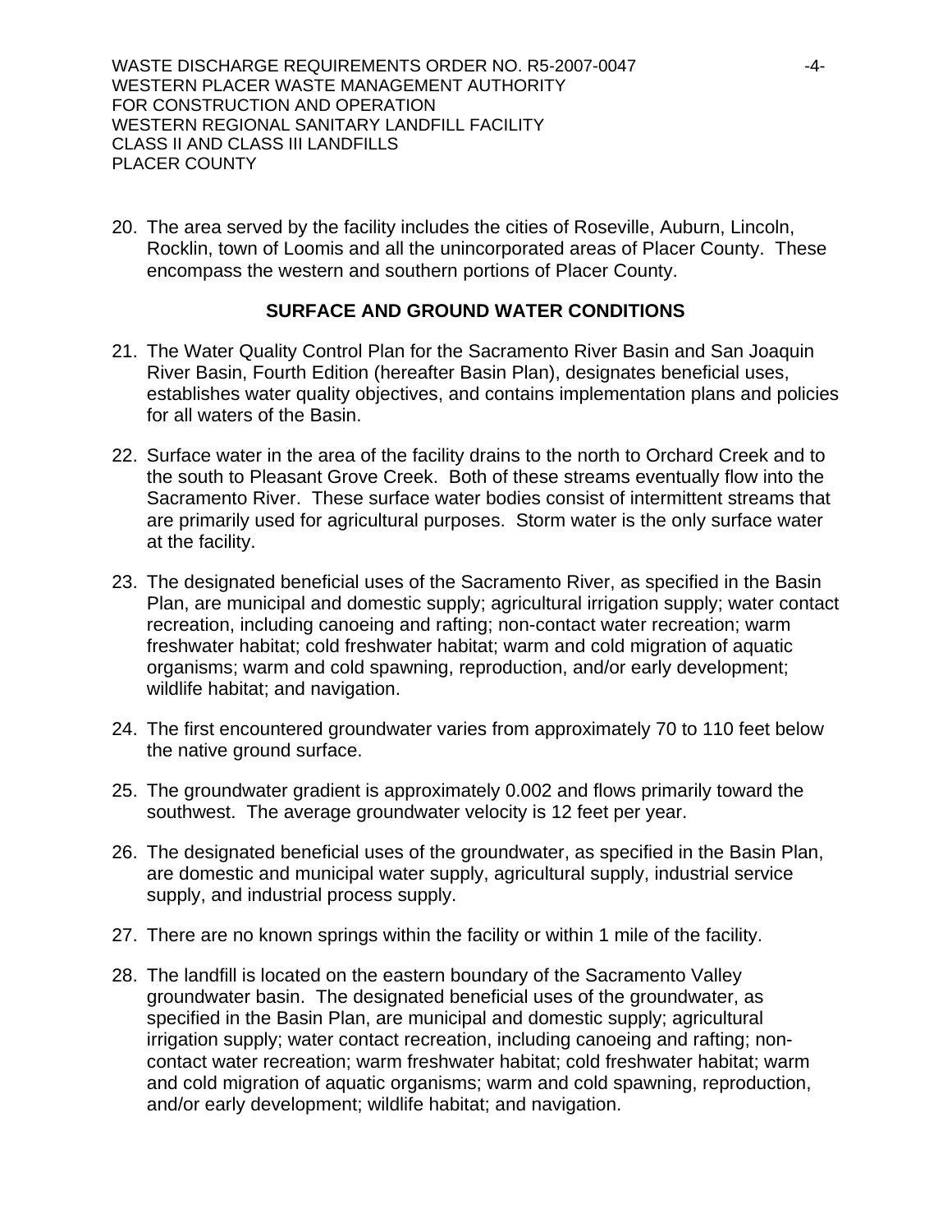20. The area served by the facility includes the cities of Roseville, Auburn, Lincoln, Rocklin, town of Loomis and all the unincorporated areas of Placer County. These encompass the western and southern portions of Placer County.

## SURFACE AND GROUND WATER CONDITIONS

21. The Water Quality Control Plan for the Sacramento River Basin and San Joaquin River Basin, Fourth Edition (hereafter Basin Plan), designates beneficial uses, establishes water quality objectives, and contains implementation plans and policies for all waters of the Basin.

22. Surface water in the area of the facility drains to the north to Orchard Creek and to the south to Pleasant Grove Creek. Both of these streams eventually flow into the Sacramento River. These surface water bodies consist of intermittent streams that are primarily used for agricultural purposes. Storm water is the only surface water at the facility.

23. The designated beneficial uses of the Sacramento River, as specified in the Basin Plan, are municipal and domestic supply; agricultural irrigation supply; water contact recreation, including canoeing and rafting; non-contact water recreation; warm freshwater habitat; cold freshwater habitat; warm and cold migration of aquatic organisms; warm and cold spawning, reproduction, and/or early development; wildlife habitat; and navigation.

24. The first encountered groundwater varies from approximately 70 to 110 feet below the native ground surface.

25. The groundwater gradient is approximately 0.002 and flows primarily toward the southwest. The average groundwater velocity is 12 feet per year.

26. The designated beneficial uses of the groundwater, as specified in the Basin Plan, are domestic and municipal water supply, agricultural supply, industrial service supply, and industrial process supply.

27. There are no known springs within the facility or within 1 mile of the facility.

28. The landfill is located on the eastern boundary of the Sacramento Valley groundwater basin. The designated beneficial uses of the groundwater, as specified in the Basin Plan, are municipal and domestic supply; agricultural irrigation supply; water contact recreation, including canoeing and rafting; non-contact water recreation; warm freshwater habitat; cold freshwater habitat; warm and cold migration of aquatic organisms; warm and cold spawning, reproduction, and/or early development; wildlife habitat; and navigation.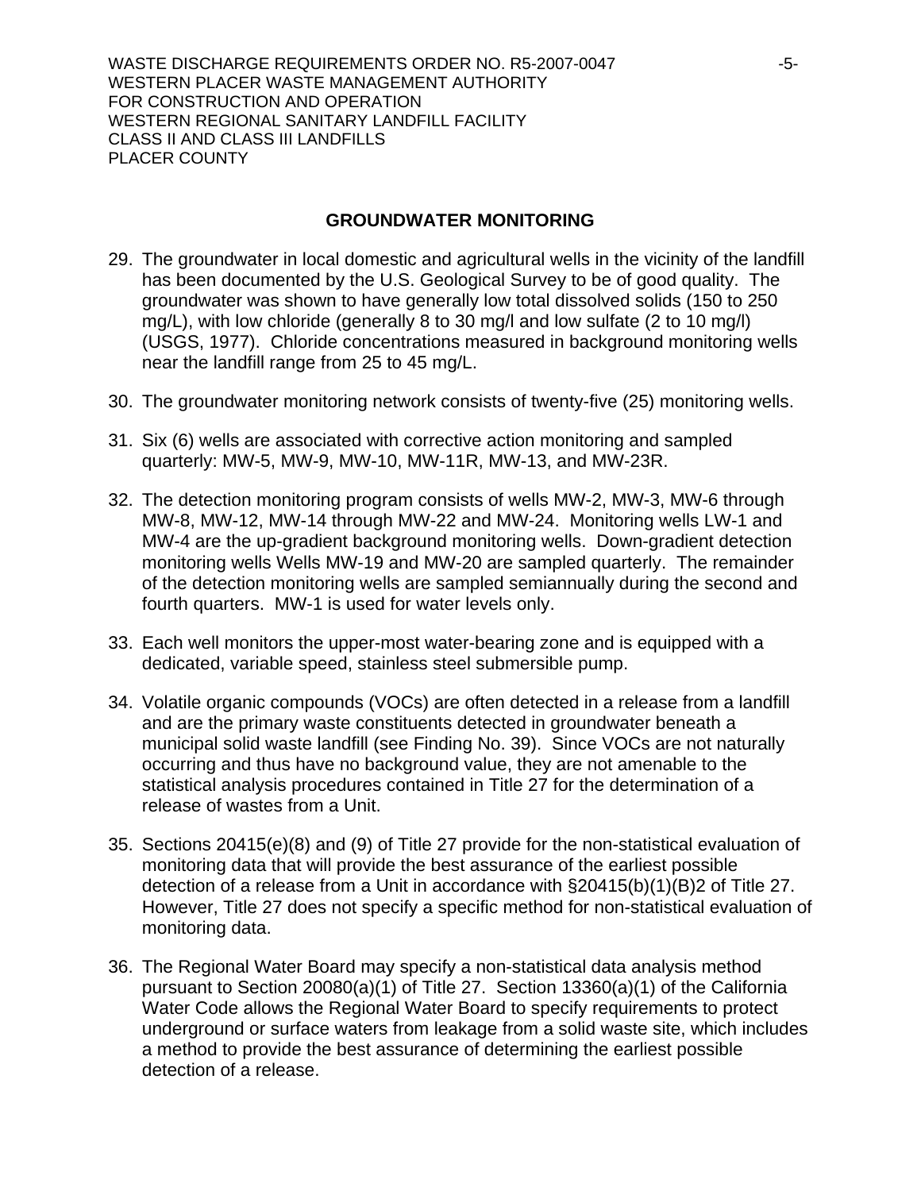## GROUNDWATER MONITORING

29. The groundwater in local domestic and agricultural wells in the vicinity of the landfill has been documented by the U.S. Geological Survey to be of good quality. The groundwater was shown to have generally low total dissolved solids (150 to 250 mg/L), with low chloride (generally 8 to 30 mg/l and low sulfate (2 to 10 mg/l) (USGS, 1977). Chloride concentrations measured in background monitoring wells near the landfill range from 25 to 45 mg/L.

30. The groundwater monitoring network consists of twenty-five (25) monitoring wells.

31. Six (6) wells are associated with corrective action monitoring and sampled quarterly: MW-5, MW-9, MW-10, MW-11R, MW-13, and MW-23R.

32. The detection monitoring program consists of wells MW-2, MW-3, MW-6 through MW-8, MW-12, MW-14 through MW-22 and MW-24. Monitoring wells LW-1 and MW-4 are the up-gradient background monitoring wells. Down-gradient detection monitoring wells Wells MW-19 and MW-20 are sampled quarterly. The remainder of the detection monitoring wells are sampled semiannually during the second and fourth quarters. MW-1 is used for water levels only.

33. Each well monitors the upper-most water-bearing zone and is equipped with a dedicated, variable speed, stainless steel submersible pump.

34. Volatile organic compounds (VOCs) are often detected in a release from a landfill and are the primary waste constituents detected in groundwater beneath a municipal solid waste landfill (see Finding No. 39). Since VOCs are not naturally occurring and thus have no background value, they are not amenable to the statistical analysis procedures contained in Title 27 for the determination of a release of wastes from a Unit.

35. Sections 20415(e)(8) and (9) of Title 27 provide for the non-statistical evaluation of monitoring data that will provide the best assurance of the earliest possible detection of a release from a Unit in accordance with §20415(b)(1)(B)2 of Title 27. However, Title 27 does not specify a specific method for non-statistical evaluation of monitoring data.

36. The Regional Water Board may specify a non-statistical data analysis method pursuant to Section 20080(a)(1) of Title 27. Section 13360(a)(1) of the California Water Code allows the Regional Water Board to specify requirements to protect underground or surface waters from leakage from a solid waste site, which includes a method to provide the best assurance of determining the earliest possible detection of a release.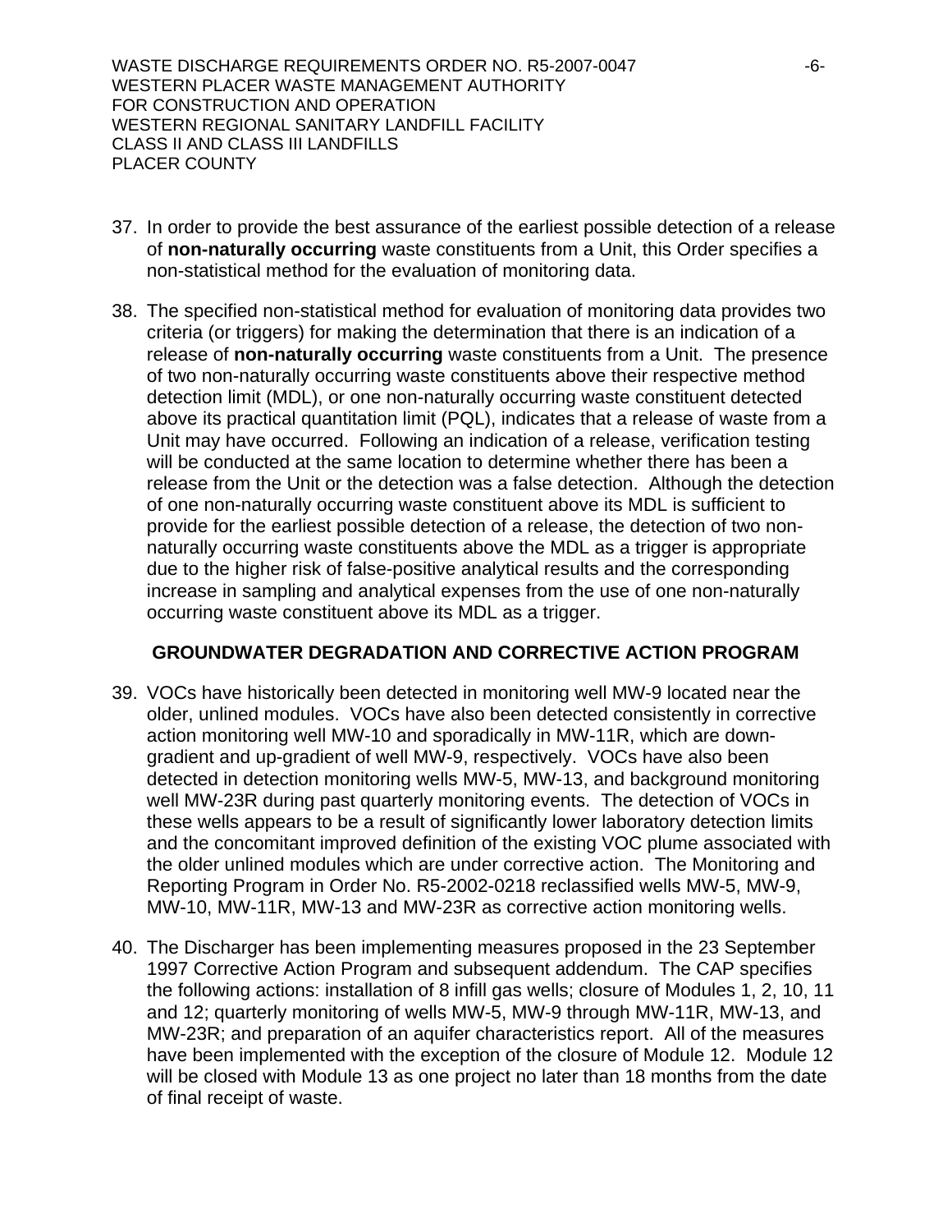37. In order to provide the best assurance of the earliest possible detection of a release of **non-naturally occurring** waste constituents from a Unit, this Order specifies a non-statistical method for the evaluation of monitoring data.

38. The specified non-statistical method for evaluation of monitoring data provides two criteria (or triggers) for making the determination that there is an indication of a release of **non-naturally occurring** waste constituents from a Unit. The presence of two non-naturally occurring waste constituents above their respective method detection limit (MDL), or one non-naturally occurring waste constituent detected above its practical quantitation limit (PQL), indicates that a release of waste from a Unit may have occurred. Following an indication of a release, verification testing will be conducted at the same location to determine whether there has been a release from the Unit or the detection was a false detection. Although the detection of one non-naturally occurring waste constituent above its MDL is sufficient to provide for the earliest possible detection of a release, the detection of two non-naturally occurring waste constituents above the MDL as a trigger is appropriate due to the higher risk of false-positive analytical results and the corresponding increase in sampling and analytical expenses from the use of one non-naturally occurring waste constituent above its MDL as a trigger.

## GROUNDWATER DEGRADATION AND CORRECTIVE ACTION PROGRAM

39. VOCs have historically been detected in monitoring well MW-9 located near the older, unlined modules. VOCs have also been detected consistently in corrective action monitoring well MW-10 and sporadically in MW-11R, which are down-gradient and up-gradient of well MW-9, respectively. VOCs have also been detected in detection monitoring wells MW-5, MW-13, and background monitoring well MW-23R during past quarterly monitoring events. The detection of VOCs in these wells appears to be a result of significantly lower laboratory detection limits and the concomitant improved definition of the existing VOC plume associated with the older unlined modules which are under corrective action. The Monitoring and Reporting Program in Order No. R5-2002-0218 reclassified wells MW-5, MW-9, MW-10, MW-11R, MW-13 and MW-23R as corrective action monitoring wells.

40. The Discharger has been implementing measures proposed in the 23 September 1997 Corrective Action Program and subsequent addendum. The CAP specifies the following actions: installation of 8 infill gas wells; closure of Modules 1, 2, 10, 11 and 12; quarterly monitoring of wells MW-5, MW-9 through MW-11R, MW-13, and MW-23R; and preparation of an aquifer characteristics report. All of the measures have been implemented with the exception of the closure of Module 12. Module 12 will be closed with Module 13 as one project no later than 18 months from the date of final receipt of waste.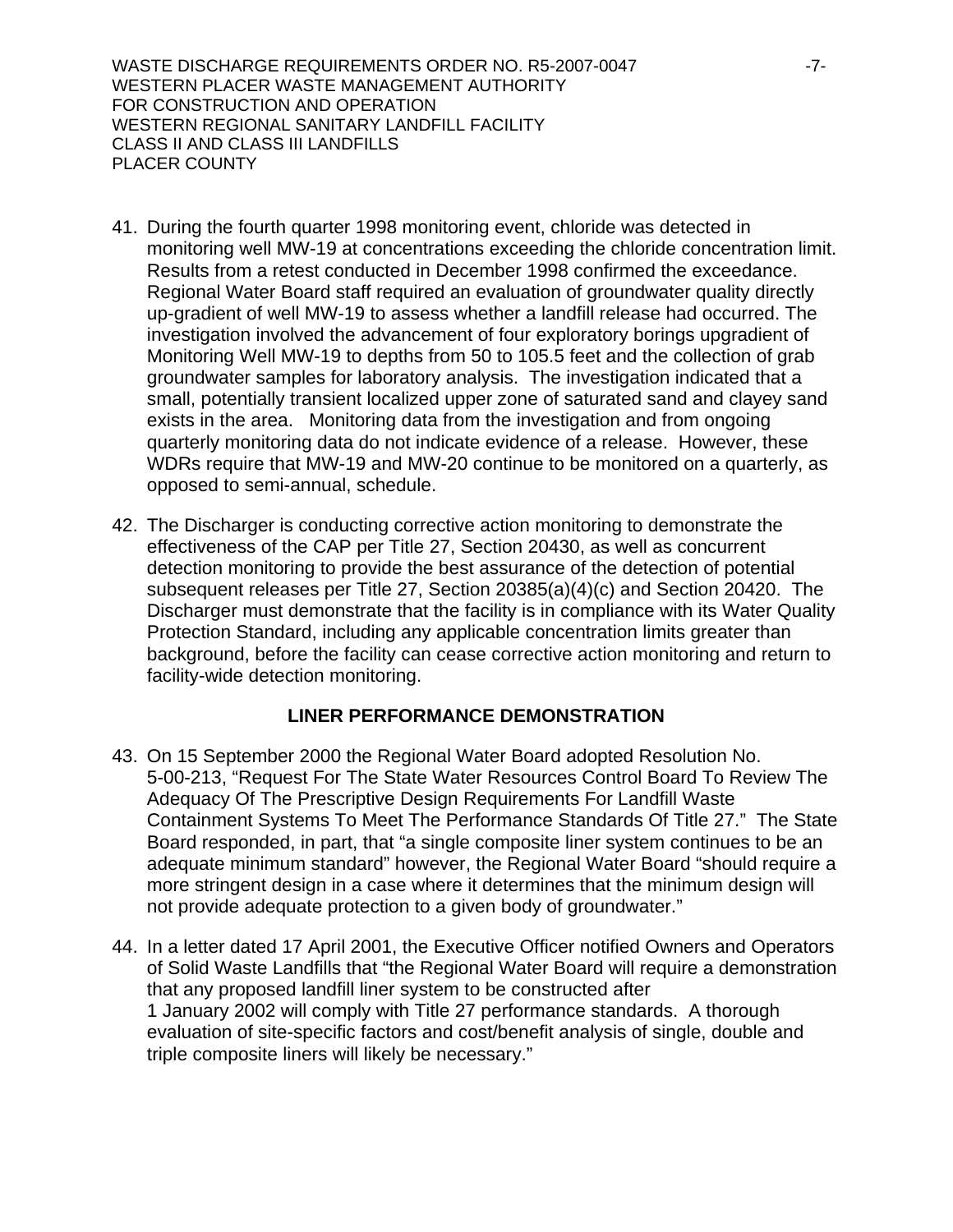41. During the fourth quarter 1998 monitoring event, chloride was detected in monitoring well MW-19 at concentrations exceeding the chloride concentration limit. Results from a retest conducted in December 1998 confirmed the exceedance. Regional Water Board staff required an evaluation of groundwater quality directly up-gradient of well MW-19 to assess whether a landfill release had occurred. The investigation involved the advancement of four exploratory borings upgradient of Monitoring Well MW-19 to depths from 50 to 105.5 feet and the collection of grab groundwater samples for laboratory analysis. The investigation indicated that a small, potentially transient localized upper zone of saturated sand and clayey sand exists in the area. Monitoring data from the investigation and from ongoing quarterly monitoring data do not indicate evidence of a release. However, these WDRs require that MW-19 and MW-20 continue to be monitored on a quarterly, as opposed to semi-annual, schedule.

42. The Discharger is conducting corrective action monitoring to demonstrate the effectiveness of the CAP per Title 27, Section 20430, as well as concurrent detection monitoring to provide the best assurance of the detection of potential subsequent releases per Title 27, Section 20385(a)(4)(c) and Section 20420. The Discharger must demonstrate that the facility is in compliance with its Water Quality Protection Standard, including any applicable concentration limits greater than background, before the facility can cease corrective action monitoring and return to facility-wide detection monitoring.

## LINER PERFORMANCE DEMONSTRATION

43. On 15 September 2000 the Regional Water Board adopted Resolution No. 5-00-213, "Request For The State Water Resources Control Board To Review The Adequacy Of The Prescriptive Design Requirements For Landfill Waste Containment Systems To Meet The Performance Standards Of Title 27." The State Board responded, in part, that "a single composite liner system continues to be an adequate minimum standard" however, the Regional Water Board "should require a more stringent design in a case where it determines that the minimum design will not provide adequate protection to a given body of groundwater."

44. In a letter dated 17 April 2001, the Executive Officer notified Owners and Operators of Solid Waste Landfills that "the Regional Water Board will require a demonstration that any proposed landfill liner system to be constructed after 1 January 2002 will comply with Title 27 performance standards. A thorough evaluation of site-specific factors and cost/benefit analysis of single, double and triple composite liners will likely be necessary."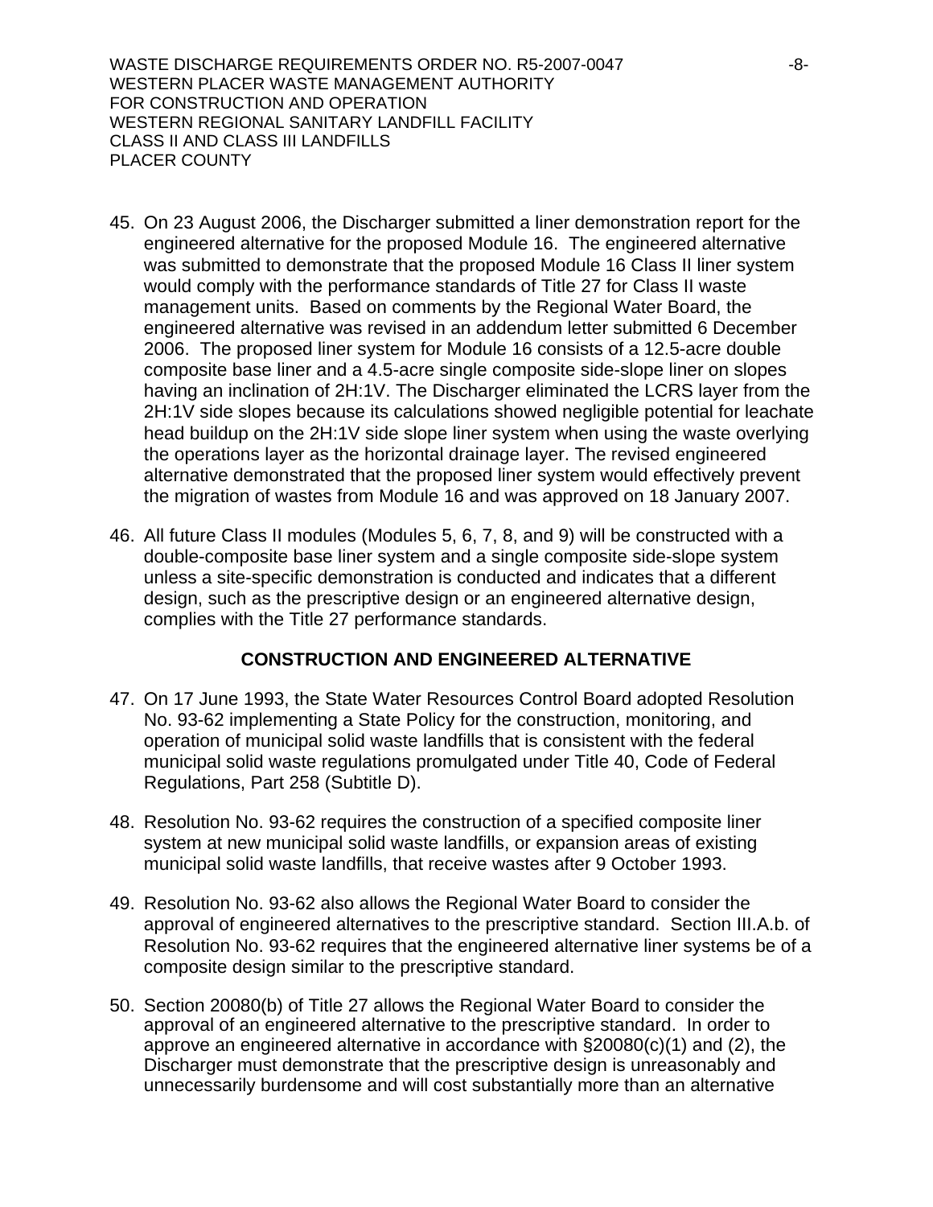45. On 23 August 2006, the Discharger submitted a liner demonstration report for the engineered alternative for the proposed Module 16. The engineered alternative was submitted to demonstrate that the proposed Module 16 Class II liner system would comply with the performance standards of Title 27 for Class II waste management units. Based on comments by the Regional Water Board, the engineered alternative was revised in an addendum letter submitted 6 December 2006. The proposed liner system for Module 16 consists of a 12.5-acre double composite base liner and a 4.5-acre single composite side-slope liner on slopes having an inclination of 2H:1V. The Discharger eliminated the LCRS layer from the 2H:1V side slopes because its calculations showed negligible potential for leachate head buildup on the 2H:1V side slope liner system when using the waste overlying the operations layer as the horizontal drainage layer. The revised engineered alternative demonstrated that the proposed liner system would effectively prevent the migration of wastes from Module 16 and was approved on 18 January 2007.

46. All future Class II modules (Modules 5, 6, 7, 8, and 9) will be constructed with a double-composite base liner system and a single composite side-slope system unless a site-specific demonstration is conducted and indicates that a different design, such as the prescriptive design or an engineered alternative design, complies with the Title 27 performance standards.

## CONSTRUCTION AND ENGINEERED ALTERNATIVE

47. On 17 June 1993, the State Water Resources Control Board adopted Resolution No. 93-62 implementing a State Policy for the construction, monitoring, and operation of municipal solid waste landfills that is consistent with the federal municipal solid waste regulations promulgated under Title 40, Code of Federal Regulations, Part 258 (Subtitle D).

48. Resolution No. 93-62 requires the construction of a specified composite liner system at new municipal solid waste landfills, or expansion areas of existing municipal solid waste landfills, that receive wastes after 9 October 1993.

49. Resolution No. 93-62 also allows the Regional Water Board to consider the approval of engineered alternatives to the prescriptive standard. Section III.A.b. of Resolution No. 93-62 requires that the engineered alternative liner systems be of a composite design similar to the prescriptive standard.

50. Section 20080(b) of Title 27 allows the Regional Water Board to consider the approval of an engineered alternative to the prescriptive standard. In order to approve an engineered alternative in accordance with §20080(c)(1) and (2), the Discharger must demonstrate that the prescriptive design is unreasonably and unnecessarily burdensome and will cost substantially more than an alternative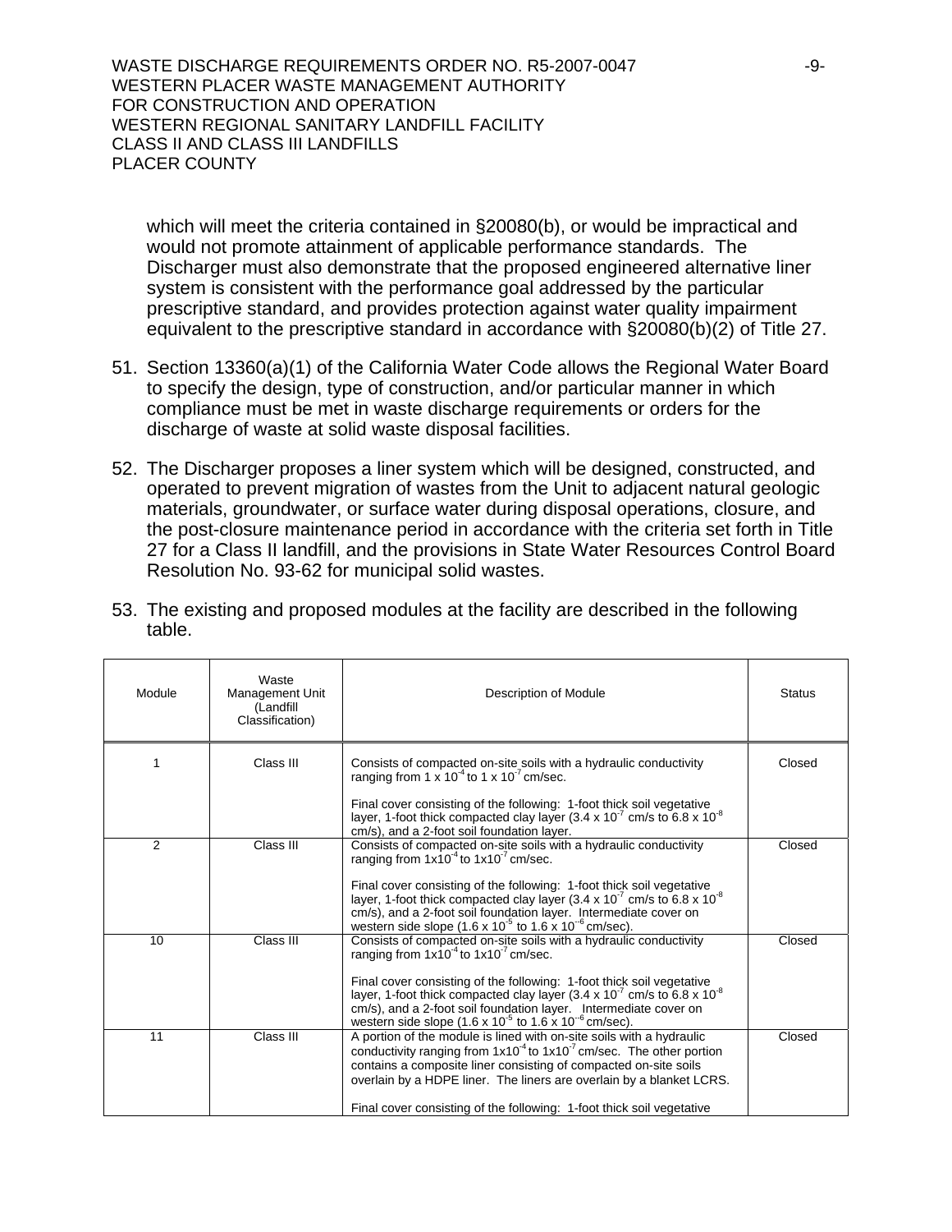which will meet the criteria contained in §20080(b), or would be impractical and would not promote attainment of applicable performance standards. The Discharger must also demonstrate that the proposed engineered alternative liner system is consistent with the performance goal addressed by the particular prescriptive standard, and provides protection against water quality impairment equivalent to the prescriptive standard in accordance with §20080(b)(2) of Title 27.

51. Section 13360(a)(1) of the California Water Code allows the Regional Water Board to specify the design, type of construction, and/or particular manner in which compliance must be met in waste discharge requirements or orders for the discharge of waste at solid waste disposal facilities.

52. The Discharger proposes a liner system which will be designed, constructed, and operated to prevent migration of wastes from the Unit to adjacent natural geologic materials, groundwater, or surface water during disposal operations, closure, and the post-closure maintenance period in accordance with the criteria set forth in Title 27 for a Class II landfill, and the provisions in State Water Resources Control Board Resolution No. 93-62 for municipal solid wastes.

53. The existing and proposed modules at the facility are described in the following table.

| Module | Waste Management Unit (Landfill Classification) | Description of Module | Status |
|---|---|---|---|
| 1 | Class III | Consists of compacted on-site soils with a hydraulic conductivity ranging from 1 x $10^{-4}$ to 1 x $10^{-7}$ cm/sec. <br><br> Final cover consisting of the following: 1-foot thick soil vegetative layer, 1-foot thick compacted clay layer (3.4 x $10^{-7}$ cm/s to 6.8 x $10^{-8}$ cm/s), and a 2-foot soil foundation layer. | Closed |
| 2 | Class III | Consists of compacted on-site soils with a hydraulic conductivity ranging from 1x$10^{-4}$ to 1x$10^{-7}$ cm/sec. <br><br> Final cover consisting of the following: 1-foot thick soil vegetative layer, 1-foot thick compacted clay layer (3.4 x $10^{-7}$ cm/s to 6.8 x $10^{-8}$ cm/s), and a 2-foot soil foundation layer. Intermediate cover on western side slope (1.6 x $10^{-5}$ to 1.6 x $10^{-6}$ cm/sec). | Closed |
| 10 | Class III | Consists of compacted on-site soils with a hydraulic conductivity ranging from 1x$10^{-4}$ to 1x$10^{-7}$ cm/sec. <br><br> Final cover consisting of the following: 1-foot thick soil vegetative layer, 1-foot thick compacted clay layer (3.4 x $10^{-7}$ cm/s to 6.8 x $10^{-8}$ cm/s), and a 2-foot soil foundation layer. Intermediate cover on western side slope (1.6 x $10^{-5}$ to 1.6 x $10^{-6}$ cm/sec). | Closed |
| 11 | Class III | A portion of the module is lined with on-site soils with a hydraulic conductivity ranging from 1x$10^{-4}$ to 1x$10^{-7}$ cm/sec. The other portion contains a composite liner consisting of compacted on-site soils overlain by a HDPE liner. The liners are overlain by a blanket LCRS. <br><br> Final cover consisting of the following: 1-foot thick soil vegetative | Closed |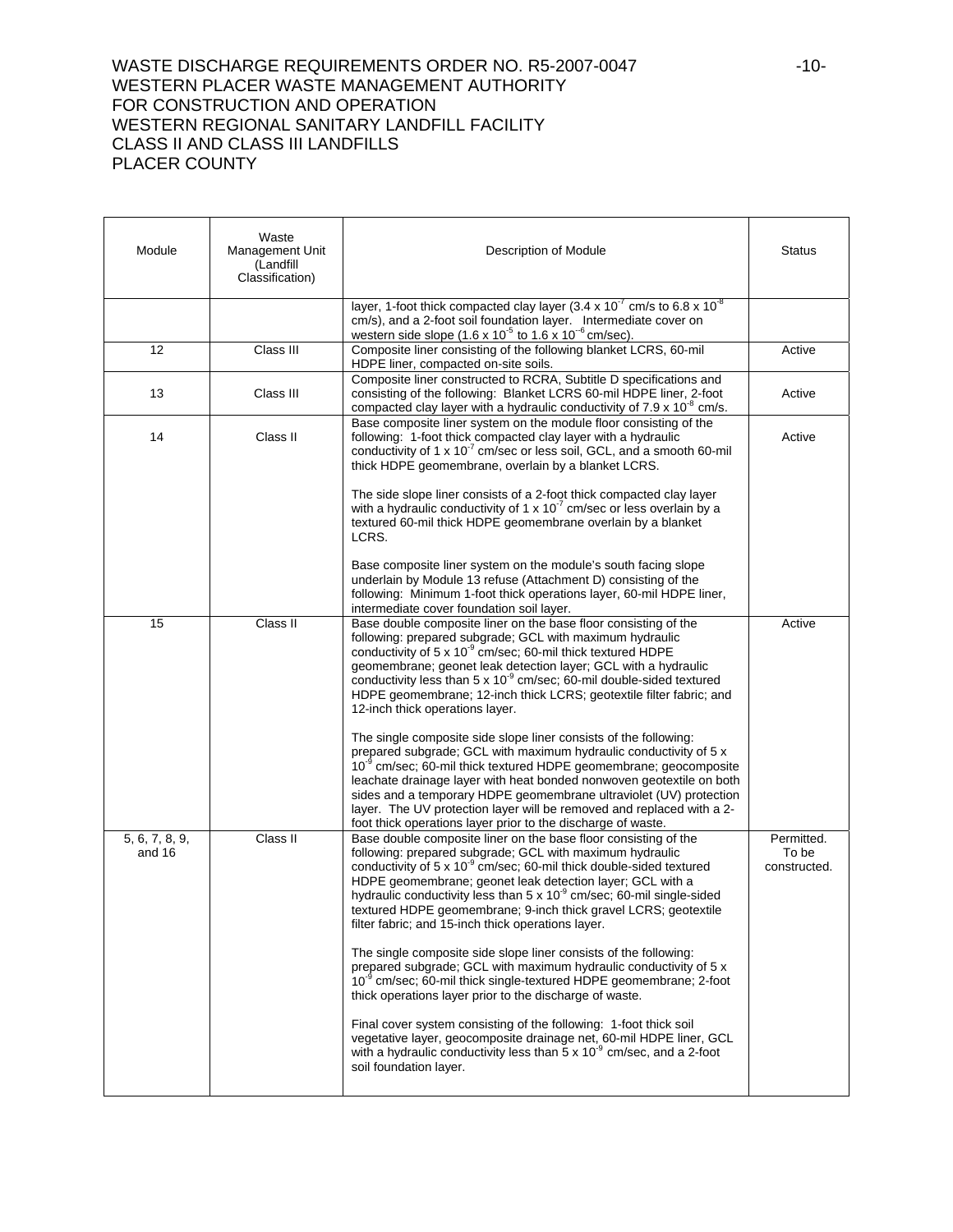| Module | Waste Management Unit (Landfill Classification) | Description of Module | Status |
|---|---|---|---|
| | | layer, 1-foot thick compacted clay layer ($3.4 \times 10^{-7}$ cm/s to $6.8 \times 10^{-8}$ cm/s), and a 2-foot soil foundation layer. Intermediate cover on western side slope ($1.6 \times 10^{-5}$ to $1.6 \times 10^{-6}$ cm/sec). | |
| 12 | Class III | Composite liner consisting of the following blanket LCRS, 60-mil HDPE liner, compacted on-site soils. | Active |
| 13 | Class III | Composite liner constructed to RCRA, Subtitle D specifications and consisting of the following: Blanket LCRS 60-mil HDPE liner, 2-foot compacted clay layer with a hydraulic conductivity of $7.9 \times 10^{-8}$ cm/s. | Active |
| 14 | Class II | Base composite liner system on the module floor consisting of the following: 1-foot thick compacted clay layer with a hydraulic conductivity of $1 \times 10^{-7}$ cm/sec or less soil, GCL, and a smooth 60-mil thick HDPE geomembrane, overlain by a blanket LCRS.<br><br>The side slope liner consists of a 2-foot thick compacted clay layer with a hydraulic conductivity of $1 \times 10^{-7}$ cm/sec or less overlain by a textured 60-mil thick HDPE geomembrane overlain by a blanket LCRS.<br><br>Base composite liner system on the module's south facing slope underlain by Module 13 refuse (Attachment D) consisting of the following: Minimum 1-foot thick operations layer, 60-mil HDPE liner, intermediate cover foundation soil layer. | Active |
| 15 | Class II | Base double composite liner on the base floor consisting of the following: prepared subgrade; GCL with maximum hydraulic conductivity of $5 \times 10^{-9}$ cm/sec; 60-mil thick textured HDPE geomembrane; geonet leak detection layer; GCL with a hydraulic conductivity less than $5 \times 10^{-9}$ cm/sec; 60-mil double-sided textured HDPE geomembrane; 12-inch thick LCRS; geotextile filter fabric; and 12-inch thick operations layer.<br><br>The single composite side slope liner consists of the following: prepared subgrade; GCL with maximum hydraulic conductivity of $5 \times 10^{-9}$ cm/sec; 60-mil thick textured HDPE geomembrane; geocomposite leachate drainage layer with heat bonded nonwoven geotextile on both sides and a temporary HDPE geomembrane ultraviolet (UV) protection layer. The UV protection layer will be removed and replaced with a 2-foot thick operations layer prior to the discharge of waste. | Active |
| 5, 6, 7, 8, 9, and 16 | Class II | Base double composite liner on the base floor consisting of the following: prepared subgrade; GCL with maximum hydraulic conductivity of $5 \times 10^{-9}$ cm/sec; 60-mil thick double-sided textured HDPE geomembrane; geonet leak detection layer; GCL with a hydraulic conductivity less than $5 \times 10^{-9}$ cm/sec; 60-mil single-sided textured HDPE geomembrane; 9-inch thick gravel LCRS; geotextile filter fabric; and 15-inch thick operations layer.<br><br>The single composite side slope liner consists of the following: prepared subgrade; GCL with maximum hydraulic conductivity of $5 \times 10^{-9}$ cm/sec; 60-mil thick single-textured HDPE geomembrane; 2-foot thick operations layer prior to the discharge of waste.<br><br>Final cover system consisting of the following: 1-foot thick soil vegetative layer, geocomposite drainage net, 60-mil HDPE liner, GCL with a hydraulic conductivity less than $5 \times 10^{-9}$ cm/sec, and a 2-foot soil foundation layer. | Permitted. To be constructed. |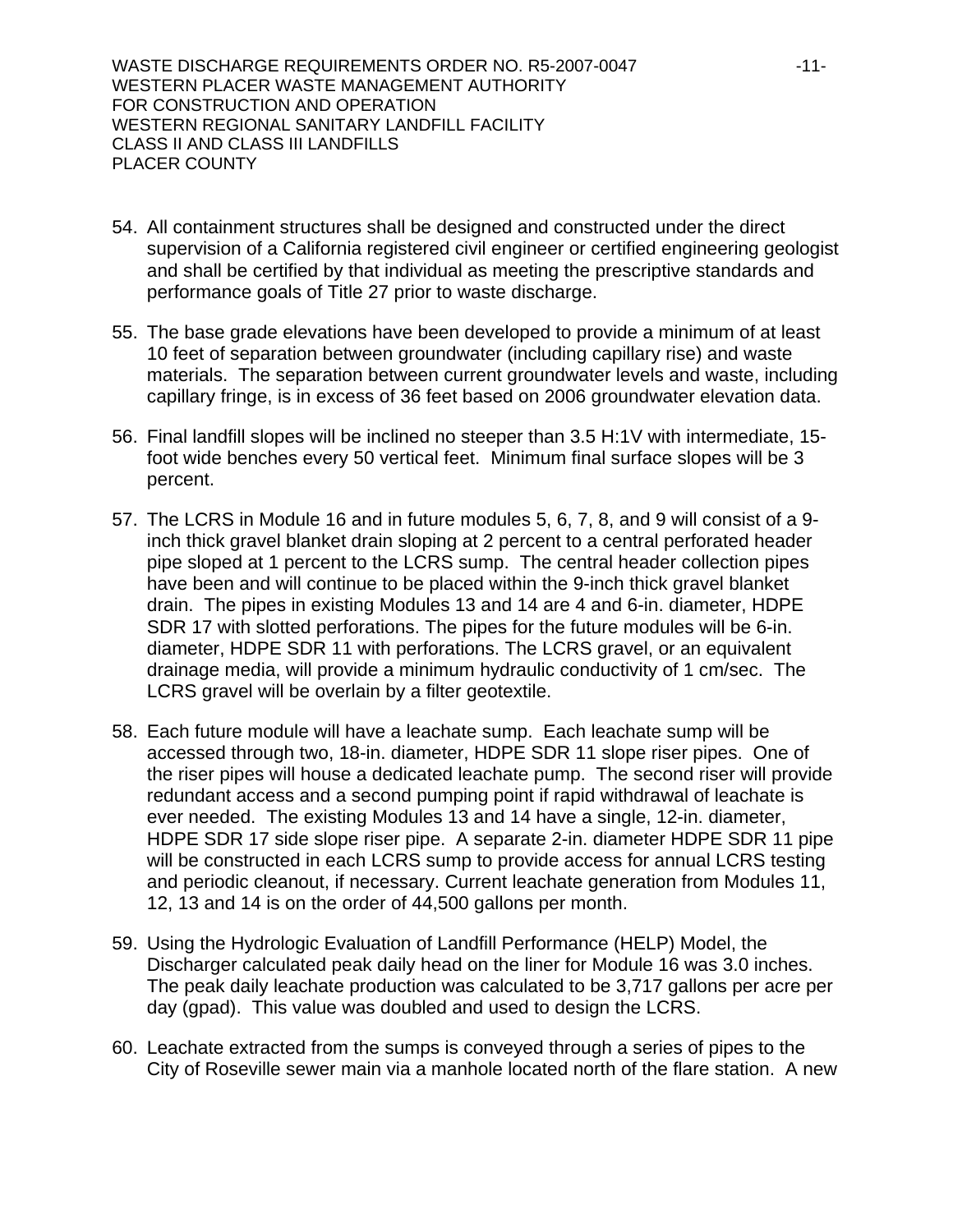54. All containment structures shall be designed and constructed under the direct supervision of a California registered civil engineer or certified engineering geologist and shall be certified by that individual as meeting the prescriptive standards and performance goals of Title 27 prior to waste discharge.

55. The base grade elevations have been developed to provide a minimum of at least 10 feet of separation between groundwater (including capillary rise) and waste materials. The separation between current groundwater levels and waste, including capillary fringe, is in excess of 36 feet based on 2006 groundwater elevation data.

56. Final landfill slopes will be inclined no steeper than 3.5 H:1V with intermediate, 15-foot wide benches every 50 vertical feet. Minimum final surface slopes will be 3 percent.

57. The LCRS in Module 16 and in future modules 5, 6, 7, 8, and 9 will consist of a 9-inch thick gravel blanket drain sloping at 2 percent to a central perforated header pipe sloped at 1 percent to the LCRS sump. The central header collection pipes have been and will continue to be placed within the 9-inch thick gravel blanket drain. The pipes in existing Modules 13 and 14 are 4 and 6-in. diameter, HDPE SDR 17 with slotted perforations. The pipes for the future modules will be 6-in. diameter, HDPE SDR 11 with perforations. The LCRS gravel, or an equivalent drainage media, will provide a minimum hydraulic conductivity of 1 cm/sec. The LCRS gravel will be overlain by a filter geotextile.

58. Each future module will have a leachate sump. Each leachate sump will be accessed through two, 18-in. diameter, HDPE SDR 11 slope riser pipes. One of the riser pipes will house a dedicated leachate pump. The second riser will provide redundant access and a second pumping point if rapid withdrawal of leachate is ever needed. The existing Modules 13 and 14 have a single, 12-in. diameter, HDPE SDR 17 side slope riser pipe. A separate 2-in. diameter HDPE SDR 11 pipe will be constructed in each LCRS sump to provide access for annual LCRS testing and periodic cleanout, if necessary. Current leachate generation from Modules 11, 12, 13 and 14 is on the order of 44,500 gallons per month.

59. Using the Hydrologic Evaluation of Landfill Performance (HELP) Model, the Discharger calculated peak daily head on the liner for Module 16 was 3.0 inches. The peak daily leachate production was calculated to be 3,717 gallons per acre per day (gpad). This value was doubled and used to design the LCRS.

60. Leachate extracted from the sumps is conveyed through a series of pipes to the City of Roseville sewer main via a manhole located north of the flare station. A new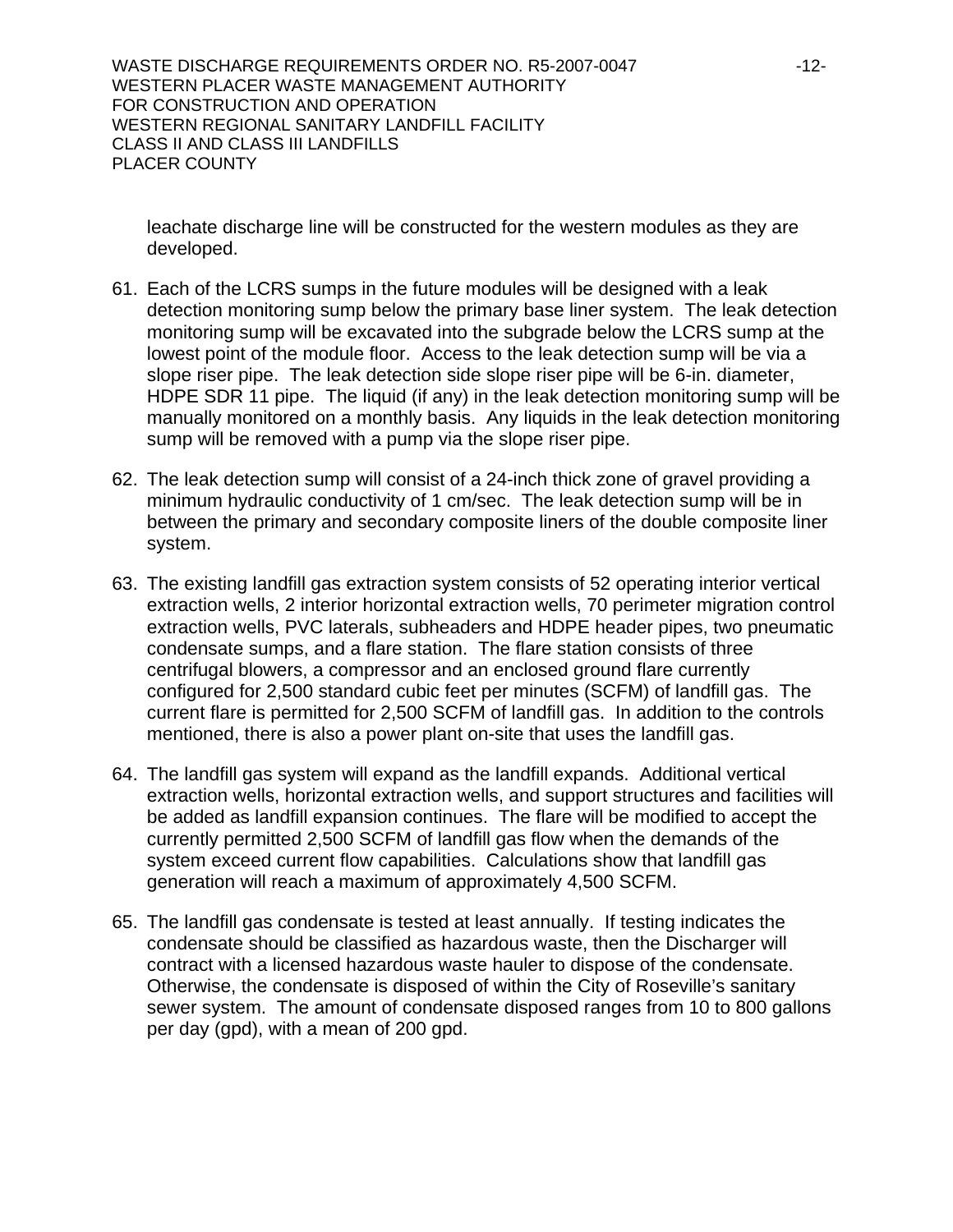leachate discharge line will be constructed for the western modules as they are developed.

61. Each of the LCRS sumps in the future modules will be designed with a leak detection monitoring sump below the primary base liner system. The leak detection monitoring sump will be excavated into the subgrade below the LCRS sump at the lowest point of the module floor. Access to the leak detection sump will be via a slope riser pipe. The leak detection side slope riser pipe will be 6-in. diameter, HDPE SDR 11 pipe. The liquid (if any) in the leak detection monitoring sump will be manually monitored on a monthly basis. Any liquids in the leak detection monitoring sump will be removed with a pump via the slope riser pipe.

62. The leak detection sump will consist of a 24-inch thick zone of gravel providing a minimum hydraulic conductivity of 1 cm/sec. The leak detection sump will be in between the primary and secondary composite liners of the double composite liner system.

63. The existing landfill gas extraction system consists of 52 operating interior vertical extraction wells, 2 interior horizontal extraction wells, 70 perimeter migration control extraction wells, PVC laterals, subheaders and HDPE header pipes, two pneumatic condensate sumps, and a flare station. The flare station consists of three centrifugal blowers, a compressor and an enclosed ground flare currently configured for 2,500 standard cubic feet per minutes (SCFM) of landfill gas. The current flare is permitted for 2,500 SCFM of landfill gas. In addition to the controls mentioned, there is also a power plant on-site that uses the landfill gas.

64. The landfill gas system will expand as the landfill expands. Additional vertical extraction wells, horizontal extraction wells, and support structures and facilities will be added as landfill expansion continues. The flare will be modified to accept the currently permitted 2,500 SCFM of landfill gas flow when the demands of the system exceed current flow capabilities. Calculations show that landfill gas generation will reach a maximum of approximately 4,500 SCFM.

65. The landfill gas condensate is tested at least annually. If testing indicates the condensate should be classified as hazardous waste, then the Discharger will contract with a licensed hazardous waste hauler to dispose of the condensate. Otherwise, the condensate is disposed of within the City of Roseville's sanitary sewer system. The amount of condensate disposed ranges from 10 to 800 gallons per day (gpd), with a mean of 200 gpd.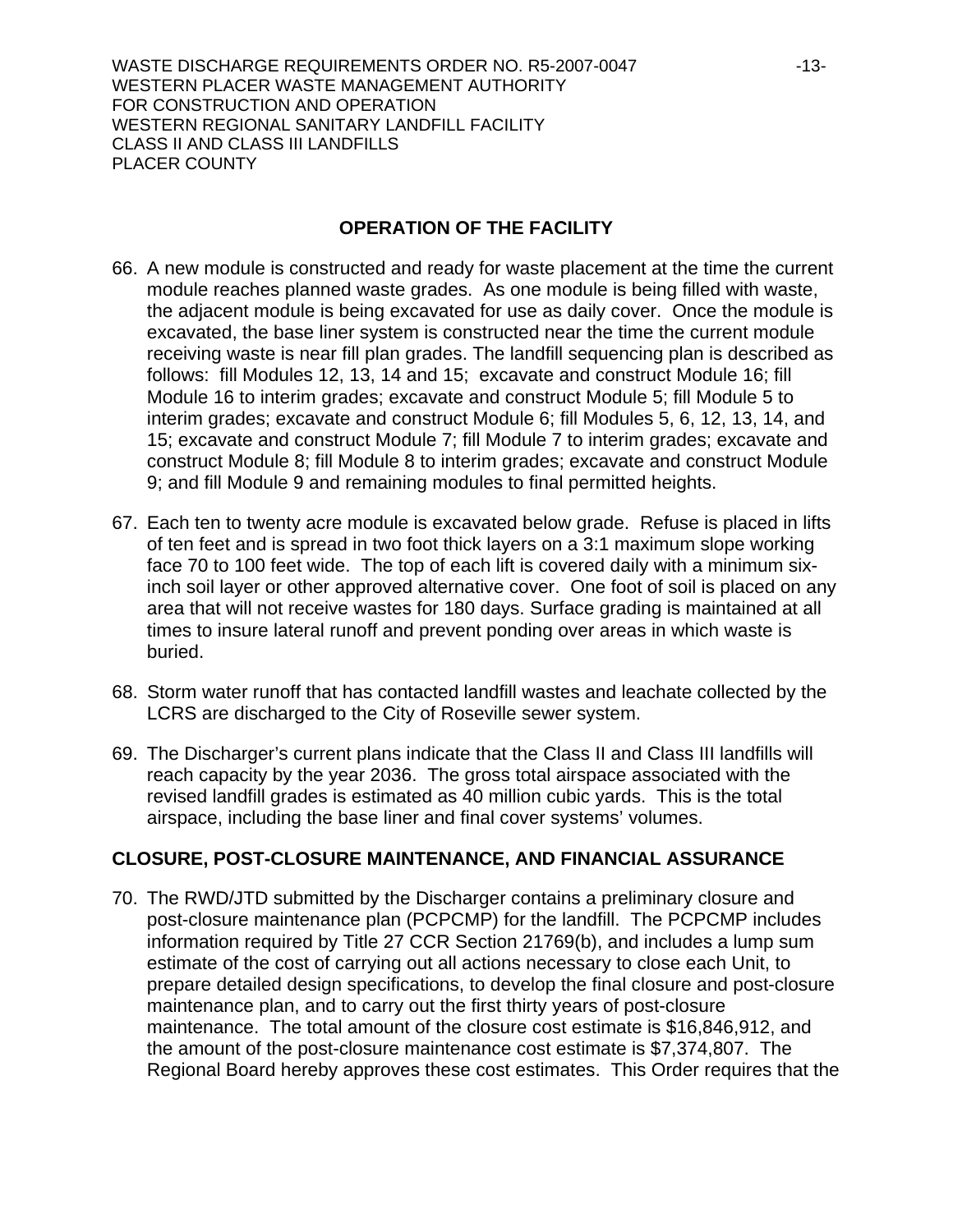## OPERATION OF THE FACILITY

66. A new module is constructed and ready for waste placement at the time the current module reaches planned waste grades. As one module is being filled with waste, the adjacent module is being excavated for use as daily cover. Once the module is excavated, the base liner system is constructed near the time the current module receiving waste is near fill plan grades. The landfill sequencing plan is described as follows: fill Modules 12, 13, 14 and 15; excavate and construct Module 16; fill Module 16 to interim grades; excavate and construct Module 5; fill Module 5 to interim grades; excavate and construct Module 6; fill Modules 5, 6, 12, 13, 14, and 15; excavate and construct Module 7; fill Module 7 to interim grades; excavate and construct Module 8; fill Module 8 to interim grades; excavate and construct Module 9; and fill Module 9 and remaining modules to final permitted heights.

67. Each ten to twenty acre module is excavated below grade. Refuse is placed in lifts of ten feet and is spread in two foot thick layers on a 3:1 maximum slope working face 70 to 100 feet wide. The top of each lift is covered daily with a minimum six-inch soil layer or other approved alternative cover. One foot of soil is placed on any area that will not receive wastes for 180 days. Surface grading is maintained at all times to insure lateral runoff and prevent ponding over areas in which waste is buried.

68. Storm water runoff that has contacted landfill wastes and leachate collected by the LCRS are discharged to the City of Roseville sewer system.

69. The Discharger's current plans indicate that the Class II and Class III landfills will reach capacity by the year 2036. The gross total airspace associated with the revised landfill grades is estimated as 40 million cubic yards. This is the total airspace, including the base liner and final cover systems' volumes.

## CLOSURE, POST-CLOSURE MAINTENANCE, AND FINANCIAL ASSURANCE

70. The RWD/JTD submitted by the Discharger contains a preliminary closure and post-closure maintenance plan (PCPCMP) for the landfill. The PCPCMP includes information required by Title 27 CCR Section 21769(b), and includes a lump sum estimate of the cost of carrying out all actions necessary to close each Unit, to prepare detailed design specifications, to develop the final closure and post-closure maintenance plan, and to carry out the first thirty years of post-closure maintenance. The total amount of the closure cost estimate is $16,846,912, and the amount of the post-closure maintenance cost estimate is $7,374,807. The Regional Board hereby approves these cost estimates. This Order requires that the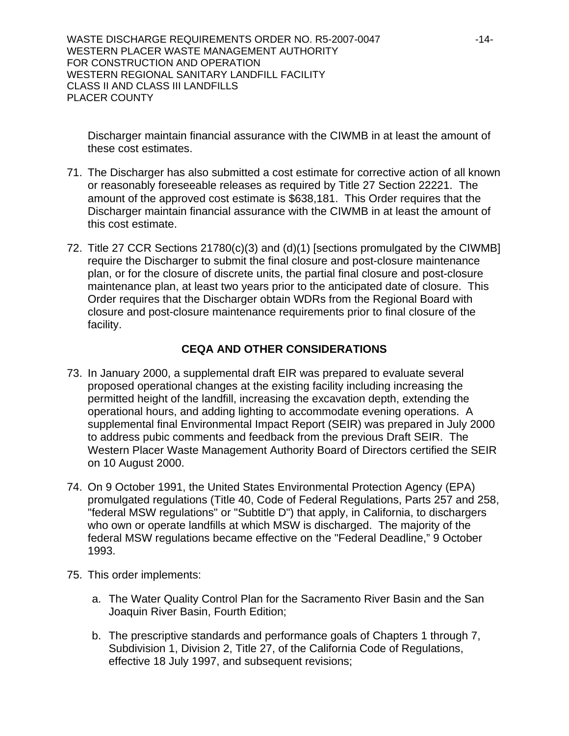Discharger maintain financial assurance with the CIWMB in at least the amount of these cost estimates.

71. The Discharger has also submitted a cost estimate for corrective action of all known or reasonably foreseeable releases as required by Title 27 Section 22221. The amount of the approved cost estimate is $638,181. This Order requires that the Discharger maintain financial assurance with the CIWMB in at least the amount of this cost estimate.

72. Title 27 CCR Sections 21780(c)(3) and (d)(1) [sections promulgated by the CIWMB] require the Discharger to submit the final closure and post-closure maintenance plan, or for the closure of discrete units, the partial final closure and post-closure maintenance plan, at least two years prior to the anticipated date of closure. This Order requires that the Discharger obtain WDRs from the Regional Board with closure and post-closure maintenance requirements prior to final closure of the facility.

## CEQA AND OTHER CONSIDERATIONS

73. In January 2000, a supplemental draft EIR was prepared to evaluate several proposed operational changes at the existing facility including increasing the permitted height of the landfill, increasing the excavation depth, extending the operational hours, and adding lighting to accommodate evening operations. A supplemental final Environmental Impact Report (SEIR) was prepared in July 2000 to address pubic comments and feedback from the previous Draft SEIR. The Western Placer Waste Management Authority Board of Directors certified the SEIR on 10 August 2000.

74. On 9 October 1991, the United States Environmental Protection Agency (EPA) promulgated regulations (Title 40, Code of Federal Regulations, Parts 257 and 258, "federal MSW regulations" or "Subtitle D") that apply, in California, to dischargers who own or operate landfills at which MSW is discharged. The majority of the federal MSW regulations became effective on the "Federal Deadline," 9 October 1993.

75. This order implements:

    a. The Water Quality Control Plan for the Sacramento River Basin and the San Joaquin River Basin, Fourth Edition;

    b. The prescriptive standards and performance goals of Chapters 1 through 7, Subdivision 1, Division 2, Title 27, of the California Code of Regulations, effective 18 July 1997, and subsequent revisions;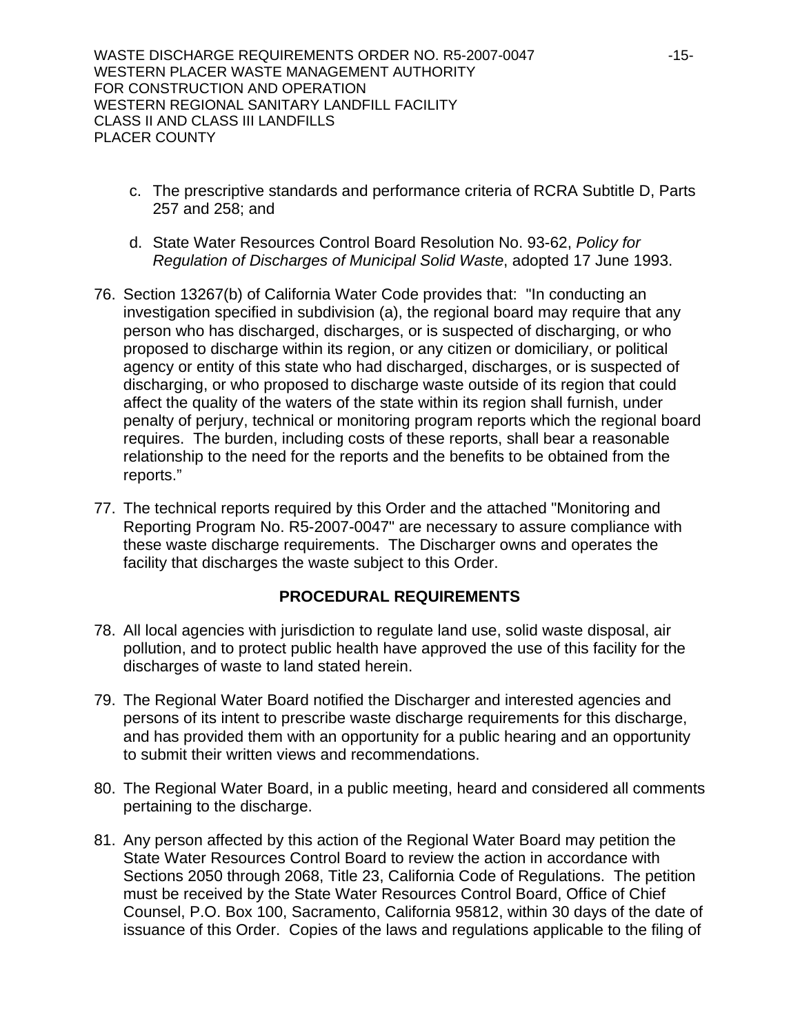c. The prescriptive standards and performance criteria of RCRA Subtitle D, Parts 257 and 258; and

d. State Water Resources Control Board Resolution No. 93-62, *Policy for Regulation of Discharges of Municipal Solid Waste*, adopted 17 June 1993.

76. Section 13267(b) of California Water Code provides that: "In conducting an investigation specified in subdivision (a), the regional board may require that any person who has discharged, discharges, or is suspected of discharging, or who proposed to discharge within its region, or any citizen or domiciliary, or political agency or entity of this state who had discharged, discharges, or is suspected of discharging, or who proposed to discharge waste outside of its region that could affect the quality of the waters of the state within its region shall furnish, under penalty of perjury, technical or monitoring program reports which the regional board requires. The burden, including costs of these reports, shall bear a reasonable relationship to the need for the reports and the benefits to be obtained from the reports."

77. The technical reports required by this Order and the attached "Monitoring and Reporting Program No. R5-2007-0047" are necessary to assure compliance with these waste discharge requirements. The Discharger owns and operates the facility that discharges the waste subject to this Order.

## PROCEDURAL REQUIREMENTS

78. All local agencies with jurisdiction to regulate land use, solid waste disposal, air pollution, and to protect public health have approved the use of this facility for the discharges of waste to land stated herein.

79. The Regional Water Board notified the Discharger and interested agencies and persons of its intent to prescribe waste discharge requirements for this discharge, and has provided them with an opportunity for a public hearing and an opportunity to submit their written views and recommendations.

80. The Regional Water Board, in a public meeting, heard and considered all comments pertaining to the discharge.

81. Any person affected by this action of the Regional Water Board may petition the State Water Resources Control Board to review the action in accordance with Sections 2050 through 2068, Title 23, California Code of Regulations. The petition must be received by the State Water Resources Control Board, Office of Chief Counsel, P.O. Box 100, Sacramento, California 95812, within 30 days of the date of issuance of this Order. Copies of the laws and regulations applicable to the filing of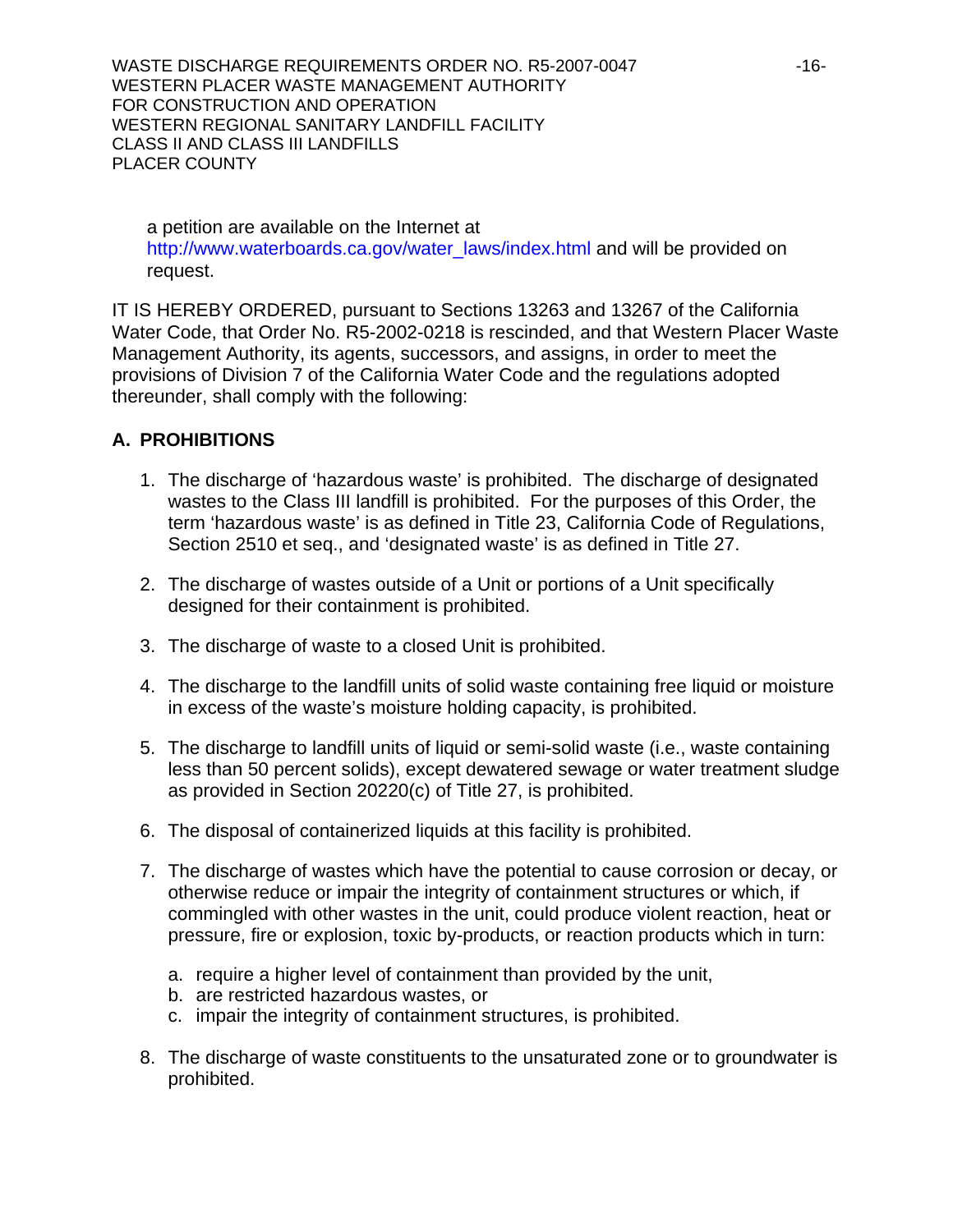a petition are available on the Internet at http://www.waterboards.ca.gov/water_laws/index.html and will be provided on request.

IT IS HEREBY ORDERED, pursuant to Sections 13263 and 13267 of the California Water Code, that Order No. R5-2002-0218 is rescinded, and that Western Placer Waste Management Authority, its agents, successors, and assigns, in order to meet the provisions of Division 7 of the California Water Code and the regulations adopted thereunder, shall comply with the following:

## A. PROHIBITIONS

1. The discharge of 'hazardous waste' is prohibited. The discharge of designated wastes to the Class III landfill is prohibited. For the purposes of this Order, the term 'hazardous waste' is as defined in Title 23, California Code of Regulations, Section 2510 et seq., and 'designated waste' is as defined in Title 27.

2. The discharge of wastes outside of a Unit or portions of a Unit specifically designed for their containment is prohibited.

3. The discharge of waste to a closed Unit is prohibited.

4. The discharge to the landfill units of solid waste containing free liquid or moisture in excess of the waste's moisture holding capacity, is prohibited.

5. The discharge to landfill units of liquid or semi-solid waste (i.e., waste containing less than 50 percent solids), except dewatered sewage or water treatment sludge as provided in Section 20220(c) of Title 27, is prohibited.

6. The disposal of containerized liquids at this facility is prohibited.

7. The discharge of wastes which have the potential to cause corrosion or decay, or otherwise reduce or impair the integrity of containment structures or which, if commingled with other wastes in the unit, could produce violent reaction, heat or pressure, fire or explosion, toxic by-products, or reaction products which in turn:

   a. require a higher level of containment than provided by the unit,
   b. are restricted hazardous wastes, or
   c. impair the integrity of containment structures, is prohibited.

8. The discharge of waste constituents to the unsaturated zone or to groundwater is prohibited.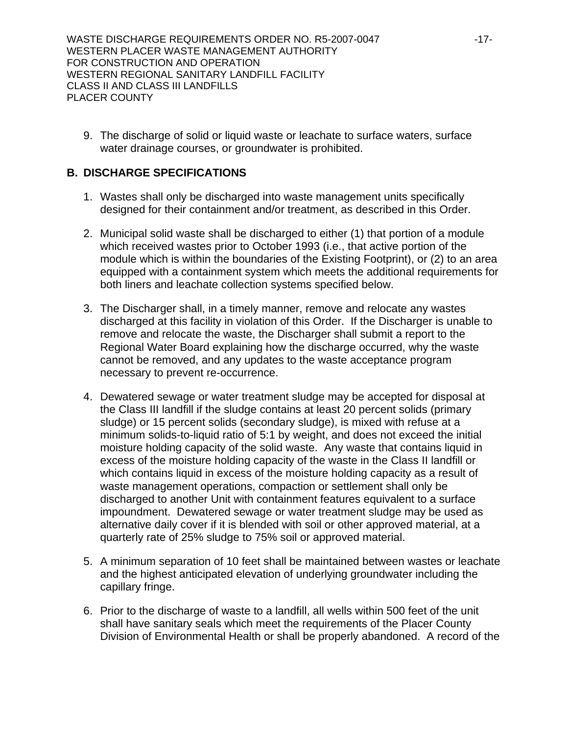9. The discharge of solid or liquid waste or leachate to surface waters, surface water drainage courses, or groundwater is prohibited.

## B. DISCHARGE SPECIFICATIONS

1. Wastes shall only be discharged into waste management units specifically designed for their containment and/or treatment, as described in this Order.

2. Municipal solid waste shall be discharged to either (1) that portion of a module which received wastes prior to October 1993 (i.e., that active portion of the module which is within the boundaries of the Existing Footprint), or (2) to an area equipped with a containment system which meets the additional requirements for both liners and leachate collection systems specified below.

3. The Discharger shall, in a timely manner, remove and relocate any wastes discharged at this facility in violation of this Order. If the Discharger is unable to remove and relocate the waste, the Discharger shall submit a report to the Regional Water Board explaining how the discharge occurred, why the waste cannot be removed, and any updates to the waste acceptance program necessary to prevent re-occurrence.

4. Dewatered sewage or water treatment sludge may be accepted for disposal at the Class III landfill if the sludge contains at least 20 percent solids (primary sludge) or 15 percent solids (secondary sludge), is mixed with refuse at a minimum solids-to-liquid ratio of 5:1 by weight, and does not exceed the initial moisture holding capacity of the solid waste. Any waste that contains liquid in excess of the moisture holding capacity of the waste in the Class II landfill or which contains liquid in excess of the moisture holding capacity as a result of waste management operations, compaction or settlement shall only be discharged to another Unit with containment features equivalent to a surface impoundment. Dewatered sewage or water treatment sludge may be used as alternative daily cover if it is blended with soil or other approved material, at a quarterly rate of 25% sludge to 75% soil or approved material.

5. A minimum separation of 10 feet shall be maintained between wastes or leachate and the highest anticipated elevation of underlying groundwater including the capillary fringe.

6. Prior to the discharge of waste to a landfill, all wells within 500 feet of the unit shall have sanitary seals which meet the requirements of the Placer County Division of Environmental Health or shall be properly abandoned. A record of the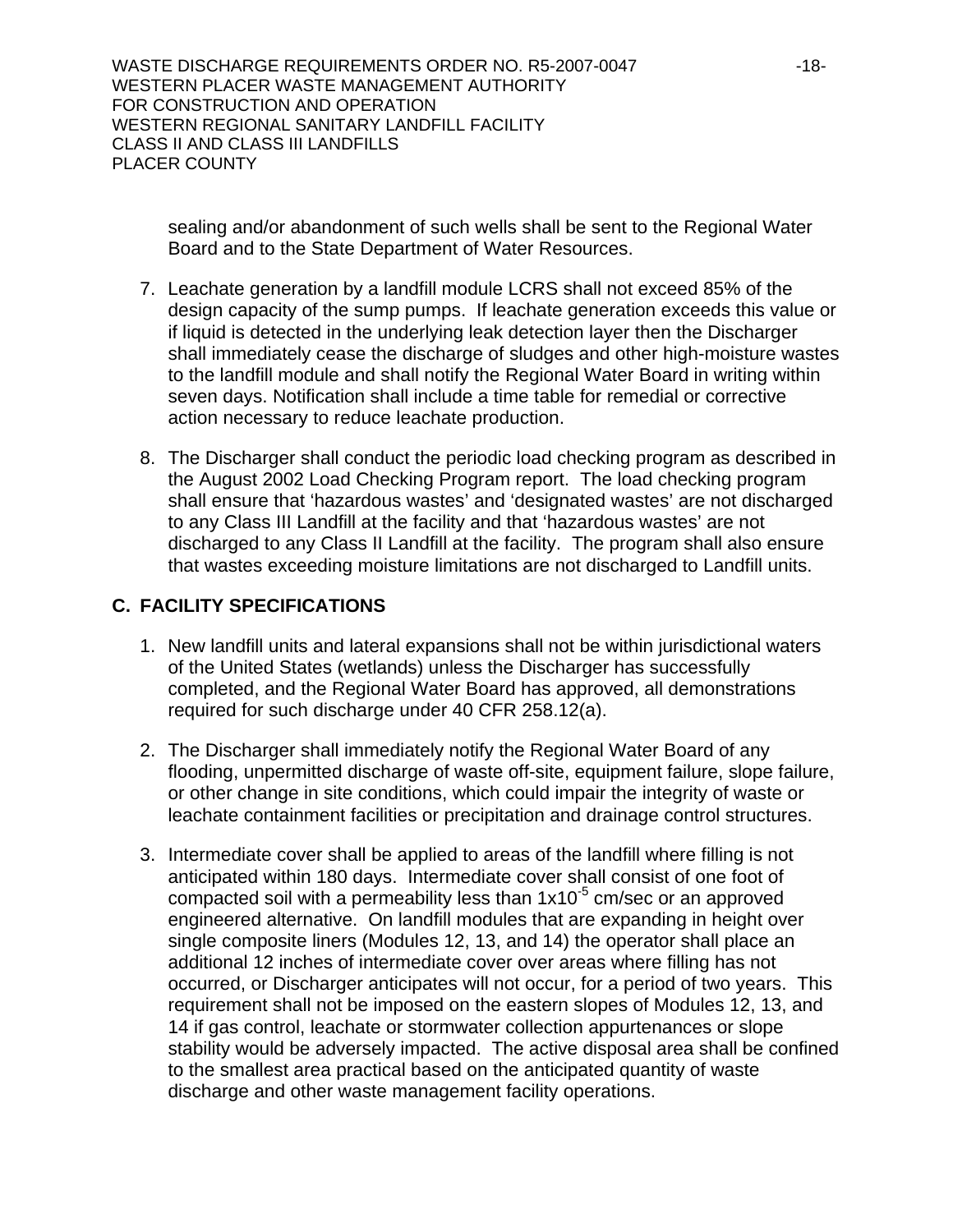sealing and/or abandonment of such wells shall be sent to the Regional Water Board and to the State Department of Water Resources.

7. Leachate generation by a landfill module LCRS shall not exceed 85% of the design capacity of the sump pumps. If leachate generation exceeds this value or if liquid is detected in the underlying leak detection layer then the Discharger shall immediately cease the discharge of sludges and other high-moisture wastes to the landfill module and shall notify the Regional Water Board in writing within seven days. Notification shall include a time table for remedial or corrective action necessary to reduce leachate production.

8. The Discharger shall conduct the periodic load checking program as described in the August 2002 Load Checking Program report. The load checking program shall ensure that 'hazardous wastes' and 'designated wastes' are not discharged to any Class III Landfill at the facility and that 'hazardous wastes' are not discharged to any Class II Landfill at the facility. The program shall also ensure that wastes exceeding moisture limitations are not discharged to Landfill units.

## C. FACILITY SPECIFICATIONS

1. New landfill units and lateral expansions shall not be within jurisdictional waters of the United States (wetlands) unless the Discharger has successfully completed, and the Regional Water Board has approved, all demonstrations required for such discharge under 40 CFR 258.12(a).

2. The Discharger shall immediately notify the Regional Water Board of any flooding, unpermitted discharge of waste off-site, equipment failure, slope failure, or other change in site conditions, which could impair the integrity of waste or leachate containment facilities or precipitation and drainage control structures.

3. Intermediate cover shall be applied to areas of the landfill where filling is not anticipated within 180 days. Intermediate cover shall consist of one foot of compacted soil with a permeability less than $1x10^{-5}$ cm/sec or an approved engineered alternative. On landfill modules that are expanding in height over single composite liners (Modules 12, 13, and 14) the operator shall place an additional 12 inches of intermediate cover over areas where filling has not occurred, or Discharger anticipates will not occur, for a period of two years. This requirement shall not be imposed on the eastern slopes of Modules 12, 13, and 14 if gas control, leachate or stormwater collection appurtenances or slope stability would be adversely impacted. The active disposal area shall be confined to the smallest area practical based on the anticipated quantity of waste discharge and other waste management facility operations.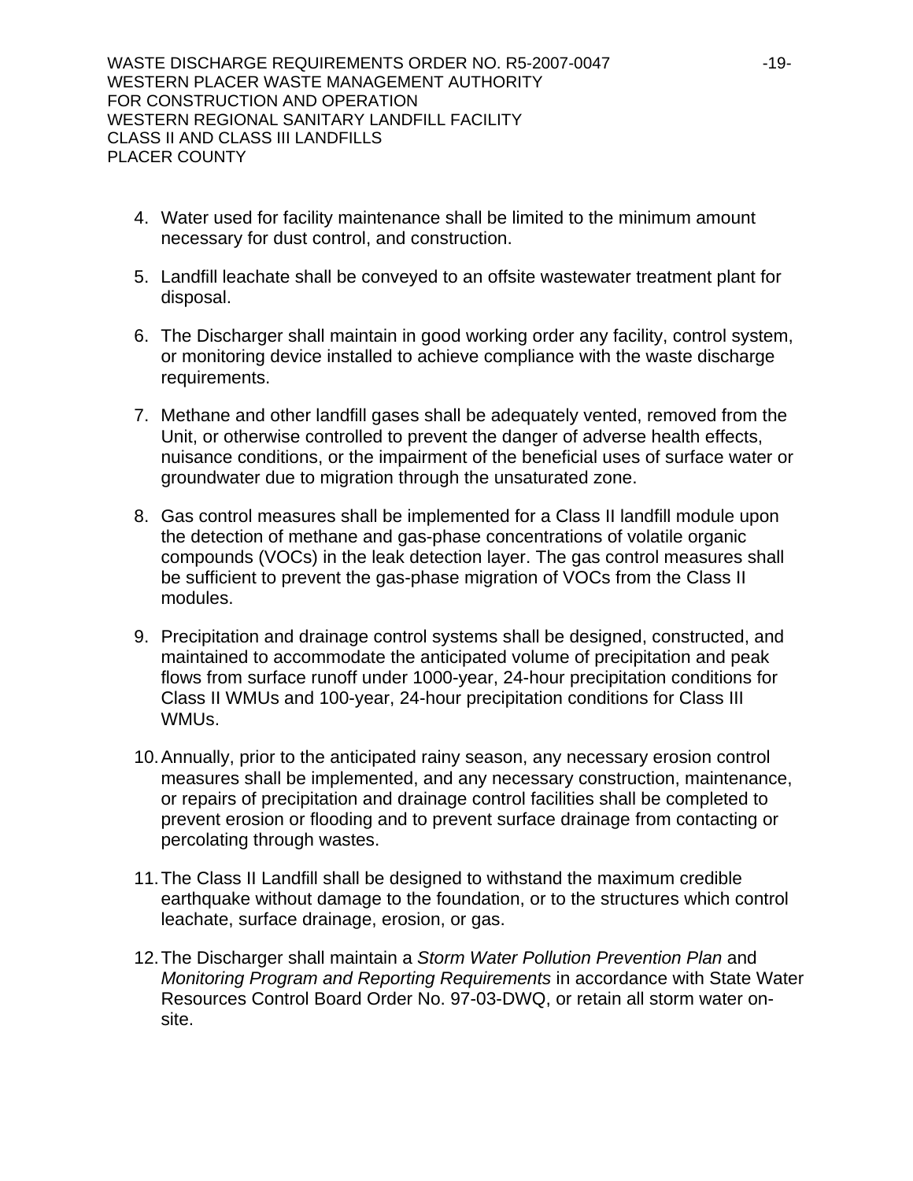4. Water used for facility maintenance shall be limited to the minimum amount necessary for dust control, and construction.

5. Landfill leachate shall be conveyed to an offsite wastewater treatment plant for disposal.

6. The Discharger shall maintain in good working order any facility, control system, or monitoring device installed to achieve compliance with the waste discharge requirements.

7. Methane and other landfill gases shall be adequately vented, removed from the Unit, or otherwise controlled to prevent the danger of adverse health effects, nuisance conditions, or the impairment of the beneficial uses of surface water or groundwater due to migration through the unsaturated zone.

8. Gas control measures shall be implemented for a Class II landfill module upon the detection of methane and gas-phase concentrations of volatile organic compounds (VOCs) in the leak detection layer. The gas control measures shall be sufficient to prevent the gas-phase migration of VOCs from the Class II modules.

9. Precipitation and drainage control systems shall be designed, constructed, and maintained to accommodate the anticipated volume of precipitation and peak flows from surface runoff under 1000-year, 24-hour precipitation conditions for Class II WMUs and 100-year, 24-hour precipitation conditions for Class III WMUs.

10. Annually, prior to the anticipated rainy season, any necessary erosion control measures shall be implemented, and any necessary construction, maintenance, or repairs of precipitation and drainage control facilities shall be completed to prevent erosion or flooding and to prevent surface drainage from contacting or percolating through wastes.

11. The Class II Landfill shall be designed to withstand the maximum credible earthquake without damage to the foundation, or to the structures which control leachate, surface drainage, erosion, or gas.

12. The Discharger shall maintain a *Storm Water Pollution Prevention Plan* and *Monitoring Program and Reporting Requirements* in accordance with State Water Resources Control Board Order No. 97-03-DWQ, or retain all storm water on-site.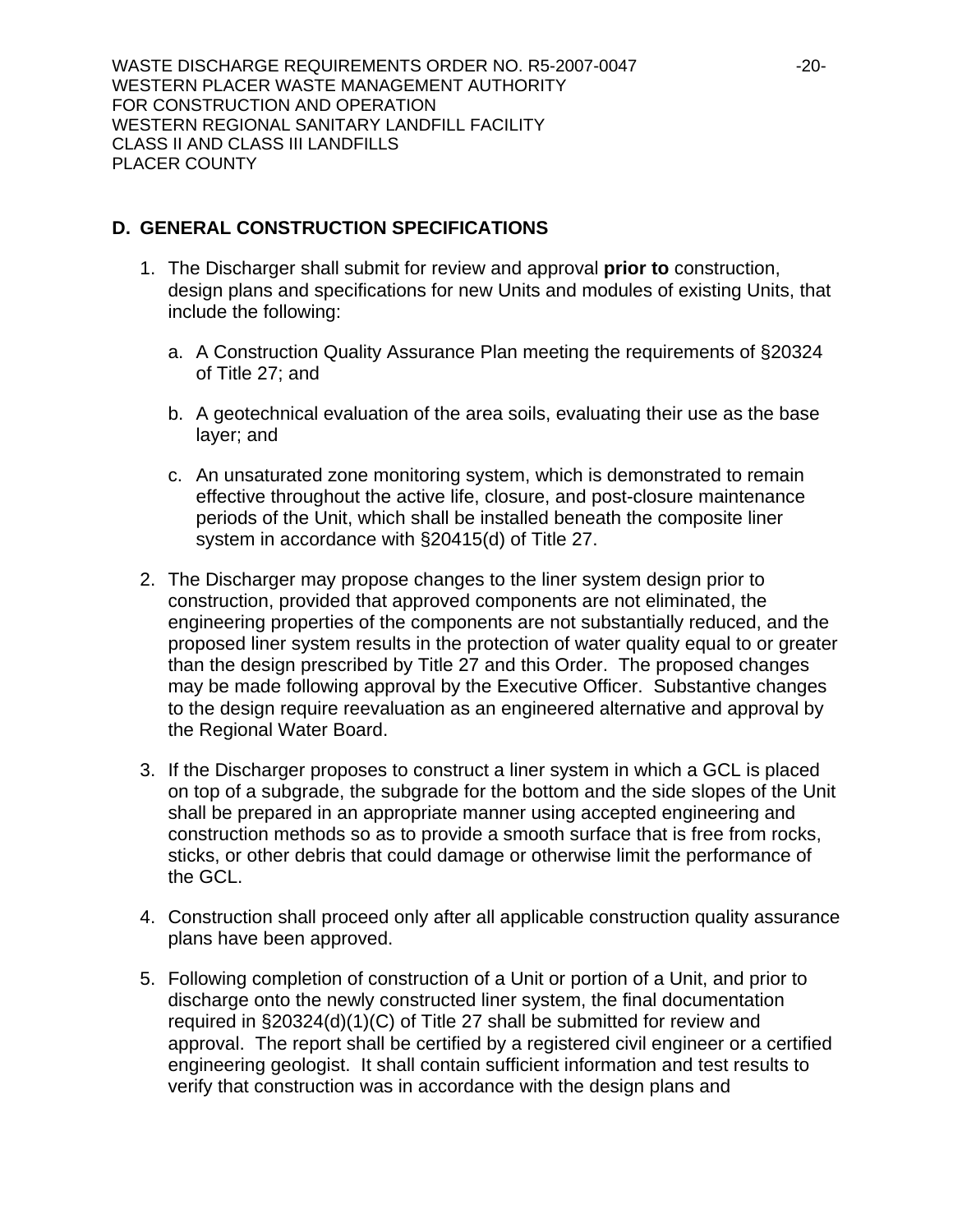## D. GENERAL CONSTRUCTION SPECIFICATIONS

1. The Discharger shall submit for review and approval **prior to** construction, design plans and specifications for new Units and modules of existing Units, that include the following:

   a. A Construction Quality Assurance Plan meeting the requirements of §20324 of Title 27; and

   b. A geotechnical evaluation of the area soils, evaluating their use as the base layer; and

   c. An unsaturated zone monitoring system, which is demonstrated to remain effective throughout the active life, closure, and post-closure maintenance periods of the Unit, which shall be installed beneath the composite liner system in accordance with §20415(d) of Title 27.

2. The Discharger may propose changes to the liner system design prior to construction, provided that approved components are not eliminated, the engineering properties of the components are not substantially reduced, and the proposed liner system results in the protection of water quality equal to or greater than the design prescribed by Title 27 and this Order. The proposed changes may be made following approval by the Executive Officer. Substantive changes to the design require reevaluation as an engineered alternative and approval by the Regional Water Board.

3. If the Discharger proposes to construct a liner system in which a GCL is placed on top of a subgrade, the subgrade for the bottom and the side slopes of the Unit shall be prepared in an appropriate manner using accepted engineering and construction methods so as to provide a smooth surface that is free from rocks, sticks, or other debris that could damage or otherwise limit the performance of the GCL.

4. Construction shall proceed only after all applicable construction quality assurance plans have been approved.

5. Following completion of construction of a Unit or portion of a Unit, and prior to discharge onto the newly constructed liner system, the final documentation required in §20324(d)(1)(C) of Title 27 shall be submitted for review and approval. The report shall be certified by a registered civil engineer or a certified engineering geologist. It shall contain sufficient information and test results to verify that construction was in accordance with the design plans and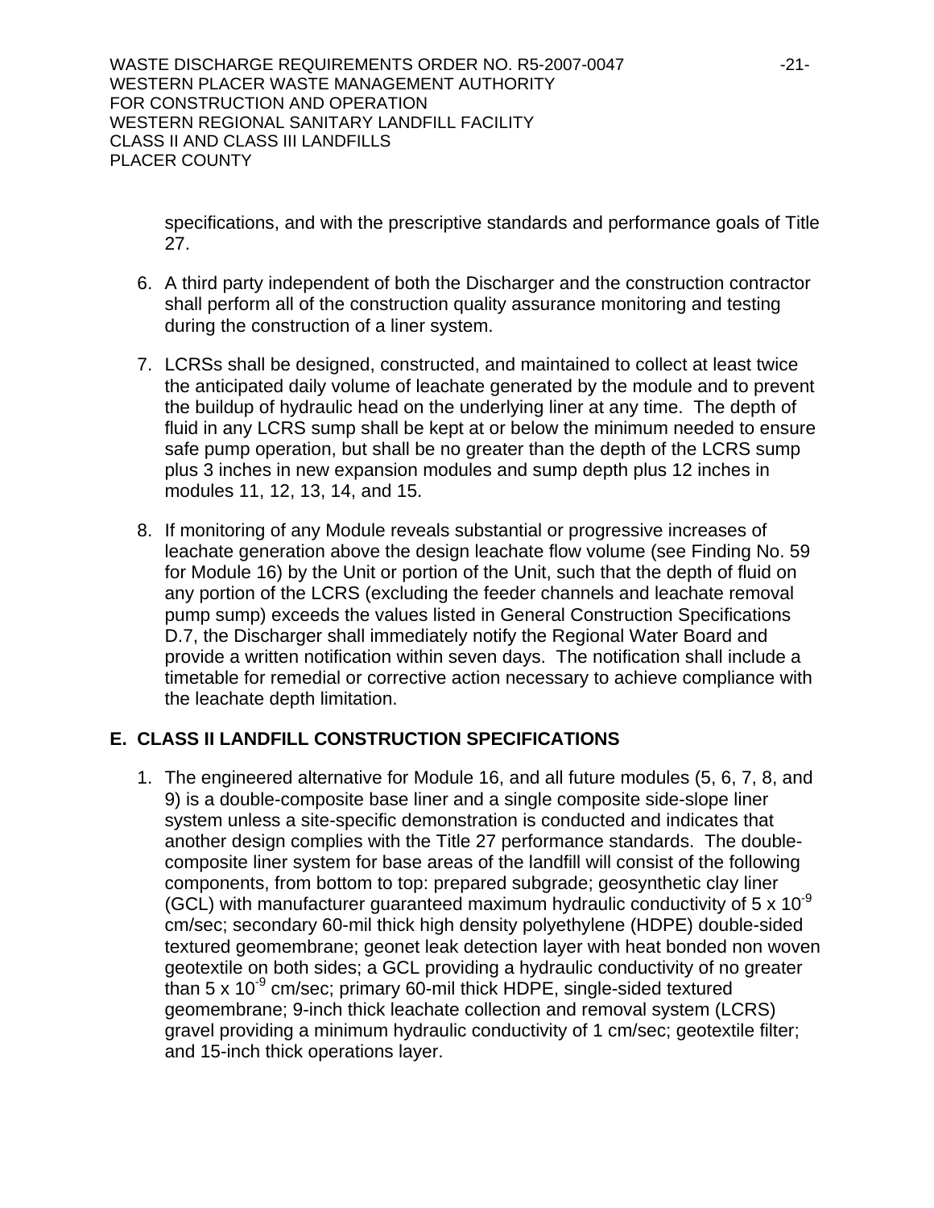specifications, and with the prescriptive standards and performance goals of Title 27.

6. A third party independent of both the Discharger and the construction contractor shall perform all of the construction quality assurance monitoring and testing during the construction of a liner system.

7. LCRSs shall be designed, constructed, and maintained to collect at least twice the anticipated daily volume of leachate generated by the module and to prevent the buildup of hydraulic head on the underlying liner at any time. The depth of fluid in any LCRS sump shall be kept at or below the minimum needed to ensure safe pump operation, but shall be no greater than the depth of the LCRS sump plus 3 inches in new expansion modules and sump depth plus 12 inches in modules 11, 12, 13, 14, and 15.

8. If monitoring of any Module reveals substantial or progressive increases of leachate generation above the design leachate flow volume (see Finding No. 59 for Module 16) by the Unit or portion of the Unit, such that the depth of fluid on any portion of the LCRS (excluding the feeder channels and leachate removal pump sump) exceeds the values listed in General Construction Specifications D.7, the Discharger shall immediately notify the Regional Water Board and provide a written notification within seven days. The notification shall include a timetable for remedial or corrective action necessary to achieve compliance with the leachate depth limitation.

## E. CLASS II LANDFILL CONSTRUCTION SPECIFICATIONS

1. The engineered alternative for Module 16, and all future modules (5, 6, 7, 8, and 9) is a double-composite base liner and a single composite side-slope liner system unless a site-specific demonstration is conducted and indicates that another design complies with the Title 27 performance standards. The double-composite liner system for base areas of the landfill will consist of the following components, from bottom to top: prepared subgrade; geosynthetic clay liner (GCL) with manufacturer guaranteed maximum hydraulic conductivity of $5 \times 10^{-9}$ cm/sec; secondary 60-mil thick high density polyethylene (HDPE) double-sided textured geomembrane; geonet leak detection layer with heat bonded non woven geotextile on both sides; a GCL providing a hydraulic conductivity of no greater than $5 \times 10^{-9}$ cm/sec; primary 60-mil thick HDPE, single-sided textured geomembrane; 9-inch thick leachate collection and removal system (LCRS) gravel providing a minimum hydraulic conductivity of 1 cm/sec; geotextile filter; and 15-inch thick operations layer.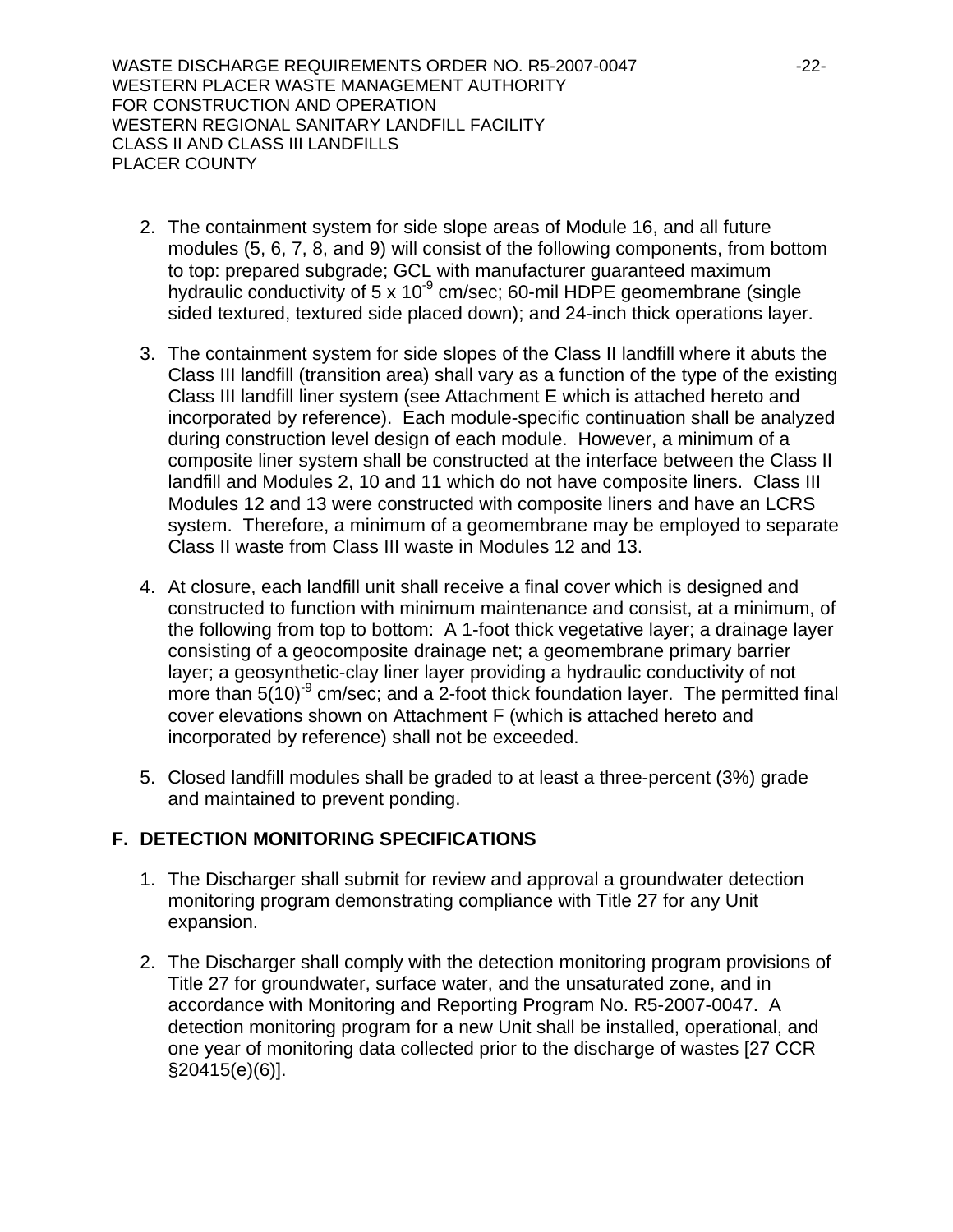2. The containment system for side slope areas of Module 16, and all future modules (5, 6, 7, 8, and 9) will consist of the following components, from bottom to top: prepared subgrade; GCL with manufacturer guaranteed maximum hydraulic conductivity of $5 \times 10^{-9}$ cm/sec; 60-mil HDPE geomembrane (single sided textured, textured side placed down); and 24-inch thick operations layer.

3. The containment system for side slopes of the Class II landfill where it abuts the Class III landfill (transition area) shall vary as a function of the type of the existing Class III landfill liner system (see Attachment E which is attached hereto and incorporated by reference). Each module-specific continuation shall be analyzed during construction level design of each module. However, a minimum of a composite liner system shall be constructed at the interface between the Class II landfill and Modules 2, 10 and 11 which do not have composite liners. Class III Modules 12 and 13 were constructed with composite liners and have an LCRS system. Therefore, a minimum of a geomembrane may be employed to separate Class II waste from Class III waste in Modules 12 and 13.

4. At closure, each landfill unit shall receive a final cover which is designed and constructed to function with minimum maintenance and consist, at a minimum, of the following from top to bottom: A 1-foot thick vegetative layer; a drainage layer consisting of a geocomposite drainage net; a geomembrane primary barrier layer; a geosynthetic-clay liner layer providing a hydraulic conductivity of not more than $5(10)^{-9}$ cm/sec; and a 2-foot thick foundation layer. The permitted final cover elevations shown on Attachment F (which is attached hereto and incorporated by reference) shall not be exceeded.

5. Closed landfill modules shall be graded to at least a three-percent (3%) grade and maintained to prevent ponding.

## F. DETECTION MONITORING SPECIFICATIONS

1. The Discharger shall submit for review and approval a groundwater detection monitoring program demonstrating compliance with Title 27 for any Unit expansion.

2. The Discharger shall comply with the detection monitoring program provisions of Title 27 for groundwater, surface water, and the unsaturated zone, and in accordance with Monitoring and Reporting Program No. R5-2007-0047. A detection monitoring program for a new Unit shall be installed, operational, and one year of monitoring data collected prior to the discharge of wastes [27 CCR §20415(e)(6)].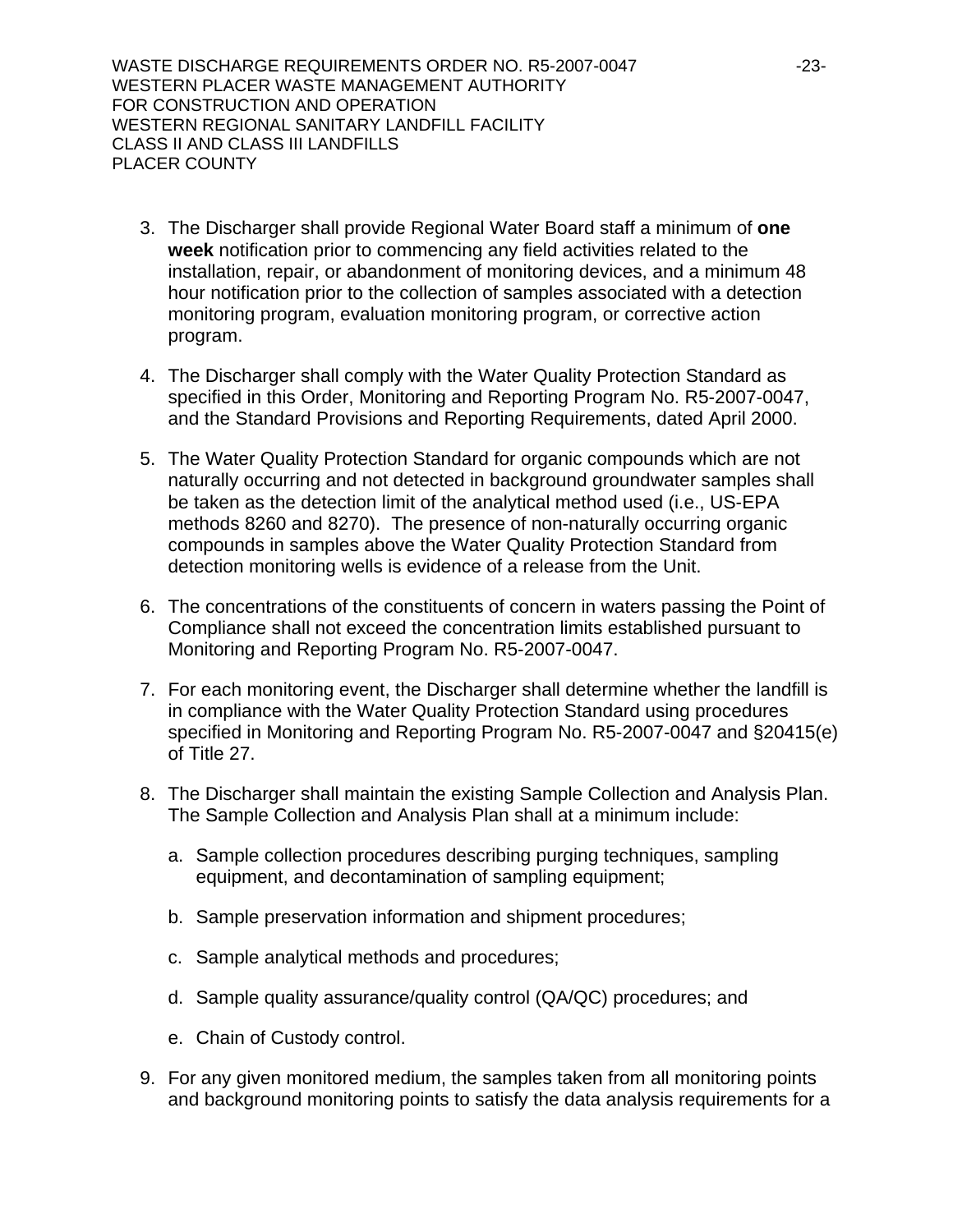3. The Discharger shall provide Regional Water Board staff a minimum of **one week** notification prior to commencing any field activities related to the installation, repair, or abandonment of monitoring devices, and a minimum 48 hour notification prior to the collection of samples associated with a detection monitoring program, evaluation monitoring program, or corrective action program.

4. The Discharger shall comply with the Water Quality Protection Standard as specified in this Order, Monitoring and Reporting Program No. R5-2007-0047, and the Standard Provisions and Reporting Requirements, dated April 2000.

5. The Water Quality Protection Standard for organic compounds which are not naturally occurring and not detected in background groundwater samples shall be taken as the detection limit of the analytical method used (i.e., US-EPA methods 8260 and 8270). The presence of non-naturally occurring organic compounds in samples above the Water Quality Protection Standard from detection monitoring wells is evidence of a release from the Unit.

6. The concentrations of the constituents of concern in waters passing the Point of Compliance shall not exceed the concentration limits established pursuant to Monitoring and Reporting Program No. R5-2007-0047.

7. For each monitoring event, the Discharger shall determine whether the landfill is in compliance with the Water Quality Protection Standard using procedures specified in Monitoring and Reporting Program No. R5-2007-0047 and §20415(e) of Title 27.

8. The Discharger shall maintain the existing Sample Collection and Analysis Plan. The Sample Collection and Analysis Plan shall at a minimum include:

   a. Sample collection procedures describing purging techniques, sampling equipment, and decontamination of sampling equipment;

   b. Sample preservation information and shipment procedures;

   c. Sample analytical methods and procedures;

   d. Sample quality assurance/quality control (QA/QC) procedures; and

   e. Chain of Custody control.

9. For any given monitored medium, the samples taken from all monitoring points and background monitoring points to satisfy the data analysis requirements for a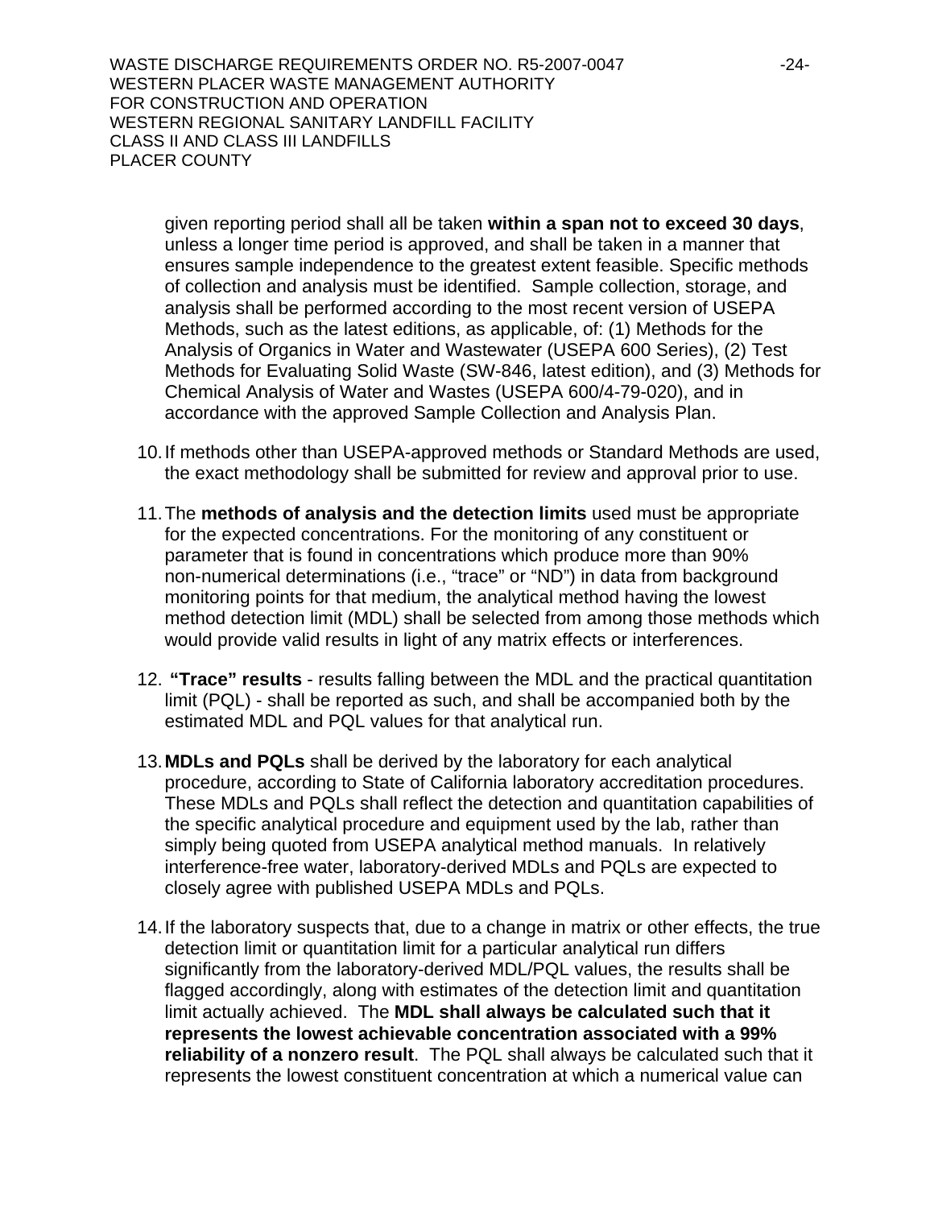given reporting period shall all be taken **within a span not to exceed 30 days**, unless a longer time period is approved, and shall be taken in a manner that ensures sample independence to the greatest extent feasible. Specific methods of collection and analysis must be identified. Sample collection, storage, and analysis shall be performed according to the most recent version of USEPA Methods, such as the latest editions, as applicable, of: (1) Methods for the Analysis of Organics in Water and Wastewater (USEPA 600 Series), (2) Test Methods for Evaluating Solid Waste (SW-846, latest edition), and (3) Methods for Chemical Analysis of Water and Wastes (USEPA 600/4-79-020), and in accordance with the approved Sample Collection and Analysis Plan.

10. If methods other than USEPA-approved methods or Standard Methods are used, the exact methodology shall be submitted for review and approval prior to use.

11. The **methods of analysis and the detection limits** used must be appropriate for the expected concentrations. For the monitoring of any constituent or parameter that is found in concentrations which produce more than 90% non-numerical determinations (i.e., "trace" or "ND") in data from background monitoring points for that medium, the analytical method having the lowest method detection limit (MDL) shall be selected from among those methods which would provide valid results in light of any matrix effects or interferences.

12. **"Trace" results** - results falling between the MDL and the practical quantitation limit (PQL) - shall be reported as such, and shall be accompanied both by the estimated MDL and PQL values for that analytical run.

13. **MDLs and PQLs** shall be derived by the laboratory for each analytical procedure, according to State of California laboratory accreditation procedures. These MDLs and PQLs shall reflect the detection and quantitation capabilities of the specific analytical procedure and equipment used by the lab, rather than simply being quoted from USEPA analytical method manuals. In relatively interference-free water, laboratory-derived MDLs and PQLs are expected to closely agree with published USEPA MDLs and PQLs.

14. If the laboratory suspects that, due to a change in matrix or other effects, the true detection limit or quantitation limit for a particular analytical run differs significantly from the laboratory-derived MDL/PQL values, the results shall be flagged accordingly, along with estimates of the detection limit and quantitation limit actually achieved. The **MDL shall always be calculated such that it represents the lowest achievable concentration associated with a 99% reliability of a nonzero result**. The PQL shall always be calculated such that it represents the lowest constituent concentration at which a numerical value can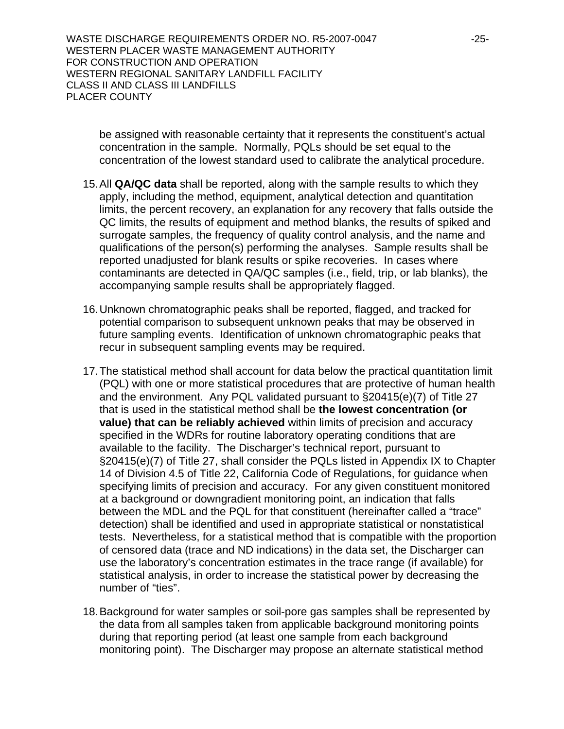be assigned with reasonable certainty that it represents the constituent's actual concentration in the sample. Normally, PQLs should be set equal to the concentration of the lowest standard used to calibrate the analytical procedure.

15. All **QA/QC data** shall be reported, along with the sample results to which they apply, including the method, equipment, analytical detection and quantitation limits, the percent recovery, an explanation for any recovery that falls outside the QC limits, the results of equipment and method blanks, the results of spiked and surrogate samples, the frequency of quality control analysis, and the name and qualifications of the person(s) performing the analyses. Sample results shall be reported unadjusted for blank results or spike recoveries. In cases where contaminants are detected in QA/QC samples (i.e., field, trip, or lab blanks), the accompanying sample results shall be appropriately flagged.

16. Unknown chromatographic peaks shall be reported, flagged, and tracked for potential comparison to subsequent unknown peaks that may be observed in future sampling events. Identification of unknown chromatographic peaks that recur in subsequent sampling events may be required.

17. The statistical method shall account for data below the practical quantitation limit (PQL) with one or more statistical procedures that are protective of human health and the environment. Any PQL validated pursuant to §20415(e)(7) of Title 27 that is used in the statistical method shall be **the lowest concentration (or value) that can be reliably achieved** within limits of precision and accuracy specified in the WDRs for routine laboratory operating conditions that are available to the facility. The Discharger's technical report, pursuant to §20415(e)(7) of Title 27, shall consider the PQLs listed in Appendix IX to Chapter 14 of Division 4.5 of Title 22, California Code of Regulations, for guidance when specifying limits of precision and accuracy. For any given constituent monitored at a background or downgradient monitoring point, an indication that falls between the MDL and the PQL for that constituent (hereinafter called a "trace" detection) shall be identified and used in appropriate statistical or nonstatistical tests. Nevertheless, for a statistical method that is compatible with the proportion of censored data (trace and ND indications) in the data set, the Discharger can use the laboratory's concentration estimates in the trace range (if available) for statistical analysis, in order to increase the statistical power by decreasing the number of "ties".

18. Background for water samples or soil-pore gas samples shall be represented by the data from all samples taken from applicable background monitoring points during that reporting period (at least one sample from each background monitoring point). The Discharger may propose an alternate statistical method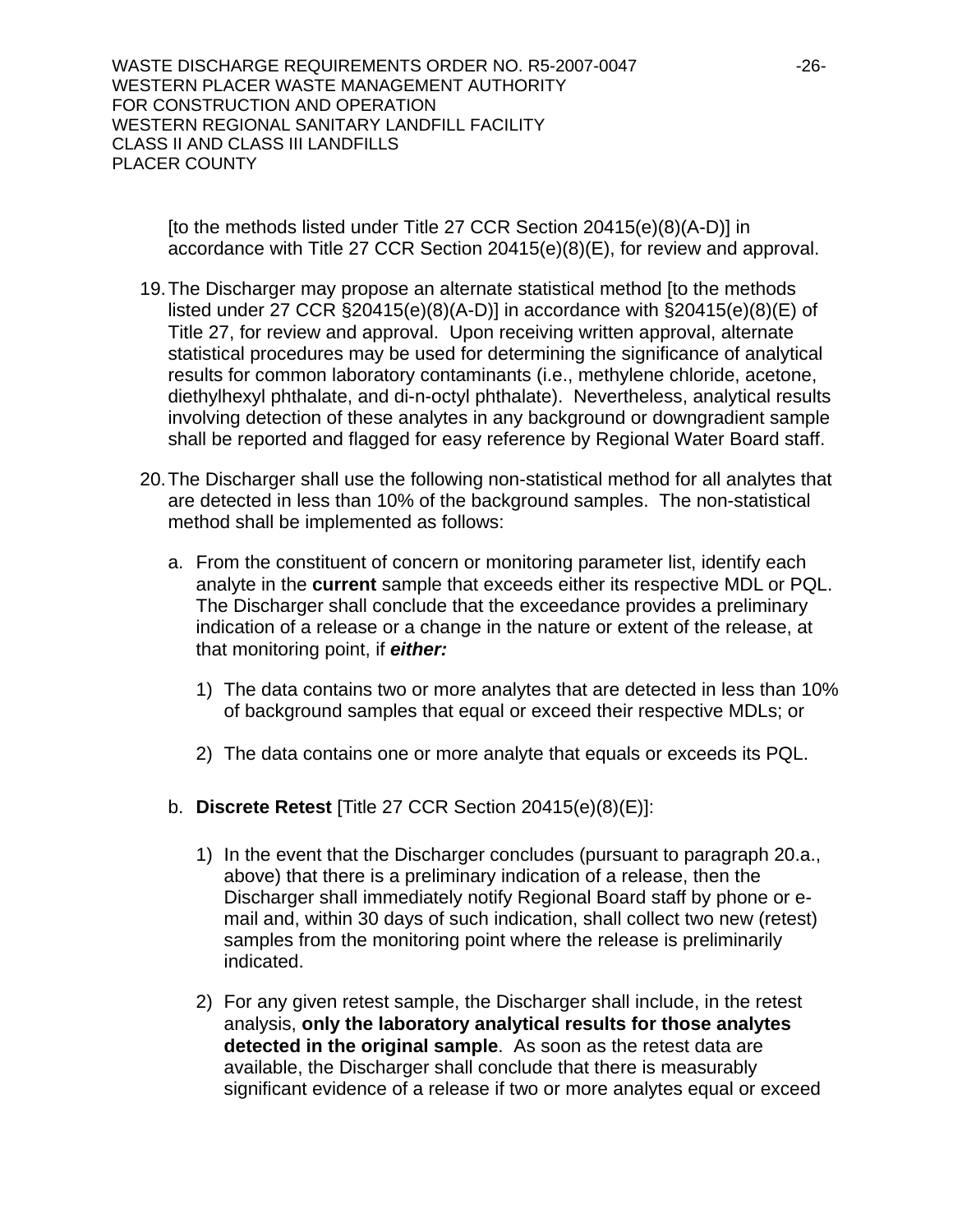[to the methods listed under Title 27 CCR Section 20415(e)(8)(A-D)] in accordance with Title 27 CCR Section 20415(e)(8)(E), for review and approval.

19. The Discharger may propose an alternate statistical method [to the methods listed under 27 CCR §20415(e)(8)(A-D)] in accordance with §20415(e)(8)(E) of Title 27, for review and approval. Upon receiving written approval, alternate statistical procedures may be used for determining the significance of analytical results for common laboratory contaminants (i.e., methylene chloride, acetone, diethylhexyl phthalate, and di-n-octyl phthalate). Nevertheless, analytical results involving detection of these analytes in any background or downgradient sample shall be reported and flagged for easy reference by Regional Water Board staff.

20. The Discharger shall use the following non-statistical method for all analytes that are detected in less than 10% of the background samples. The non-statistical method shall be implemented as follows:

   a. From the constituent of concern or monitoring parameter list, identify each analyte in the **current** sample that exceeds either its respective MDL or PQL. The Discharger shall conclude that the exceedance provides a preliminary indication of a release or a change in the nature or extent of the release, at that monitoring point, if ***either:***

      1) The data contains two or more analytes that are detected in less than 10% of background samples that equal or exceed their respective MDLs; or

      2) The data contains one or more analyte that equals or exceeds its PQL.

   b. **Discrete Retest** [Title 27 CCR Section 20415(e)(8)(E)]:

      1) In the event that the Discharger concludes (pursuant to paragraph 20.a., above) that there is a preliminary indication of a release, then the Discharger shall immediately notify Regional Board staff by phone or e-mail and, within 30 days of such indication, shall collect two new (retest) samples from the monitoring point where the release is preliminarily indicated.

      2) For any given retest sample, the Discharger shall include, in the retest analysis, **only the laboratory analytical results for those analytes detected in the original sample**. As soon as the retest data are available, the Discharger shall conclude that there is measurably significant evidence of a release if two or more analytes equal or exceed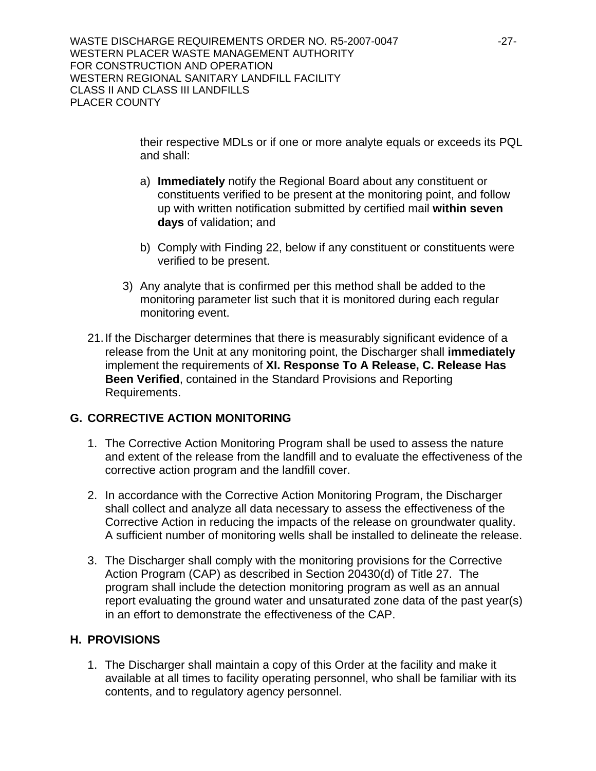their respective MDLs or if one or more analyte equals or exceeds its PQL and shall:

a) **Immediately** notify the Regional Board about any constituent or constituents verified to be present at the monitoring point, and follow up with written notification submitted by certified mail **within seven days** of validation; and

b) Comply with Finding 22, below if any constituent or constituents were verified to be present.

3) Any analyte that is confirmed per this method shall be added to the monitoring parameter list such that it is monitored during each regular monitoring event.

21. If the Discharger determines that there is measurably significant evidence of a release from the Unit at any monitoring point, the Discharger shall **immediately** implement the requirements of **XI. Response To A Release, C. Release Has Been Verified**, contained in the Standard Provisions and Reporting Requirements.

## G. CORRECTIVE ACTION MONITORING

1. The Corrective Action Monitoring Program shall be used to assess the nature and extent of the release from the landfill and to evaluate the effectiveness of the corrective action program and the landfill cover.

2. In accordance with the Corrective Action Monitoring Program, the Discharger shall collect and analyze all data necessary to assess the effectiveness of the Corrective Action in reducing the impacts of the release on groundwater quality. A sufficient number of monitoring wells shall be installed to delineate the release.

3. The Discharger shall comply with the monitoring provisions for the Corrective Action Program (CAP) as described in Section 20430(d) of Title 27. The program shall include the detection monitoring program as well as an annual report evaluating the ground water and unsaturated zone data of the past year(s) in an effort to demonstrate the effectiveness of the CAP.

## H. PROVISIONS

1. The Discharger shall maintain a copy of this Order at the facility and make it available at all times to facility operating personnel, who shall be familiar with its contents, and to regulatory agency personnel.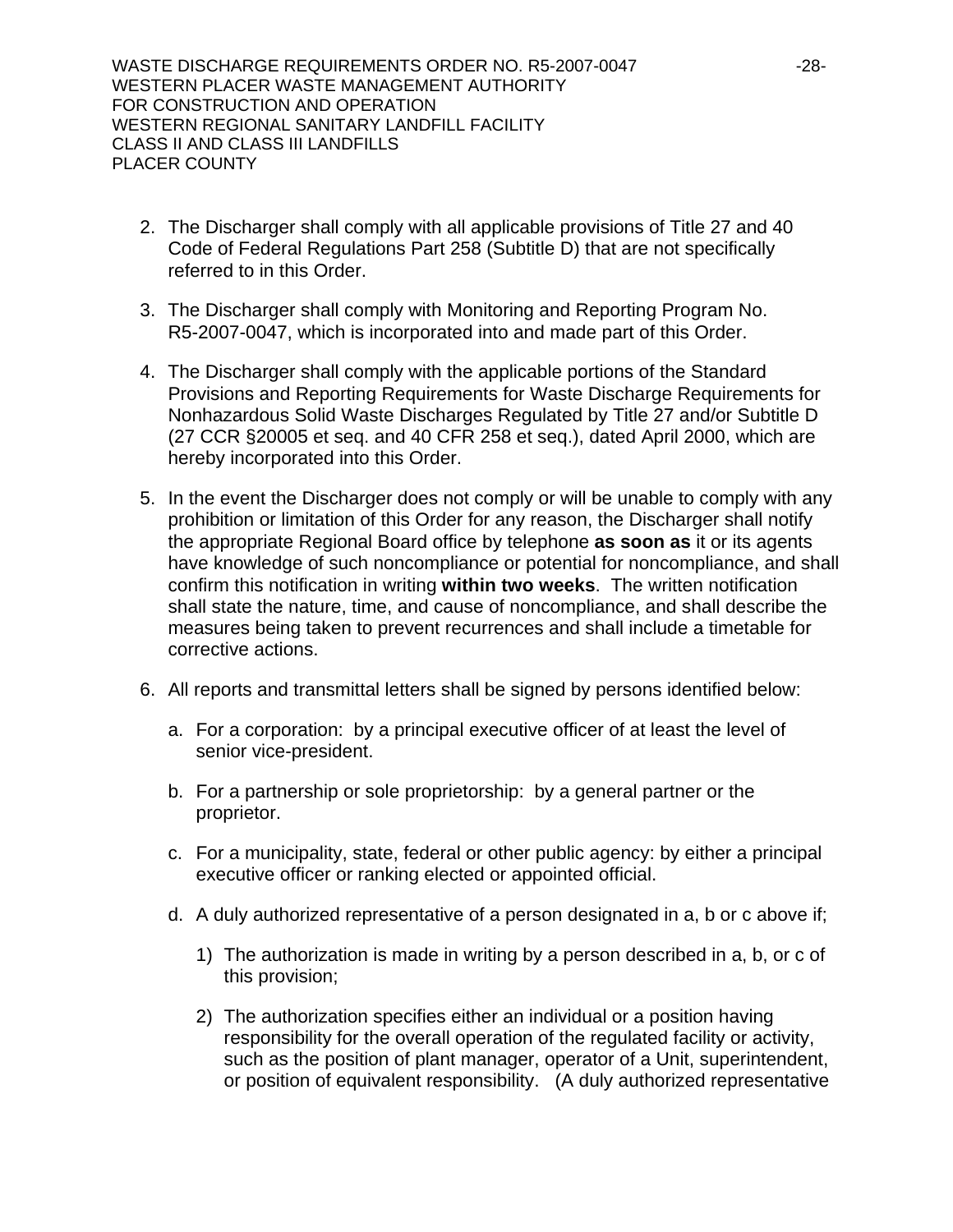2. The Discharger shall comply with all applicable provisions of Title 27 and 40 Code of Federal Regulations Part 258 (Subtitle D) that are not specifically referred to in this Order.

3. The Discharger shall comply with Monitoring and Reporting Program No. R5-2007-0047, which is incorporated into and made part of this Order.

4. The Discharger shall comply with the applicable portions of the Standard Provisions and Reporting Requirements for Waste Discharge Requirements for Nonhazardous Solid Waste Discharges Regulated by Title 27 and/or Subtitle D (27 CCR §20005 et seq. and 40 CFR 258 et seq.), dated April 2000, which are hereby incorporated into this Order.

5. In the event the Discharger does not comply or will be unable to comply with any prohibition or limitation of this Order for any reason, the Discharger shall notify the appropriate Regional Board office by telephone **as soon as** it or its agents have knowledge of such noncompliance or potential for noncompliance, and shall confirm this notification in writing **within two weeks**. The written notification shall state the nature, time, and cause of noncompliance, and shall describe the measures being taken to prevent recurrences and shall include a timetable for corrective actions.

6. All reports and transmittal letters shall be signed by persons identified below:

   a. For a corporation: by a principal executive officer of at least the level of senior vice-president.

   b. For a partnership or sole proprietorship: by a general partner or the proprietor.

   c. For a municipality, state, federal or other public agency: by either a principal executive officer or ranking elected or appointed official.

   d. A duly authorized representative of a person designated in a, b or c above if;

      1) The authorization is made in writing by a person described in a, b, or c of this provision;

      2) The authorization specifies either an individual or a position having responsibility for the overall operation of the regulated facility or activity, such as the position of plant manager, operator of a Unit, superintendent, or position of equivalent responsibility. (A duly authorized representative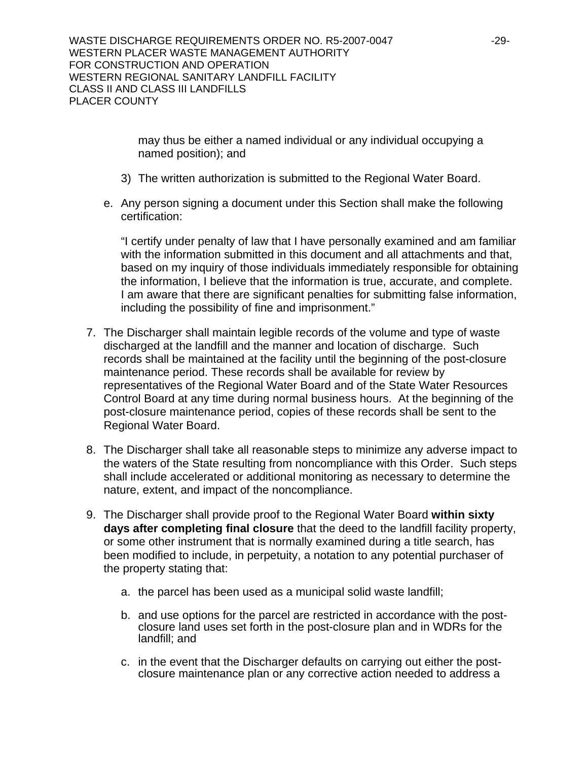may thus be either a named individual or any individual occupying a named position); and

3) The written authorization is submitted to the Regional Water Board.

e. Any person signing a document under this Section shall make the following certification:

"I certify under penalty of law that I have personally examined and am familiar with the information submitted in this document and all attachments and that, based on my inquiry of those individuals immediately responsible for obtaining the information, I believe that the information is true, accurate, and complete. I am aware that there are significant penalties for submitting false information, including the possibility of fine and imprisonment."

7. The Discharger shall maintain legible records of the volume and type of waste discharged at the landfill and the manner and location of discharge. Such records shall be maintained at the facility until the beginning of the post-closure maintenance period. These records shall be available for review by representatives of the Regional Water Board and of the State Water Resources Control Board at any time during normal business hours. At the beginning of the post-closure maintenance period, copies of these records shall be sent to the Regional Water Board.

8. The Discharger shall take all reasonable steps to minimize any adverse impact to the waters of the State resulting from noncompliance with this Order. Such steps shall include accelerated or additional monitoring as necessary to determine the nature, extent, and impact of the noncompliance.

9. The Discharger shall provide proof to the Regional Water Board **within sixty days after completing final closure** that the deed to the landfill facility property, or some other instrument that is normally examined during a title search, has been modified to include, in perpetuity, a notation to any potential purchaser of the property stating that:

   a. the parcel has been used as a municipal solid waste landfill;

   b. and use options for the parcel are restricted in accordance with the post-closure land uses set forth in the post-closure plan and in WDRs for the landfill; and

   c. in the event that the Discharger defaults on carrying out either the post-closure maintenance plan or any corrective action needed to address a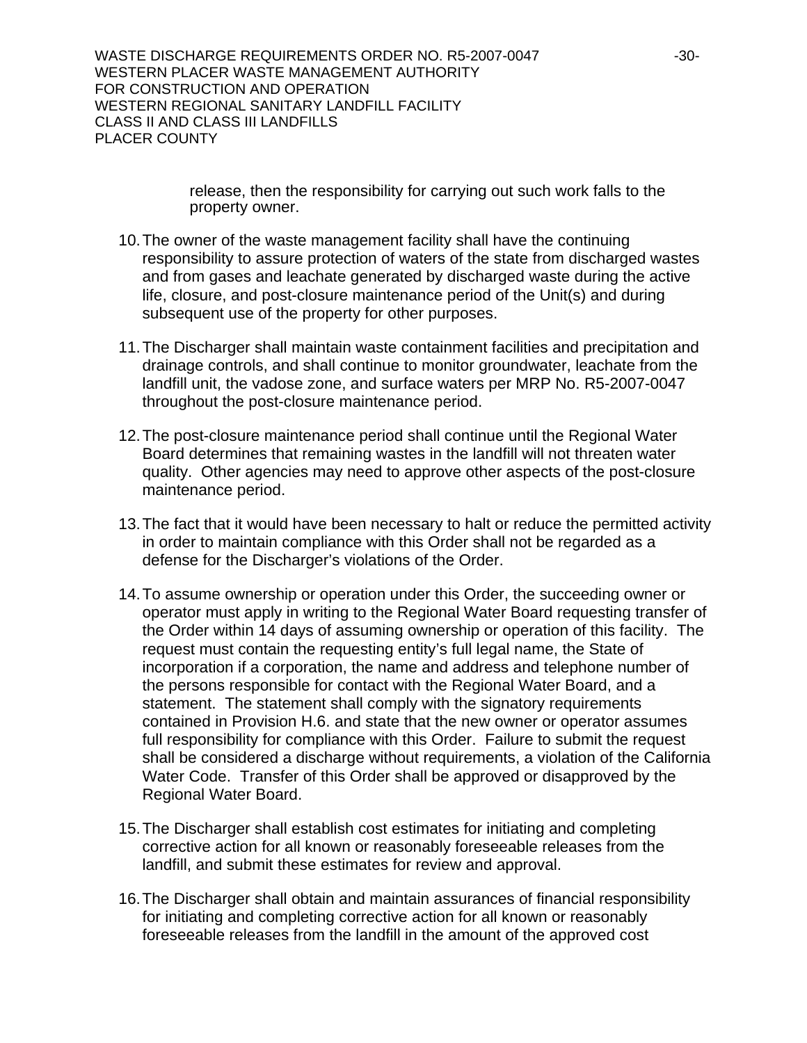release, then the responsibility for carrying out such work falls to the property owner.

10. The owner of the waste management facility shall have the continuing responsibility to assure protection of waters of the state from discharged wastes and from gases and leachate generated by discharged waste during the active life, closure, and post-closure maintenance period of the Unit(s) and during subsequent use of the property for other purposes.

11. The Discharger shall maintain waste containment facilities and precipitation and drainage controls, and shall continue to monitor groundwater, leachate from the landfill unit, the vadose zone, and surface waters per MRP No. R5-2007-0047 throughout the post-closure maintenance period.

12. The post-closure maintenance period shall continue until the Regional Water Board determines that remaining wastes in the landfill will not threaten water quality. Other agencies may need to approve other aspects of the post-closure maintenance period.

13. The fact that it would have been necessary to halt or reduce the permitted activity in order to maintain compliance with this Order shall not be regarded as a defense for the Discharger's violations of the Order.

14. To assume ownership or operation under this Order, the succeeding owner or operator must apply in writing to the Regional Water Board requesting transfer of the Order within 14 days of assuming ownership or operation of this facility. The request must contain the requesting entity's full legal name, the State of incorporation if a corporation, the name and address and telephone number of the persons responsible for contact with the Regional Water Board, and a statement. The statement shall comply with the signatory requirements contained in Provision H.6. and state that the new owner or operator assumes full responsibility for compliance with this Order. Failure to submit the request shall be considered a discharge without requirements, a violation of the California Water Code. Transfer of this Order shall be approved or disapproved by the Regional Water Board.

15. The Discharger shall establish cost estimates for initiating and completing corrective action for all known or reasonably foreseeable releases from the landfill, and submit these estimates for review and approval.

16. The Discharger shall obtain and maintain assurances of financial responsibility for initiating and completing corrective action for all known or reasonably foreseeable releases from the landfill in the amount of the approved cost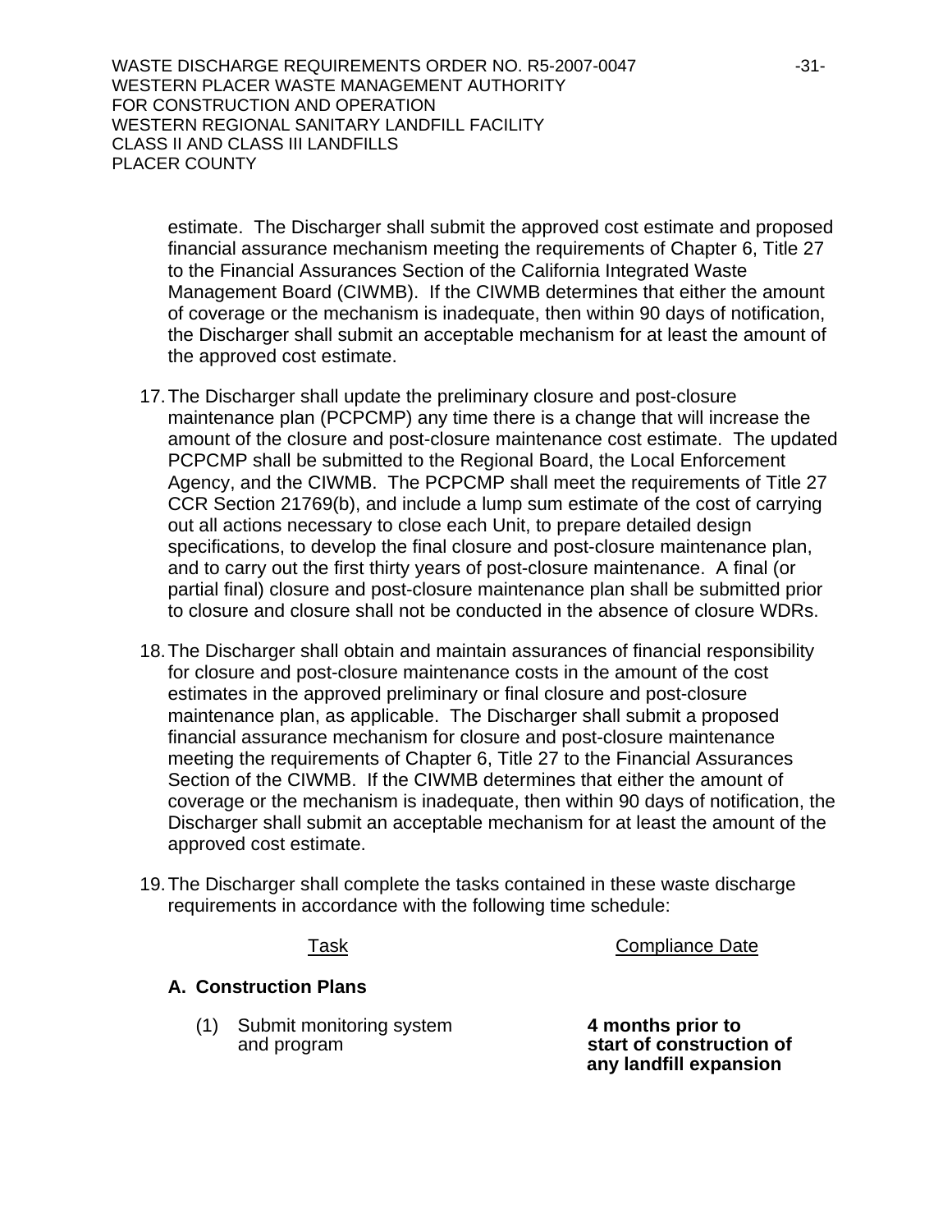estimate. The Discharger shall submit the approved cost estimate and proposed financial assurance mechanism meeting the requirements of Chapter 6, Title 27 to the Financial Assurances Section of the California Integrated Waste Management Board (CIWMB). If the CIWMB determines that either the amount of coverage or the mechanism is inadequate, then within 90 days of notification, the Discharger shall submit an acceptable mechanism for at least the amount of the approved cost estimate.

17. The Discharger shall update the preliminary closure and post-closure maintenance plan (PCPCMP) any time there is a change that will increase the amount of the closure and post-closure maintenance cost estimate. The updated PCPCMP shall be submitted to the Regional Board, the Local Enforcement Agency, and the CIWMB. The PCPCMP shall meet the requirements of Title 27 CCR Section 21769(b), and include a lump sum estimate of the cost of carrying out all actions necessary to close each Unit, to prepare detailed design specifications, to develop the final closure and post-closure maintenance plan, and to carry out the first thirty years of post-closure maintenance. A final (or partial final) closure and post-closure maintenance plan shall be submitted prior to closure and closure shall not be conducted in the absence of closure WDRs.

18. The Discharger shall obtain and maintain assurances of financial responsibility for closure and post-closure maintenance costs in the amount of the cost estimates in the approved preliminary or final closure and post-closure maintenance plan, as applicable. The Discharger shall submit a proposed financial assurance mechanism for closure and post-closure maintenance meeting the requirements of Chapter 6, Title 27 to the Financial Assurances Section of the CIWMB. If the CIWMB determines that either the amount of coverage or the mechanism is inadequate, then within 90 days of notification, the Discharger shall submit an acceptable mechanism for at least the amount of the approved cost estimate.

19. The Discharger shall complete the tasks contained in these waste discharge requirements in accordance with the following time schedule:

| Task | Compliance Date |
|---|---|
| **A. Construction Plans** | |
| (1) Submit monitoring system and program | **4 months prior to start of construction of any landfill expansion** |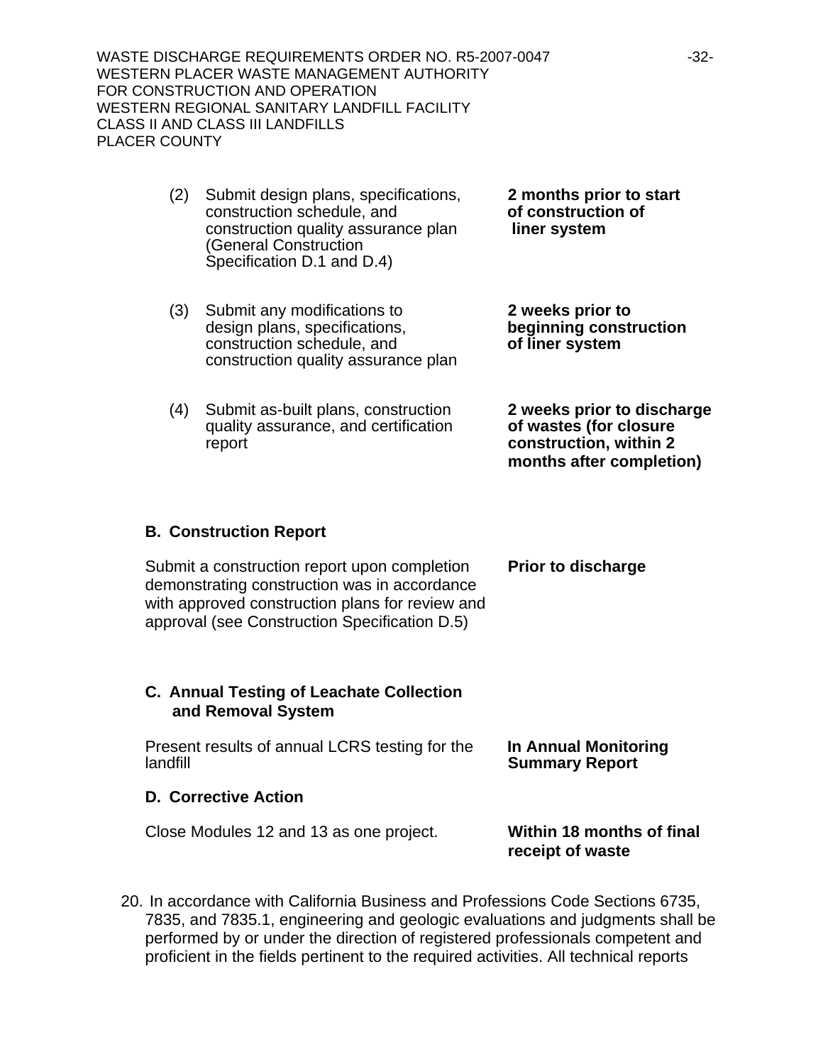| | |
|---|---|
| (2) Submit design plans, specifications, construction schedule, and construction quality assurance plan (General Construction Specification D.1 and D.4) | **2 months prior to start of construction of liner system** |
| (3) Submit any modifications to design plans, specifications, construction schedule, and construction quality assurance plan | **2 weeks prior to beginning construction of liner system** |
| (4) Submit as-built plans, construction quality assurance, and certification report | **2 weeks prior to discharge of wastes (for closure construction, within 2 months after completion)** |

**B. Construction Report**

| | |
|---|---|
| Submit a construction report upon completion demonstrating construction was in accordance with approved construction plans for review and approval (see Construction Specification D.5) | **Prior to discharge** |

**C. Annual Testing of Leachate Collection and Removal System**

| | |
|---|---|
| Present results of annual LCRS testing for the landfill | **In Annual Monitoring Summary Report** |

**D. Corrective Action**

| | |
|---|---|
| Close Modules 12 and 13 as one project. | **Within 18 months of final receipt of waste** |

20. In accordance with California Business and Professions Code Sections 6735, 7835, and 7835.1, engineering and geologic evaluations and judgments shall be performed by or under the direction of registered professionals competent and proficient in the fields pertinent to the required activities. All technical reports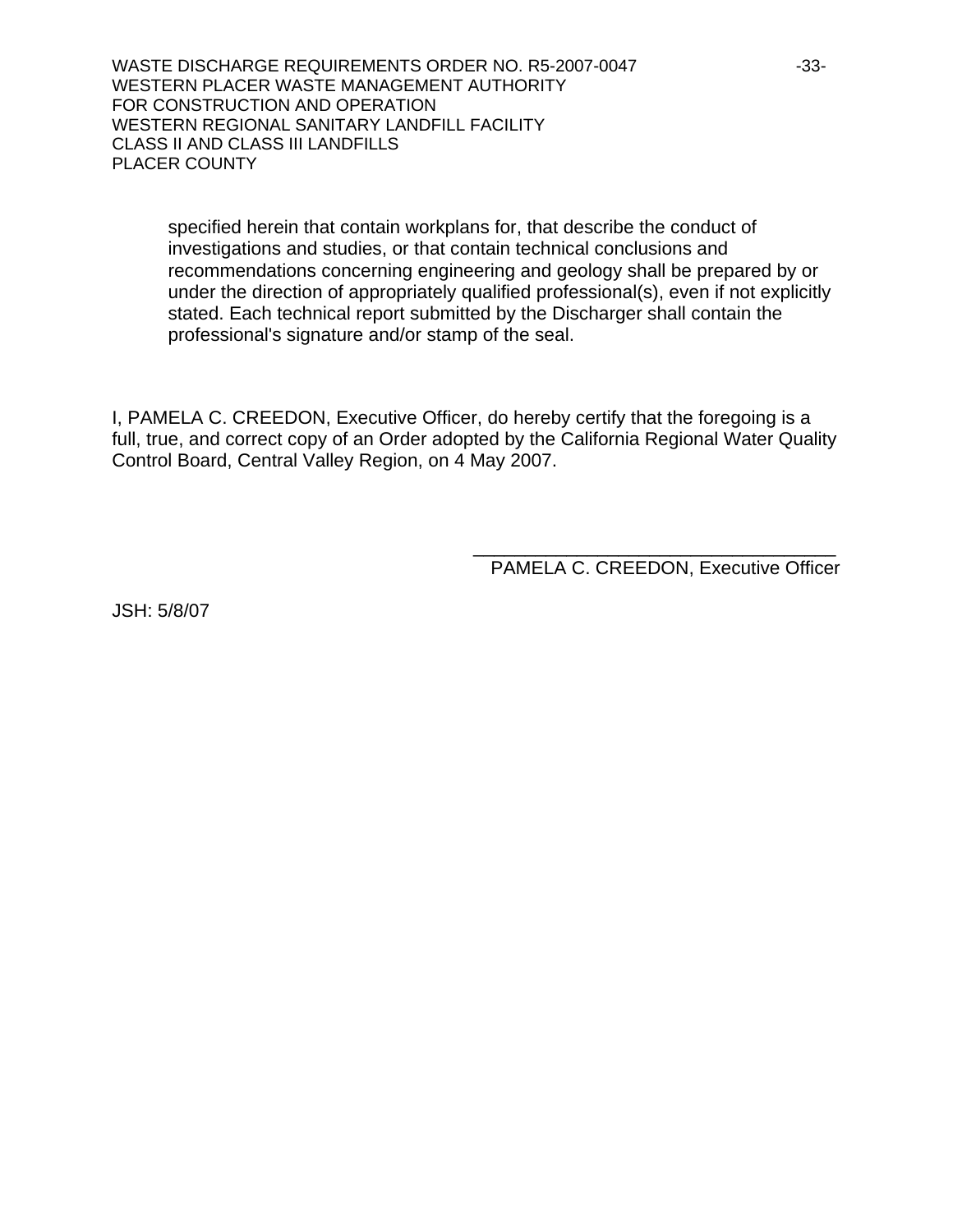specified herein that contain workplans for, that describe the conduct of investigations and studies, or that contain technical conclusions and recommendations concerning engineering and geology shall be prepared by or under the direction of appropriately qualified professional(s), even if not explicitly stated. Each technical report submitted by the Discharger shall contain the professional's signature and/or stamp of the seal.

I, PAMELA C. CREEDON, Executive Officer, do hereby certify that the foregoing is a full, true, and correct copy of an Order adopted by the California Regional Water Quality Control Board, Central Valley Region, on 4 May 2007.

\_\_\_\_\_\_\_\_\_\_\_\_\_\_\_\_\_\_\_\_\_\_\_\_\_\_\_\_\_\_\_\_\_\_\_

PAMELA C. CREEDON, Executive Officer

JSH: 5/8/07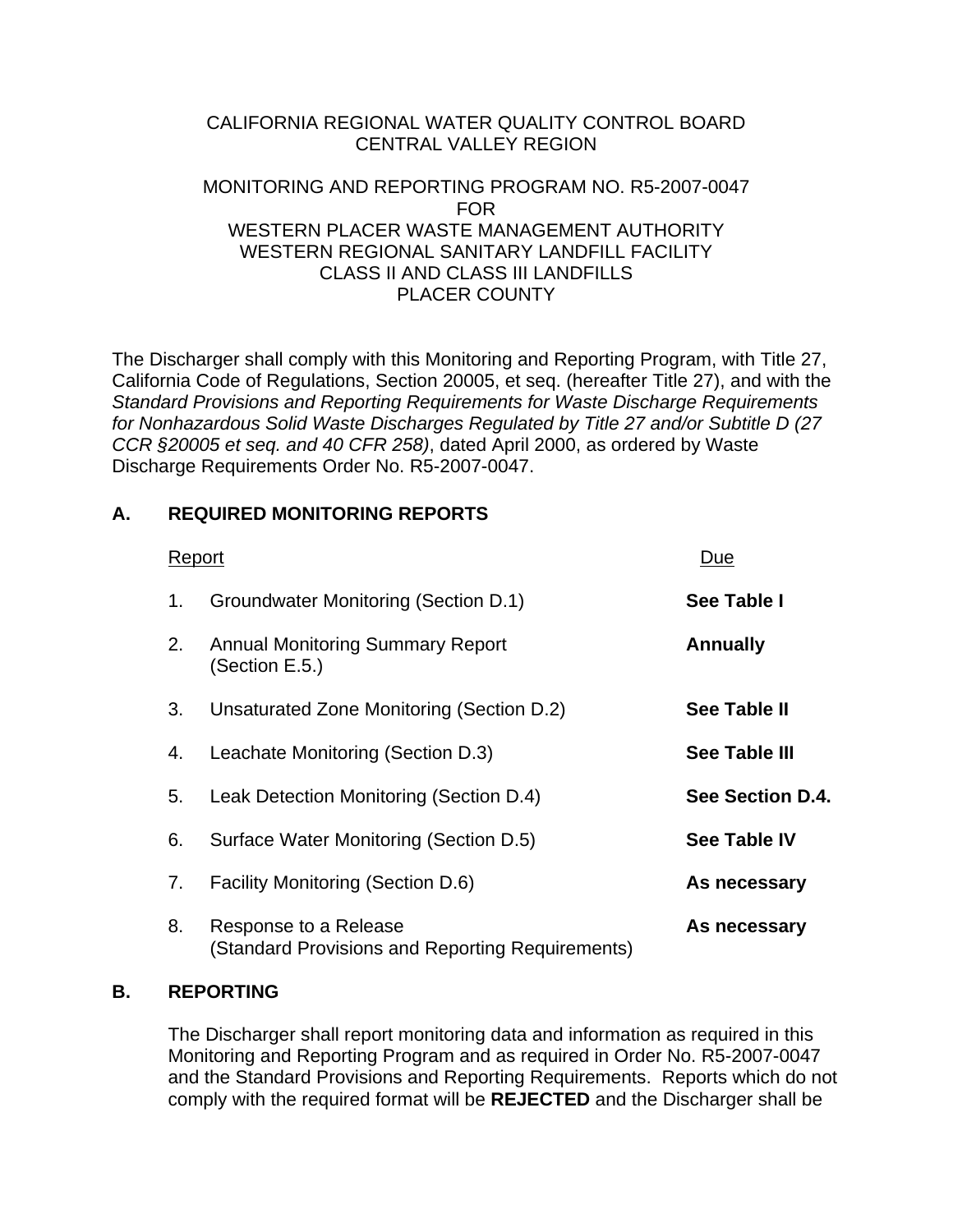CALIFORNIA REGIONAL WATER QUALITY CONTROL BOARD
CENTRAL VALLEY REGION

MONITORING AND REPORTING PROGRAM NO. R5-2007-0047
FOR
WESTERN PLACER WASTE MANAGEMENT AUTHORITY
WESTERN REGIONAL SANITARY LANDFILL FACILITY
CLASS II AND CLASS III LANDFILLS
PLACER COUNTY

The Discharger shall comply with this Monitoring and Reporting Program, with Title 27, California Code of Regulations, Section 20005, et seq. (hereafter Title 27), and with the *Standard Provisions and Reporting Requirements for Waste Discharge Requirements for Nonhazardous Solid Waste Discharges Regulated by Title 27 and/or Subtitle D (27 CCR §20005 et seq. and 40 CFR 258)*, dated April 2000, as ordered by Waste Discharge Requirements Order No. R5-2007-0047.

## A. REQUIRED MONITORING REPORTS

| | Report | Due |
|---|---|---|
| 1. | Groundwater Monitoring (Section D.1) | **See Table I** |
| 2. | Annual Monitoring Summary Report (Section E.5.) | **Annually** |
| 3. | Unsaturated Zone Monitoring (Section D.2) | **See Table II** |
| 4. | Leachate Monitoring (Section D.3) | **See Table III** |
| 5. | Leak Detection Monitoring (Section D.4) | **See Section D.4.** |
| 6. | Surface Water Monitoring (Section D.5) | **See Table IV** |
| 7. | Facility Monitoring (Section D.6) | **As necessary** |
| 8. | Response to a Release (Standard Provisions and Reporting Requirements) | **As necessary** |

## B. REPORTING

The Discharger shall report monitoring data and information as required in this Monitoring and Reporting Program and as required in Order No. R5-2007-0047 and the Standard Provisions and Reporting Requirements. Reports which do not comply with the required format will be **REJECTED** and the Discharger shall be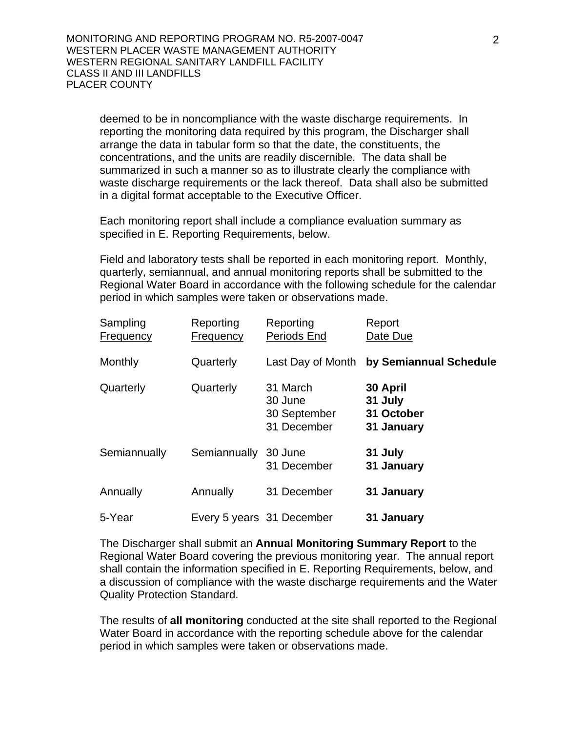deemed to be in noncompliance with the waste discharge requirements. In reporting the monitoring data required by this program, the Discharger shall arrange the data in tabular form so that the date, the constituents, the concentrations, and the units are readily discernible. The data shall be summarized in such a manner so as to illustrate clearly the compliance with waste discharge requirements or the lack thereof. Data shall also be submitted in a digital format acceptable to the Executive Officer.

Each monitoring report shall include a compliance evaluation summary as specified in E. Reporting Requirements, below.

Field and laboratory tests shall be reported in each monitoring report. Monthly, quarterly, semiannual, and annual monitoring reports shall be submitted to the Regional Water Board in accordance with the following schedule for the calendar period in which samples were taken or observations made.

| Sampling Frequency | Reporting Frequency | Reporting Periods End | Report Date Due |
|---|---|---|---|
| Monthly | Quarterly | Last Day of Month | **by Semiannual Schedule** |
| Quarterly | Quarterly | 31 March<br>30 June<br>30 September<br>31 December | **30 April**<br>**31 July**<br>**31 October**<br>**31 January** |
| Semiannually | Semiannually | 30 June<br>31 December | **31 July**<br>**31 January** |
| Annually | Annually | 31 December | **31 January** |
| 5-Year | Every 5 years | 31 December | **31 January** |

The Discharger shall submit an **Annual Monitoring Summary Report** to the Regional Water Board covering the previous monitoring year. The annual report shall contain the information specified in E. Reporting Requirements, below, and a discussion of compliance with the waste discharge requirements and the Water Quality Protection Standard.

The results of **all monitoring** conducted at the site shall reported to the Regional Water Board in accordance with the reporting schedule above for the calendar period in which samples were taken or observations made.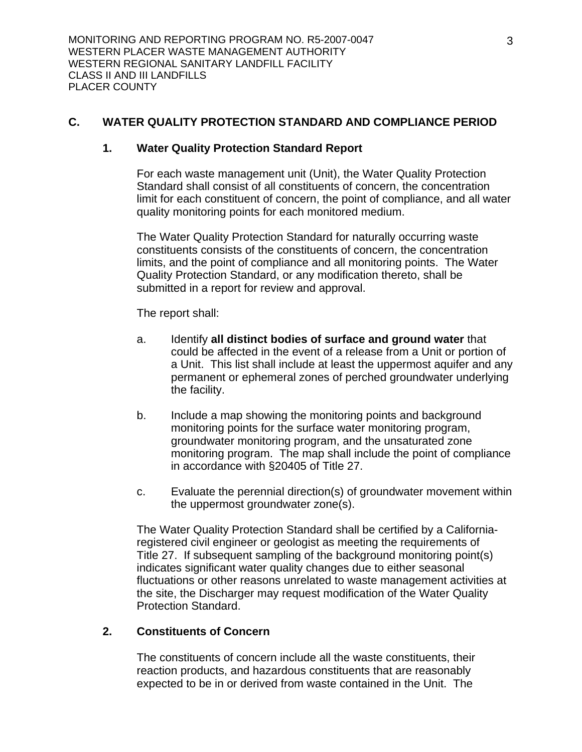## C. WATER QUALITY PROTECTION STANDARD AND COMPLIANCE PERIOD

### 1. Water Quality Protection Standard Report

For each waste management unit (Unit), the Water Quality Protection Standard shall consist of all constituents of concern, the concentration limit for each constituent of concern, the point of compliance, and all water quality monitoring points for each monitored medium.

The Water Quality Protection Standard for naturally occurring waste constituents consists of the constituents of concern, the concentration limits, and the point of compliance and all monitoring points. The Water Quality Protection Standard, or any modification thereto, shall be submitted in a report for review and approval.

The report shall:

a. Identify **all distinct bodies of surface and ground water** that could be affected in the event of a release from a Unit or portion of a Unit. This list shall include at least the uppermost aquifer and any permanent or ephemeral zones of perched groundwater underlying the facility.

b. Include a map showing the monitoring points and background monitoring points for the surface water monitoring program, groundwater monitoring program, and the unsaturated zone monitoring program. The map shall include the point of compliance in accordance with §20405 of Title 27.

c. Evaluate the perennial direction(s) of groundwater movement within the uppermost groundwater zone(s).

The Water Quality Protection Standard shall be certified by a California-registered civil engineer or geologist as meeting the requirements of Title 27. If subsequent sampling of the background monitoring point(s) indicates significant water quality changes due to either seasonal fluctuations or other reasons unrelated to waste management activities at the site, the Discharger may request modification of the Water Quality Protection Standard.

### 2. Constituents of Concern

The constituents of concern include all the waste constituents, their reaction products, and hazardous constituents that are reasonably expected to be in or derived from waste contained in the Unit. The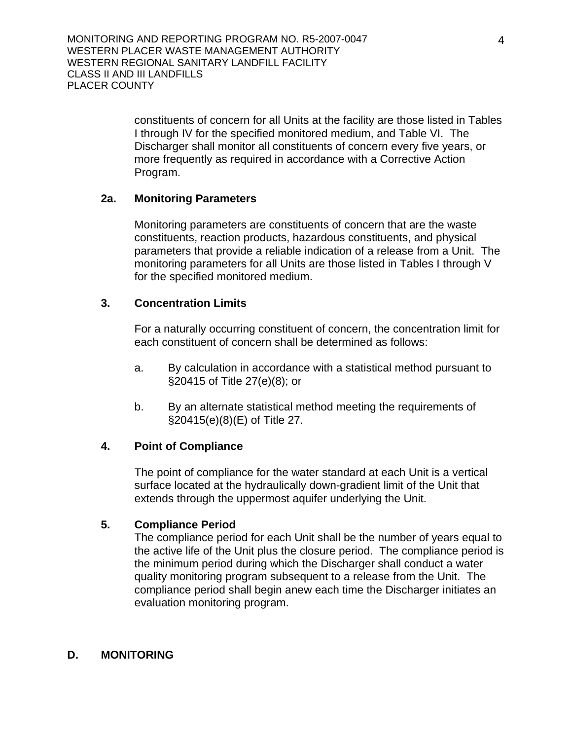constituents of concern for all Units at the facility are those listed in Tables I through IV for the specified monitored medium, and Table VI. The Discharger shall monitor all constituents of concern every five years, or more frequently as required in accordance with a Corrective Action Program.

**2a. Monitoring Parameters**

Monitoring parameters are constituents of concern that are the waste constituents, reaction products, hazardous constituents, and physical parameters that provide a reliable indication of a release from a Unit. The monitoring parameters for all Units are those listed in Tables I through V for the specified monitored medium.

**3. Concentration Limits**

For a naturally occurring constituent of concern, the concentration limit for each constituent of concern shall be determined as follows:

a. By calculation in accordance with a statistical method pursuant to §20415 of Title 27(e)(8); or

b. By an alternate statistical method meeting the requirements of §20415(e)(8)(E) of Title 27.

**4. Point of Compliance**

The point of compliance for the water standard at each Unit is a vertical surface located at the hydraulically down-gradient limit of the Unit that extends through the uppermost aquifer underlying the Unit.

**5. Compliance Period**

The compliance period for each Unit shall be the number of years equal to the active life of the Unit plus the closure period. The compliance period is the minimum period during which the Discharger shall conduct a water quality monitoring program subsequent to a release from the Unit. The compliance period shall begin anew each time the Discharger initiates an evaluation monitoring program.

## D. MONITORING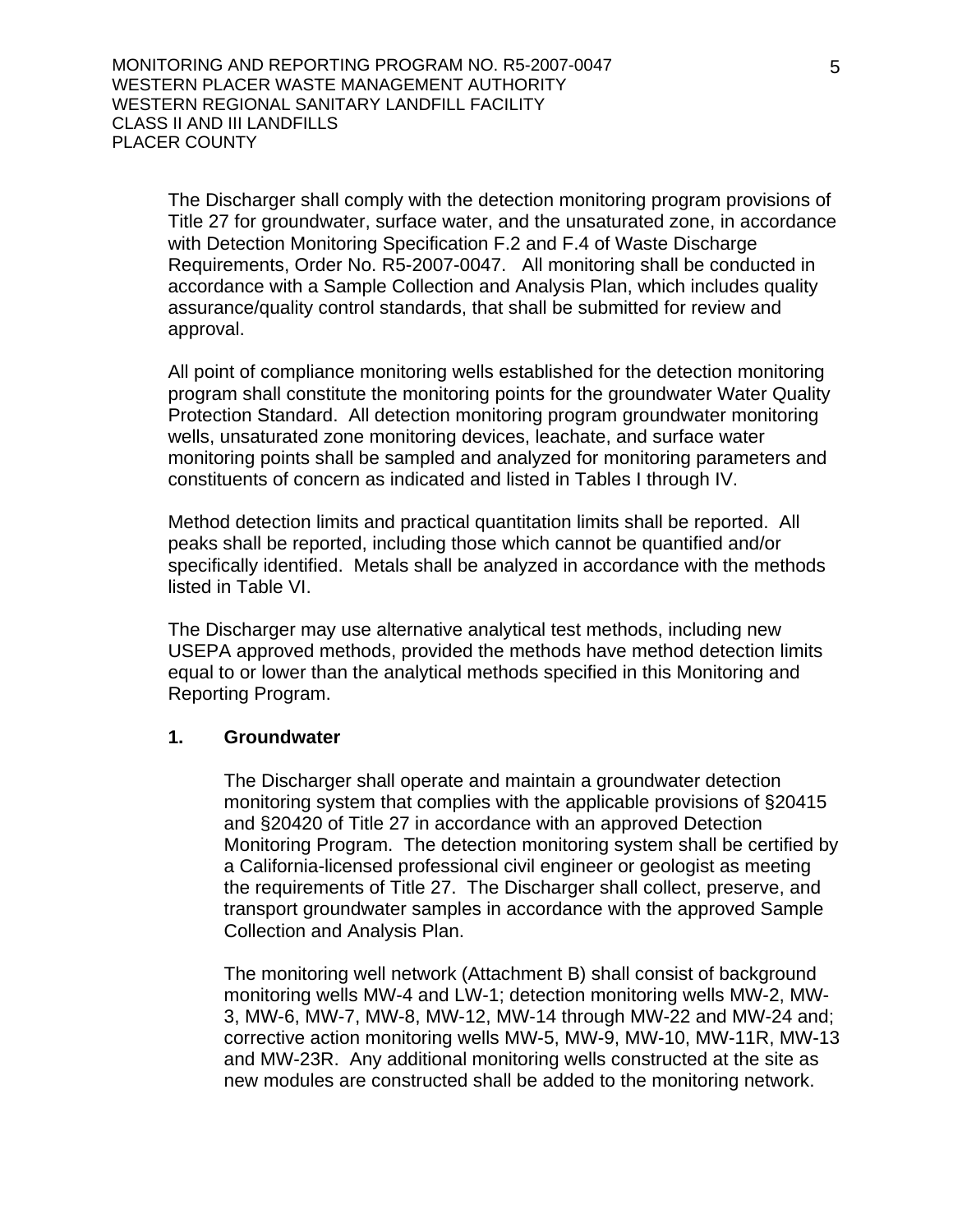The Discharger shall comply with the detection monitoring program provisions of Title 27 for groundwater, surface water, and the unsaturated zone, in accordance with Detection Monitoring Specification F.2 and F.4 of Waste Discharge Requirements, Order No. R5-2007-0047. All monitoring shall be conducted in accordance with a Sample Collection and Analysis Plan, which includes quality assurance/quality control standards, that shall be submitted for review and approval.

All point of compliance monitoring wells established for the detection monitoring program shall constitute the monitoring points for the groundwater Water Quality Protection Standard. All detection monitoring program groundwater monitoring wells, unsaturated zone monitoring devices, leachate, and surface water monitoring points shall be sampled and analyzed for monitoring parameters and constituents of concern as indicated and listed in Tables I through IV.

Method detection limits and practical quantitation limits shall be reported. All peaks shall be reported, including those which cannot be quantified and/or specifically identified. Metals shall be analyzed in accordance with the methods listed in Table VI.

The Discharger may use alternative analytical test methods, including new USEPA approved methods, provided the methods have method detection limits equal to or lower than the analytical methods specified in this Monitoring and Reporting Program.

**1. Groundwater**

The Discharger shall operate and maintain a groundwater detection monitoring system that complies with the applicable provisions of §20415 and §20420 of Title 27 in accordance with an approved Detection Monitoring Program. The detection monitoring system shall be certified by a California-licensed professional civil engineer or geologist as meeting the requirements of Title 27. The Discharger shall collect, preserve, and transport groundwater samples in accordance with the approved Sample Collection and Analysis Plan.

The monitoring well network (Attachment B) shall consist of background monitoring wells MW-4 and LW-1; detection monitoring wells MW-2, MW-3, MW-6, MW-7, MW-8, MW-12, MW-14 through MW-22 and MW-24 and; corrective action monitoring wells MW-5, MW-9, MW-10, MW-11R, MW-13 and MW-23R. Any additional monitoring wells constructed at the site as new modules are constructed shall be added to the monitoring network.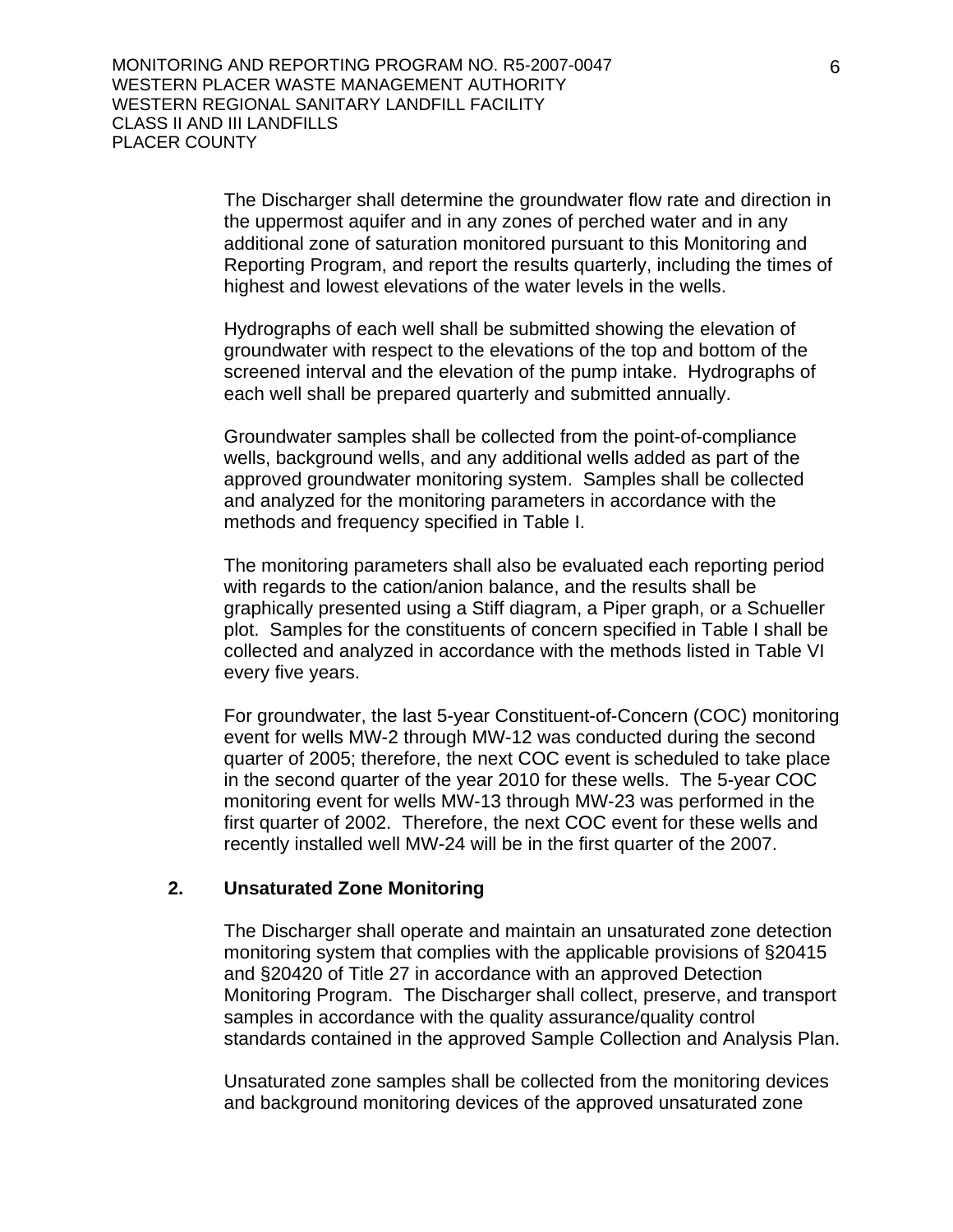The Discharger shall determine the groundwater flow rate and direction in the uppermost aquifer and in any zones of perched water and in any additional zone of saturation monitored pursuant to this Monitoring and Reporting Program, and report the results quarterly, including the times of highest and lowest elevations of the water levels in the wells.

Hydrographs of each well shall be submitted showing the elevation of groundwater with respect to the elevations of the top and bottom of the screened interval and the elevation of the pump intake. Hydrographs of each well shall be prepared quarterly and submitted annually.

Groundwater samples shall be collected from the point-of-compliance wells, background wells, and any additional wells added as part of the approved groundwater monitoring system. Samples shall be collected and analyzed for the monitoring parameters in accordance with the methods and frequency specified in Table I.

The monitoring parameters shall also be evaluated each reporting period with regards to the cation/anion balance, and the results shall be graphically presented using a Stiff diagram, a Piper graph, or a Schueller plot. Samples for the constituents of concern specified in Table I shall be collected and analyzed in accordance with the methods listed in Table VI every five years.

For groundwater, the last 5-year Constituent-of-Concern (COC) monitoring event for wells MW-2 through MW-12 was conducted during the second quarter of 2005; therefore, the next COC event is scheduled to take place in the second quarter of the year 2010 for these wells. The 5-year COC monitoring event for wells MW-13 through MW-23 was performed in the first quarter of 2002. Therefore, the next COC event for these wells and recently installed well MW-24 will be in the first quarter of the 2007.

### 2. Unsaturated Zone Monitoring

The Discharger shall operate and maintain an unsaturated zone detection monitoring system that complies with the applicable provisions of §20415 and §20420 of Title 27 in accordance with an approved Detection Monitoring Program. The Discharger shall collect, preserve, and transport samples in accordance with the quality assurance/quality control standards contained in the approved Sample Collection and Analysis Plan.

Unsaturated zone samples shall be collected from the monitoring devices and background monitoring devices of the approved unsaturated zone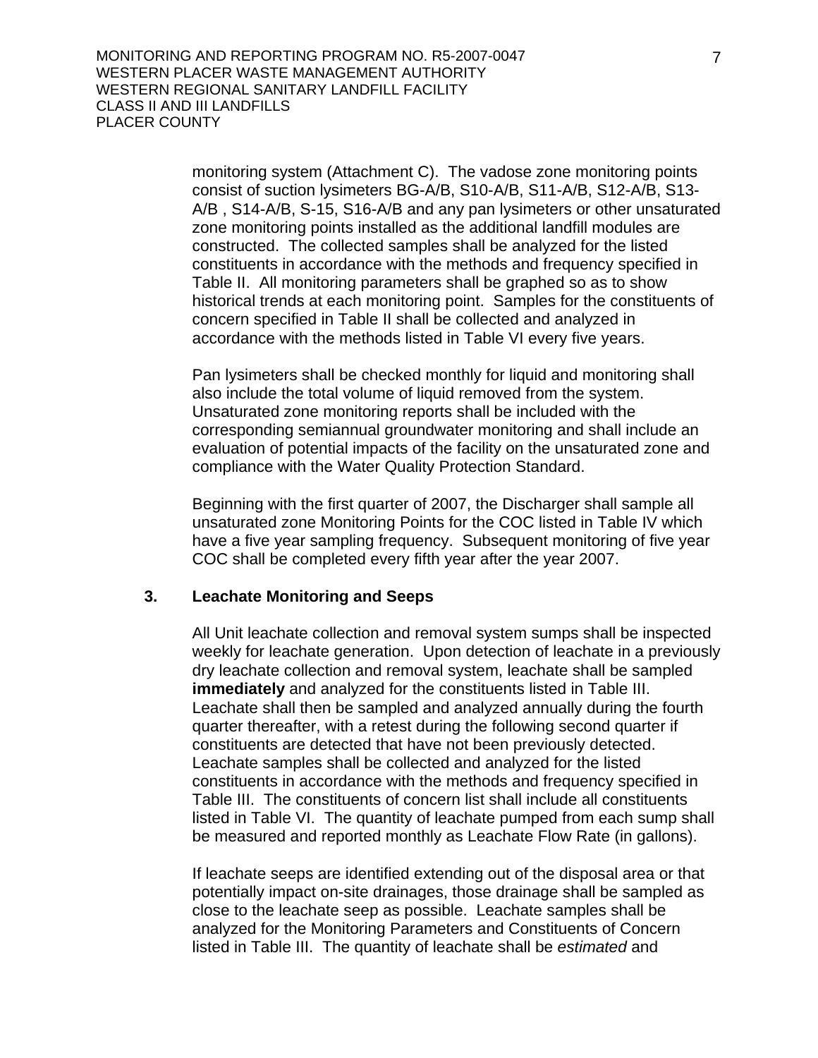monitoring system (Attachment C). The vadose zone monitoring points consist of suction lysimeters BG-A/B, S10-A/B, S11-A/B, S12-A/B, S13-A/B , S14-A/B, S-15, S16-A/B and any pan lysimeters or other unsaturated zone monitoring points installed as the additional landfill modules are constructed. The collected samples shall be analyzed for the listed constituents in accordance with the methods and frequency specified in Table II. All monitoring parameters shall be graphed so as to show historical trends at each monitoring point. Samples for the constituents of concern specified in Table II shall be collected and analyzed in accordance with the methods listed in Table VI every five years.

Pan lysimeters shall be checked monthly for liquid and monitoring shall also include the total volume of liquid removed from the system. Unsaturated zone monitoring reports shall be included with the corresponding semiannual groundwater monitoring and shall include an evaluation of potential impacts of the facility on the unsaturated zone and compliance with the Water Quality Protection Standard.

Beginning with the first quarter of 2007, the Discharger shall sample all unsaturated zone Monitoring Points for the COC listed in Table IV which have a five year sampling frequency. Subsequent monitoring of five year COC shall be completed every fifth year after the year 2007.

### 3. Leachate Monitoring and Seeps

All Unit leachate collection and removal system sumps shall be inspected weekly for leachate generation. Upon detection of leachate in a previously dry leachate collection and removal system, leachate shall be sampled **immediately** and analyzed for the constituents listed in Table III. Leachate shall then be sampled and analyzed annually during the fourth quarter thereafter, with a retest during the following second quarter if constituents are detected that have not been previously detected. Leachate samples shall be collected and analyzed for the listed constituents in accordance with the methods and frequency specified in Table III. The constituents of concern list shall include all constituents listed in Table VI. The quantity of leachate pumped from each sump shall be measured and reported monthly as Leachate Flow Rate (in gallons).

If leachate seeps are identified extending out of the disposal area or that potentially impact on-site drainages, those drainage shall be sampled as close to the leachate seep as possible. Leachate samples shall be analyzed for the Monitoring Parameters and Constituents of Concern listed in Table III. The quantity of leachate shall be *estimated* and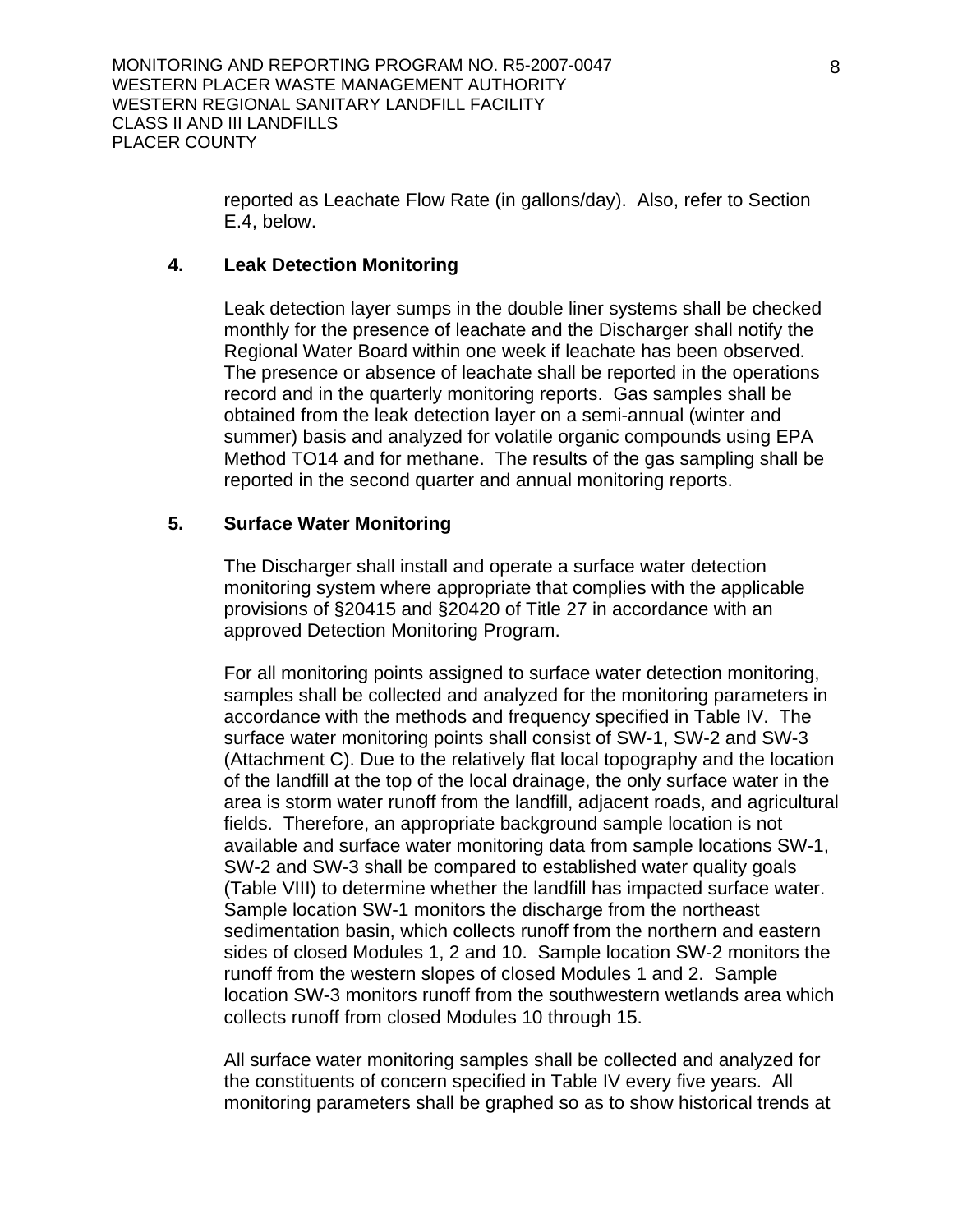reported as Leachate Flow Rate (in gallons/day). Also, refer to Section E.4, below.

### 4. Leak Detection Monitoring

Leak detection layer sumps in the double liner systems shall be checked monthly for the presence of leachate and the Discharger shall notify the Regional Water Board within one week if leachate has been observed. The presence or absence of leachate shall be reported in the operations record and in the quarterly monitoring reports. Gas samples shall be obtained from the leak detection layer on a semi-annual (winter and summer) basis and analyzed for volatile organic compounds using EPA Method TO14 and for methane. The results of the gas sampling shall be reported in the second quarter and annual monitoring reports.

### 5. Surface Water Monitoring

The Discharger shall install and operate a surface water detection monitoring system where appropriate that complies with the applicable provisions of §20415 and §20420 of Title 27 in accordance with an approved Detection Monitoring Program.

For all monitoring points assigned to surface water detection monitoring, samples shall be collected and analyzed for the monitoring parameters in accordance with the methods and frequency specified in Table IV. The surface water monitoring points shall consist of SW-1, SW-2 and SW-3 (Attachment C). Due to the relatively flat local topography and the location of the landfill at the top of the local drainage, the only surface water in the area is storm water runoff from the landfill, adjacent roads, and agricultural fields. Therefore, an appropriate background sample location is not available and surface water monitoring data from sample locations SW-1, SW-2 and SW-3 shall be compared to established water quality goals (Table VIII) to determine whether the landfill has impacted surface water. Sample location SW-1 monitors the discharge from the northeast sedimentation basin, which collects runoff from the northern and eastern sides of closed Modules 1, 2 and 10. Sample location SW-2 monitors the runoff from the western slopes of closed Modules 1 and 2. Sample location SW-3 monitors runoff from the southwestern wetlands area which collects runoff from closed Modules 10 through 15.

All surface water monitoring samples shall be collected and analyzed for the constituents of concern specified in Table IV every five years. All monitoring parameters shall be graphed so as to show historical trends at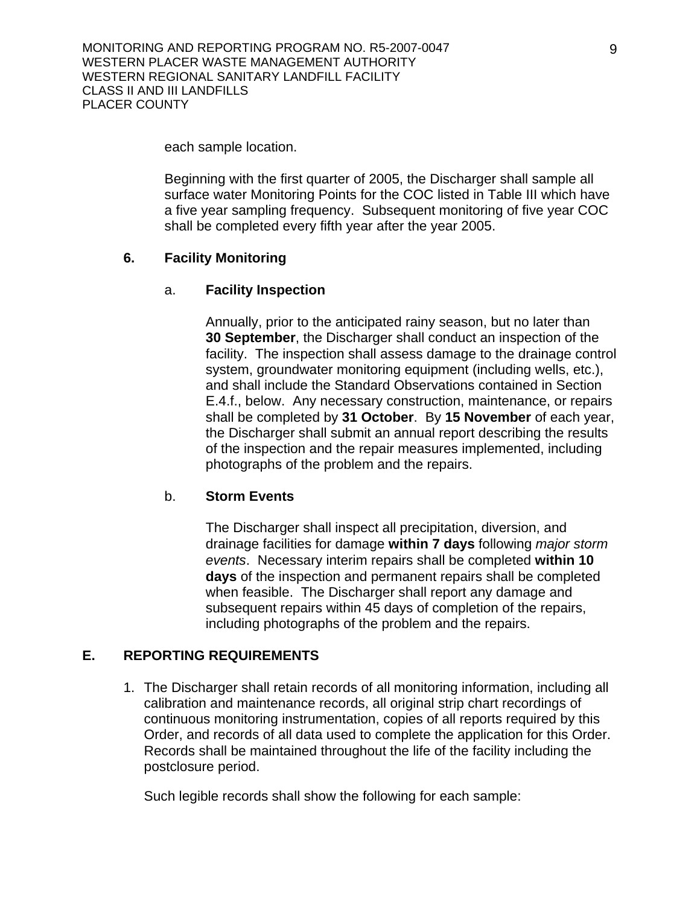each sample location.

Beginning with the first quarter of 2005, the Discharger shall sample all surface water Monitoring Points for the COC listed in Table III which have a five year sampling frequency. Subsequent monitoring of five year COC shall be completed every fifth year after the year 2005.

### 6. Facility Monitoring

#### a. Facility Inspection

Annually, prior to the anticipated rainy season, but no later than **30 September**, the Discharger shall conduct an inspection of the facility. The inspection shall assess damage to the drainage control system, groundwater monitoring equipment (including wells, etc.), and shall include the Standard Observations contained in Section E.4.f., below. Any necessary construction, maintenance, or repairs shall be completed by **31 October**. By **15 November** of each year, the Discharger shall submit an annual report describing the results of the inspection and the repair measures implemented, including photographs of the problem and the repairs.

#### b. Storm Events

The Discharger shall inspect all precipitation, diversion, and drainage facilities for damage **within 7 days** following *major storm events*. Necessary interim repairs shall be completed **within 10 days** of the inspection and permanent repairs shall be completed when feasible. The Discharger shall report any damage and subsequent repairs within 45 days of completion of the repairs, including photographs of the problem and the repairs.

## E. REPORTING REQUIREMENTS

1. The Discharger shall retain records of all monitoring information, including all calibration and maintenance records, all original strip chart recordings of continuous monitoring instrumentation, copies of all reports required by this Order, and records of all data used to complete the application for this Order. Records shall be maintained throughout the life of the facility including the postclosure period.

   Such legible records shall show the following for each sample: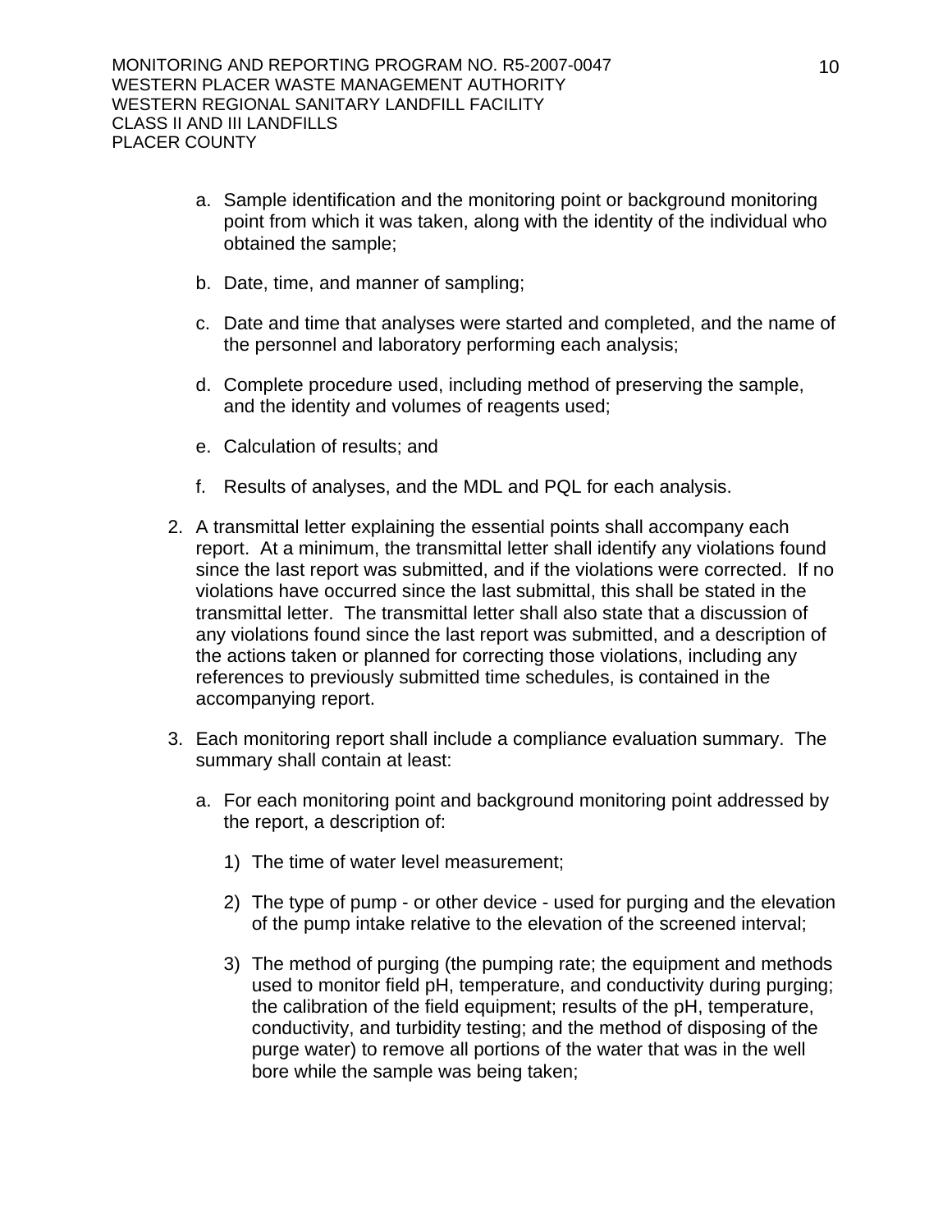a. Sample identification and the monitoring point or background monitoring point from which it was taken, along with the identity of the individual who obtained the sample;

b. Date, time, and manner of sampling;

c. Date and time that analyses were started and completed, and the name of the personnel and laboratory performing each analysis;

d. Complete procedure used, including method of preserving the sample, and the identity and volumes of reagents used;

e. Calculation of results; and

f. Results of analyses, and the MDL and PQL for each analysis.

2. A transmittal letter explaining the essential points shall accompany each report. At a minimum, the transmittal letter shall identify any violations found since the last report was submitted, and if the violations were corrected. If no violations have occurred since the last submittal, this shall be stated in the transmittal letter. The transmittal letter shall also state that a discussion of any violations found since the last report was submitted, and a description of the actions taken or planned for correcting those violations, including any references to previously submitted time schedules, is contained in the accompanying report.

3. Each monitoring report shall include a compliance evaluation summary. The summary shall contain at least:

   a. For each monitoring point and background monitoring point addressed by the report, a description of:

      1) The time of water level measurement;

      2) The type of pump - or other device - used for purging and the elevation of the pump intake relative to the elevation of the screened interval;

      3) The method of purging (the pumping rate; the equipment and methods used to monitor field pH, temperature, and conductivity during purging; the calibration of the field equipment; results of the pH, temperature, conductivity, and turbidity testing; and the method of disposing of the purge water) to remove all portions of the water that was in the well bore while the sample was being taken;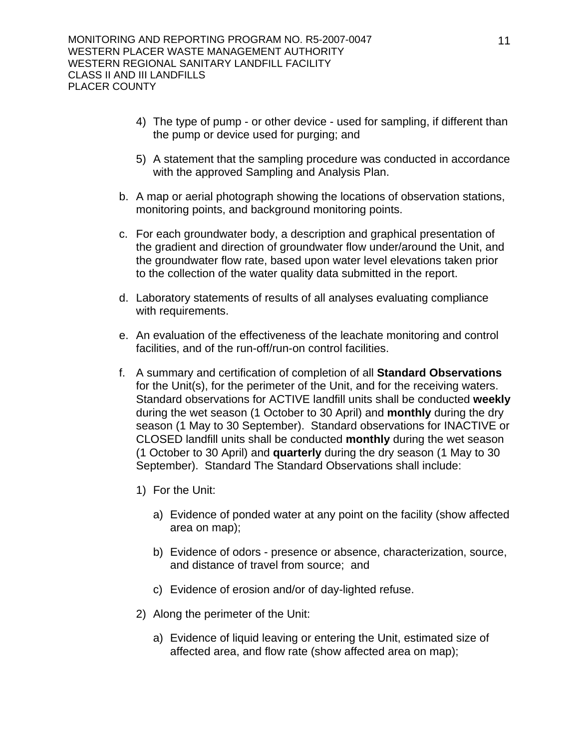4) The type of pump - or other device - used for sampling, if different than the pump or device used for purging; and

5) A statement that the sampling procedure was conducted in accordance with the approved Sampling and Analysis Plan.

b. A map or aerial photograph showing the locations of observation stations, monitoring points, and background monitoring points.

c. For each groundwater body, a description and graphical presentation of the gradient and direction of groundwater flow under/around the Unit, and the groundwater flow rate, based upon water level elevations taken prior to the collection of the water quality data submitted in the report.

d. Laboratory statements of results of all analyses evaluating compliance with requirements.

e. An evaluation of the effectiveness of the leachate monitoring and control facilities, and of the run-off/run-on control facilities.

f. A summary and certification of completion of all **Standard Observations** for the Unit(s), for the perimeter of the Unit, and for the receiving waters. Standard observations for ACTIVE landfill units shall be conducted **weekly** during the wet season (1 October to 30 April) and **monthly** during the dry season (1 May to 30 September). Standard observations for INACTIVE or CLOSED landfill units shall be conducted **monthly** during the wet season (1 October to 30 April) and **quarterly** during the dry season (1 May to 30 September). Standard The Standard Observations shall include:

   1) For the Unit:

      a) Evidence of ponded water at any point on the facility (show affected area on map);

      b) Evidence of odors - presence or absence, characterization, source, and distance of travel from source; and

      c) Evidence of erosion and/or of day-lighted refuse.

   2) Along the perimeter of the Unit:

      a) Evidence of liquid leaving or entering the Unit, estimated size of affected area, and flow rate (show affected area on map);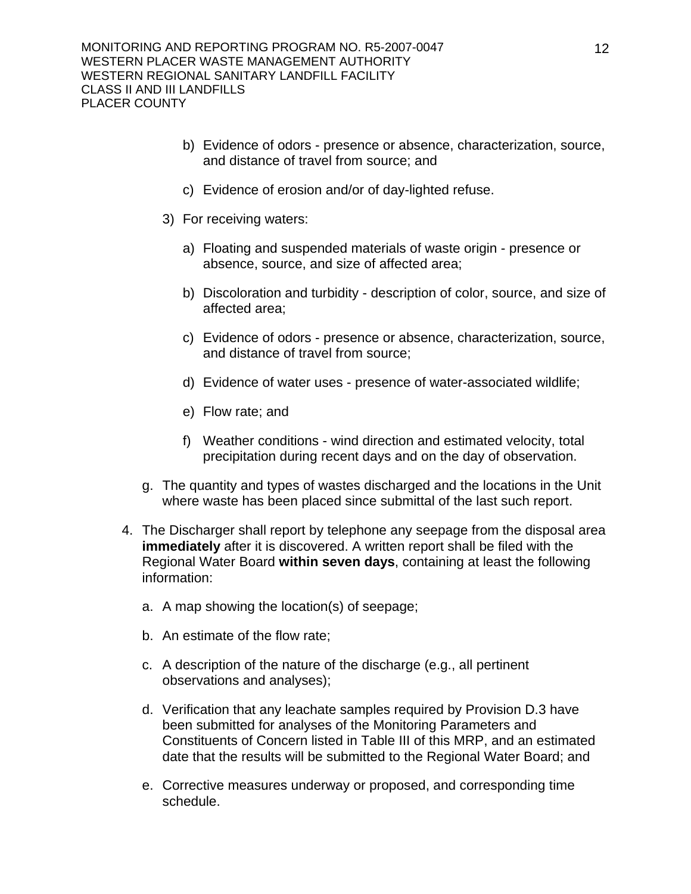b) Evidence of odors - presence or absence, characterization, source, and distance of travel from source; and

c) Evidence of erosion and/or of day-lighted refuse.

3) For receiving waters:

a) Floating and suspended materials of waste origin - presence or absence, source, and size of affected area;

b) Discoloration and turbidity - description of color, source, and size of affected area;

c) Evidence of odors - presence or absence, characterization, source, and distance of travel from source;

d) Evidence of water uses - presence of water-associated wildlife;

e) Flow rate; and

f) Weather conditions - wind direction and estimated velocity, total precipitation during recent days and on the day of observation.

g. The quantity and types of wastes discharged and the locations in the Unit where waste has been placed since submittal of the last such report.

4. The Discharger shall report by telephone any seepage from the disposal area **immediately** after it is discovered. A written report shall be filed with the Regional Water Board **within seven days**, containing at least the following information:

a. A map showing the location(s) of seepage;

b. An estimate of the flow rate;

c. A description of the nature of the discharge (e.g., all pertinent observations and analyses);

d. Verification that any leachate samples required by Provision D.3 have been submitted for analyses of the Monitoring Parameters and Constituents of Concern listed in Table III of this MRP, and an estimated date that the results will be submitted to the Regional Water Board; and

e. Corrective measures underway or proposed, and corresponding time schedule.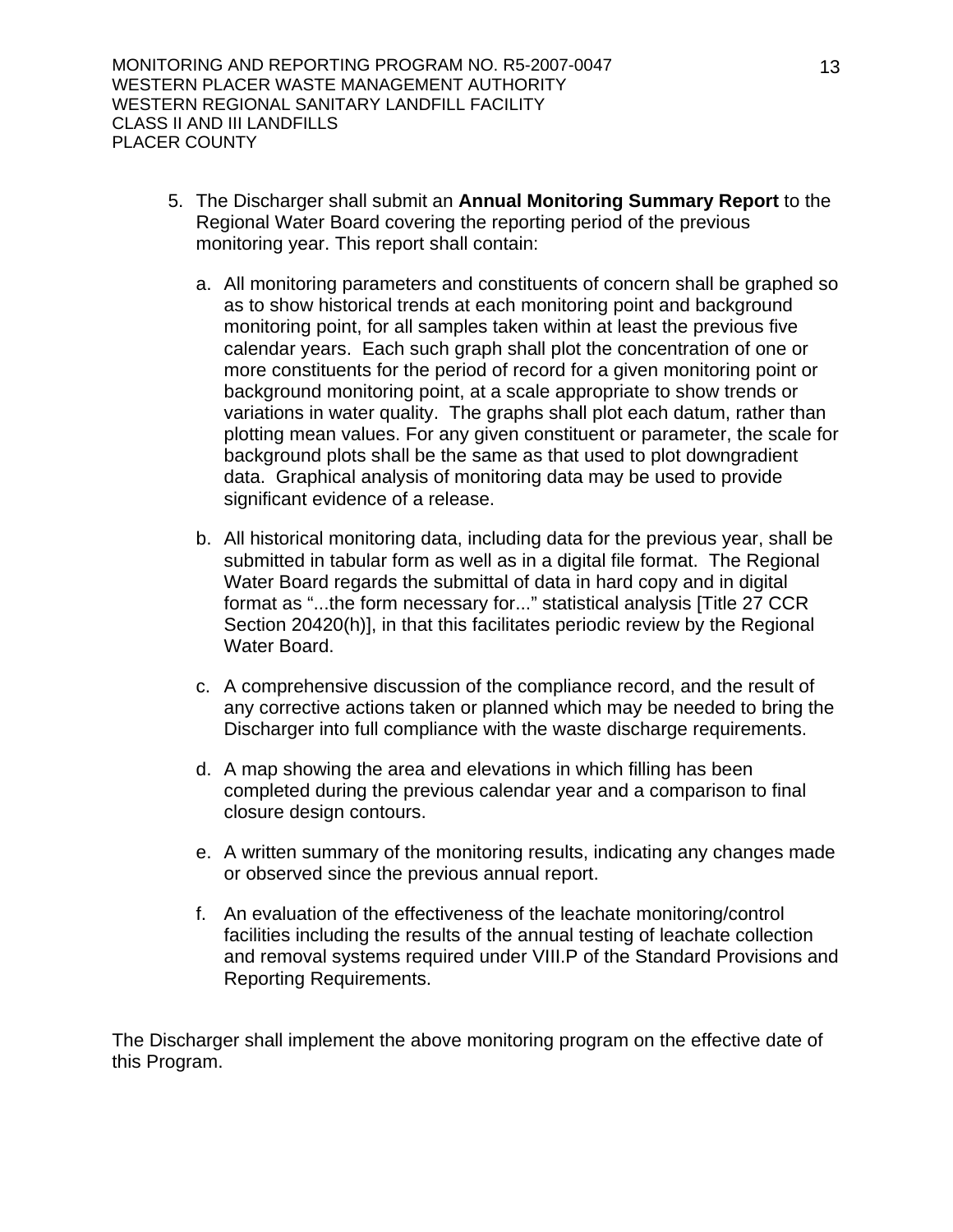5. The Discharger shall submit an **Annual Monitoring Summary Report** to the Regional Water Board covering the reporting period of the previous monitoring year. This report shall contain:

   a. All monitoring parameters and constituents of concern shall be graphed so as to show historical trends at each monitoring point and background monitoring point, for all samples taken within at least the previous five calendar years. Each such graph shall plot the concentration of one or more constituents for the period of record for a given monitoring point or background monitoring point, at a scale appropriate to show trends or variations in water quality. The graphs shall plot each datum, rather than plotting mean values. For any given constituent or parameter, the scale for background plots shall be the same as that used to plot downgradient data. Graphical analysis of monitoring data may be used to provide significant evidence of a release.

   b. All historical monitoring data, including data for the previous year, shall be submitted in tabular form as well as in a digital file format. The Regional Water Board regards the submittal of data in hard copy and in digital format as "...the form necessary for..." statistical analysis [Title 27 CCR Section 20420(h)], in that this facilitates periodic review by the Regional Water Board.

   c. A comprehensive discussion of the compliance record, and the result of any corrective actions taken or planned which may be needed to bring the Discharger into full compliance with the waste discharge requirements.

   d. A map showing the area and elevations in which filling has been completed during the previous calendar year and a comparison to final closure design contours.

   e. A written summary of the monitoring results, indicating any changes made or observed since the previous annual report.

   f. An evaluation of the effectiveness of the leachate monitoring/control facilities including the results of the annual testing of leachate collection and removal systems required under VIII.P of the Standard Provisions and Reporting Requirements.

The Discharger shall implement the above monitoring program on the effective date of this Program.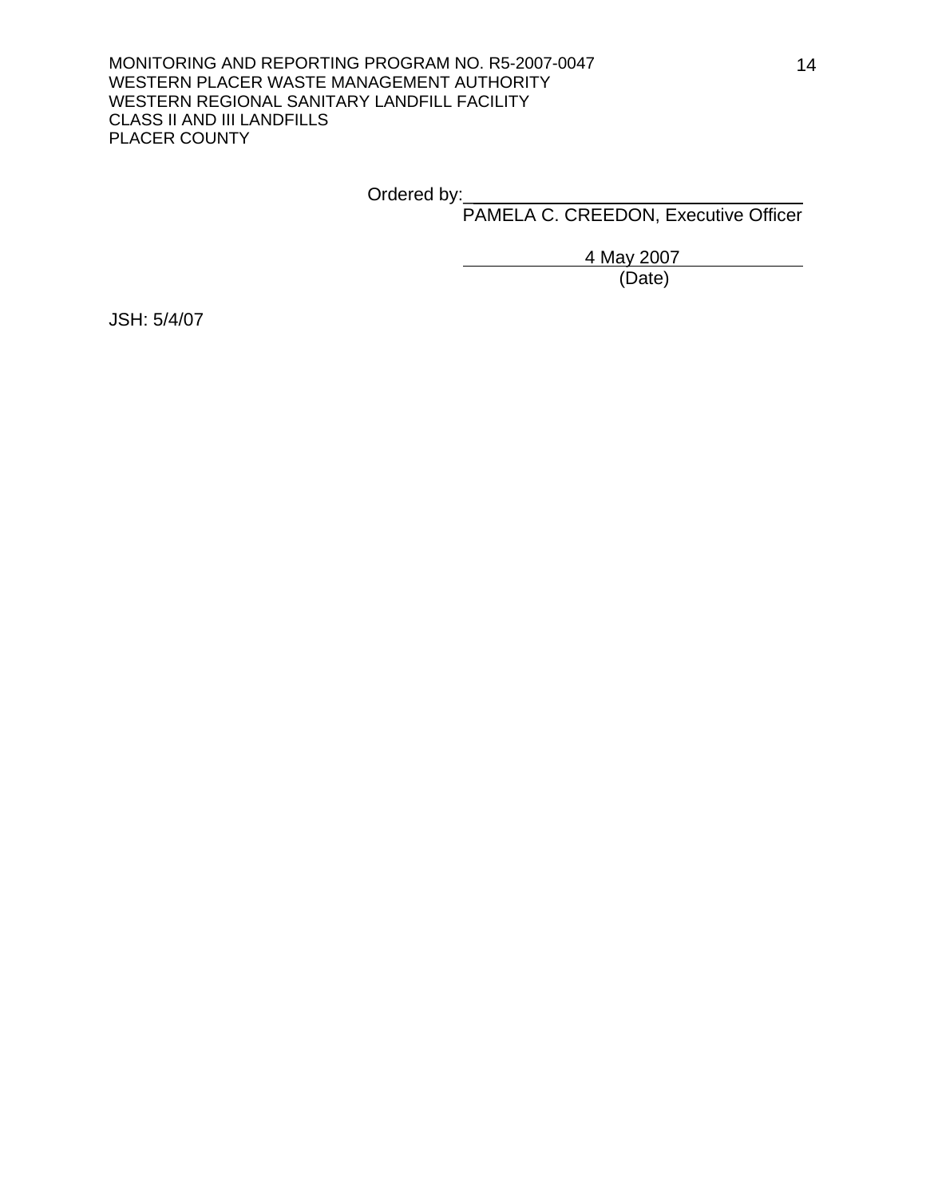Ordered by: ______________________________
PAMELA C. CREEDON, Executive Officer

4 May 2007
(Date)

JSH: 5/4/07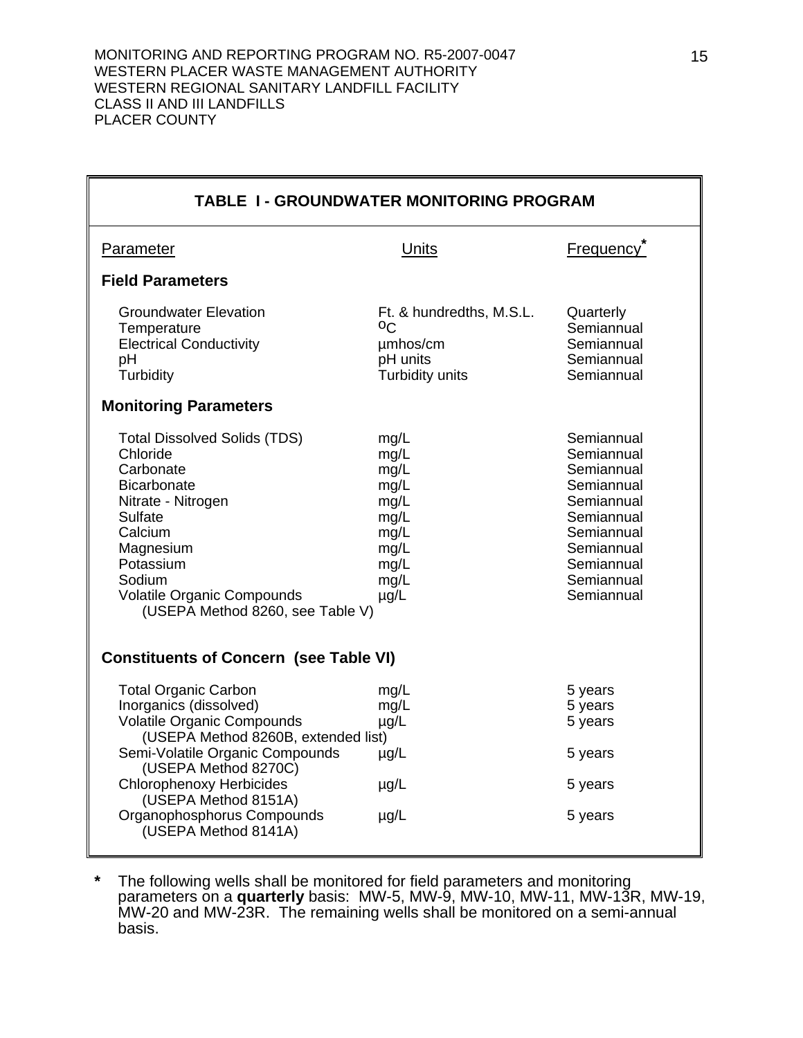## TABLE I - GROUNDWATER MONITORING PROGRAM

| Parameter | Units | Frequency* |
|---|---|---|
| **Field Parameters** | | |
| Groundwater Elevation | Ft. & hundredths, M.S.L. | Quarterly |
| Temperature | $^{o}C$ | Semiannual |
| Electrical Conductivity | µmhos/cm | Semiannual |
| pH | pH units | Semiannual |
| Turbidity | Turbidity units | Semiannual |
| **Monitoring Parameters** | | |
| Total Dissolved Solids (TDS) | mg/L | Semiannual |
| Chloride | mg/L | Semiannual |
| Carbonate | mg/L | Semiannual |
| Bicarbonate | mg/L | Semiannual |
| Nitrate - Nitrogen | mg/L | Semiannual |
| Sulfate | mg/L | Semiannual |
| Calcium | mg/L | Semiannual |
| Magnesium | mg/L | Semiannual |
| Potassium | mg/L | Semiannual |
| Sodium | mg/L | Semiannual |
| Volatile Organic Compounds (USEPA Method 8260, see Table V) | µg/L | Semiannual |
| **Constituents of Concern (see Table VI)** | | |
| Total Organic Carbon | mg/L | 5 years |
| Inorganics (dissolved) | mg/L | 5 years |
| Volatile Organic Compounds (USEPA Method 8260B, extended list) | µg/L | 5 years |
| Semi-Volatile Organic Compounds (USEPA Method 8270C) | µg/L | 5 years |
| Chlorophenoxy Herbicides (USEPA Method 8151A) | µg/L | 5 years |
| Organophosphorus Compounds (USEPA Method 8141A) | µg/L | 5 years |

\* The following wells shall be monitored for field parameters and monitoring parameters on a **quarterly** basis: MW-5, MW-9, MW-10, MW-11, MW-13R, MW-19, MW-20 and MW-23R. The remaining wells shall be monitored on a semi-annual basis.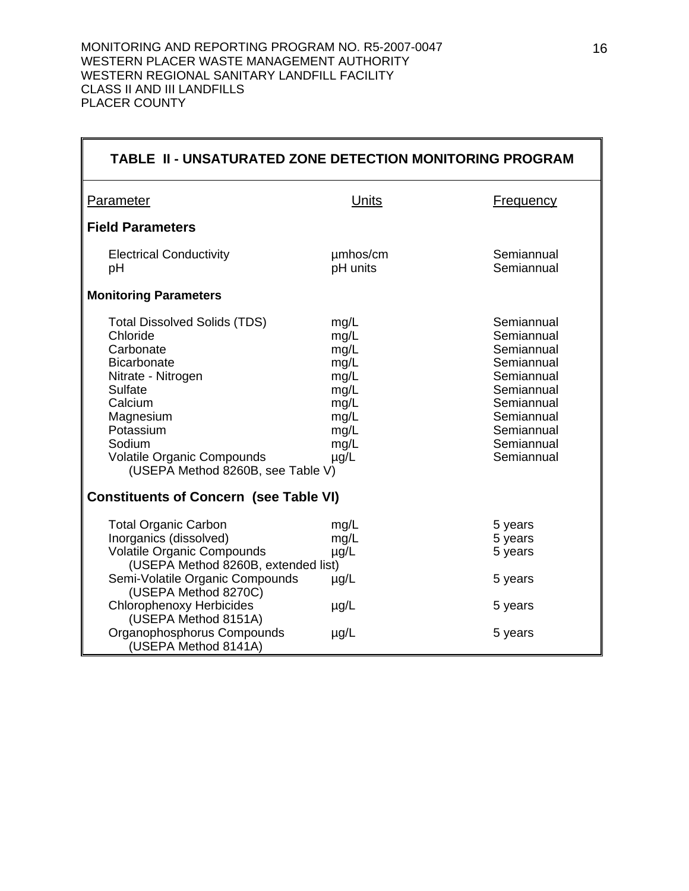## TABLE II - UNSATURATED ZONE DETECTION MONITORING PROGRAM

| Parameter | Units | Frequency |
|---|---|---|
| **Field Parameters** | | |
| Electrical Conductivity | µmhos/cm | Semiannual |
| pH | pH units | Semiannual |
| **Monitoring Parameters** | | |
| Total Dissolved Solids (TDS) | mg/L | Semiannual |
| Chloride | mg/L | Semiannual |
| Carbonate | mg/L | Semiannual |
| Bicarbonate | mg/L | Semiannual |
| Nitrate - Nitrogen | mg/L | Semiannual |
| Sulfate | mg/L | Semiannual |
| Calcium | mg/L | Semiannual |
| Magnesium | mg/L | Semiannual |
| Potassium | mg/L | Semiannual |
| Sodium | mg/L | Semiannual |
| Volatile Organic Compounds (USEPA Method 8260B, see Table V) | µg/L | Semiannual |
| **Constituents of Concern (see Table VI)** | | |
| Total Organic Carbon | mg/L | 5 years |
| Inorganics (dissolved) | mg/L | 5 years |
| Volatile Organic Compounds (USEPA Method 8260B, extended list) | µg/L | 5 years |
| Semi-Volatile Organic Compounds (USEPA Method 8270C) | µg/L | 5 years |
| Chlorophenoxy Herbicides (USEPA Method 8151A) | µg/L | 5 years |
| Organophosphorus Compounds (USEPA Method 8141A) | µg/L | 5 years |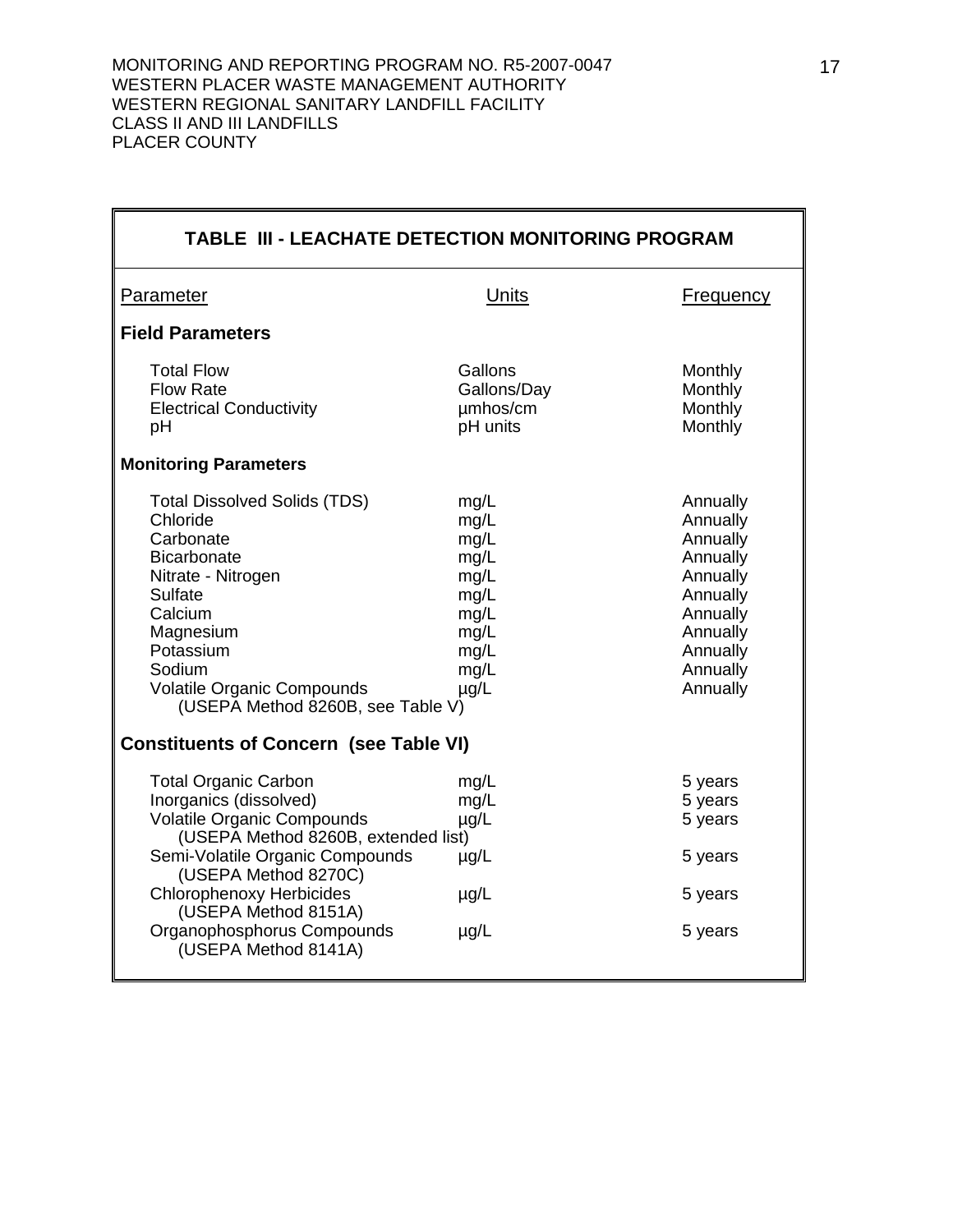MONITORING AND REPORTING PROGRAM NO. R5-2007-0047
WESTERN PLACER WASTE MANAGEMENT AUTHORITY
WESTERN REGIONAL SANITARY LANDFILL FACILITY
CLASS II AND III LANDFILLS
PLACER COUNTY

## TABLE III - LEACHATE DETECTION MONITORING PROGRAM

| Parameter | Units | Frequency |
|---|---|---|
| **Field Parameters** | | |
| Total Flow | Gallons | Monthly |
| Flow Rate | Gallons/Day | Monthly |
| Electrical Conductivity | µmhos/cm | Monthly |
| pH | pH units | Monthly |
| **Monitoring Parameters** | | |
| Total Dissolved Solids (TDS) | mg/L | Annually |
| Chloride | mg/L | Annually |
| Carbonate | mg/L | Annually |
| Bicarbonate | mg/L | Annually |
| Nitrate - Nitrogen | mg/L | Annually |
| Sulfate | mg/L | Annually |
| Calcium | mg/L | Annually |
| Magnesium | mg/L | Annually |
| Potassium | mg/L | Annually |
| Sodium | mg/L | Annually |
| Volatile Organic Compounds (USEPA Method 8260B, see Table V) | µg/L | Annually |
| **Constituents of Concern (see Table VI)** | | |
| Total Organic Carbon | mg/L | 5 years |
| Inorganics (dissolved) | mg/L | 5 years |
| Volatile Organic Compounds (USEPA Method 8260B, extended list) | µg/L | 5 years |
| Semi-Volatile Organic Compounds (USEPA Method 8270C) | µg/L | 5 years |
| Chlorophenoxy Herbicides (USEPA Method 8151A) | µg/L | 5 years |
| Organophosphorus Compounds (USEPA Method 8141A) | µg/L | 5 years |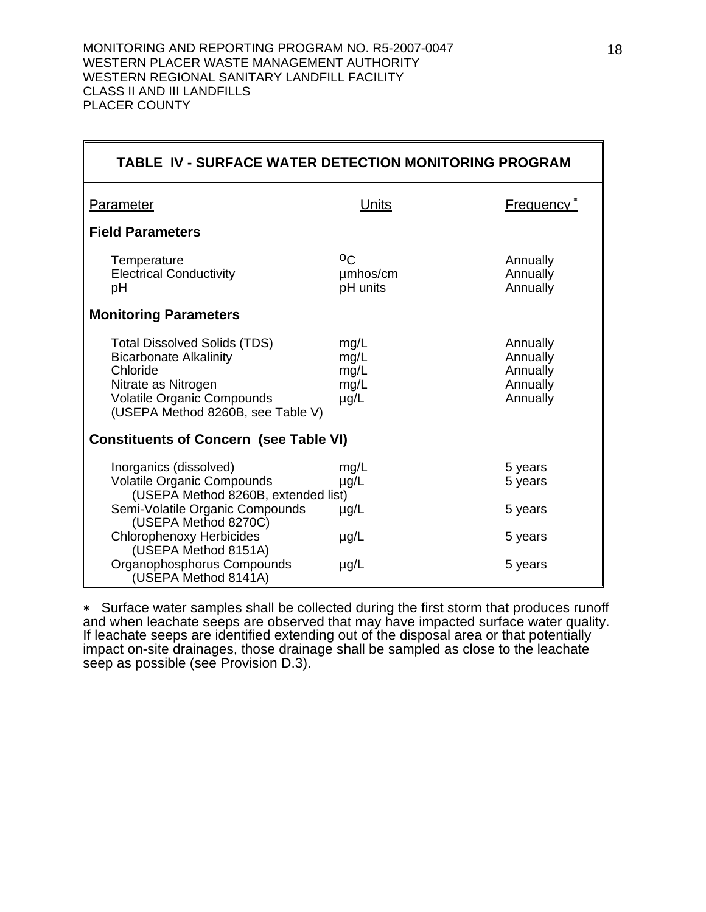## TABLE IV - SURFACE WATER DETECTION MONITORING PROGRAM

| Parameter | Units | Frequency * |
|---|---|---|
| **Field Parameters** | | |
| Temperature | °C | Annually |
| Electrical Conductivity | µmhos/cm | Annually |
| pH | pH units | Annually |
| **Monitoring Parameters** | | |
| Total Dissolved Solids (TDS) | mg/L | Annually |
| Bicarbonate Alkalinity | mg/L | Annually |
| Chloride | mg/L | Annually |
| Nitrate as Nitrogen | mg/L | Annually |
| Volatile Organic Compounds (USEPA Method 8260B, see Table V) | µg/L | Annually |
| **Constituents of Concern (see Table VI)** | | |
| Inorganics (dissolved) | mg/L | 5 years |
| Volatile Organic Compounds (USEPA Method 8260B, extended list) | µg/L | 5 years |
| Semi-Volatile Organic Compounds (USEPA Method 8270C) | µg/L | 5 years |
| Chlorophenoxy Herbicides (USEPA Method 8151A) | µg/L | 5 years |
| Organophosphorus Compounds (USEPA Method 8141A) | µg/L | 5 years |

\* Surface water samples shall be collected during the first storm that produces runoff and when leachate seeps are observed that may have impacted surface water quality. If leachate seeps are identified extending out of the disposal area or that potentially impact on-site drainages, those drainage shall be sampled as close to the leachate seep as possible (see Provision D.3).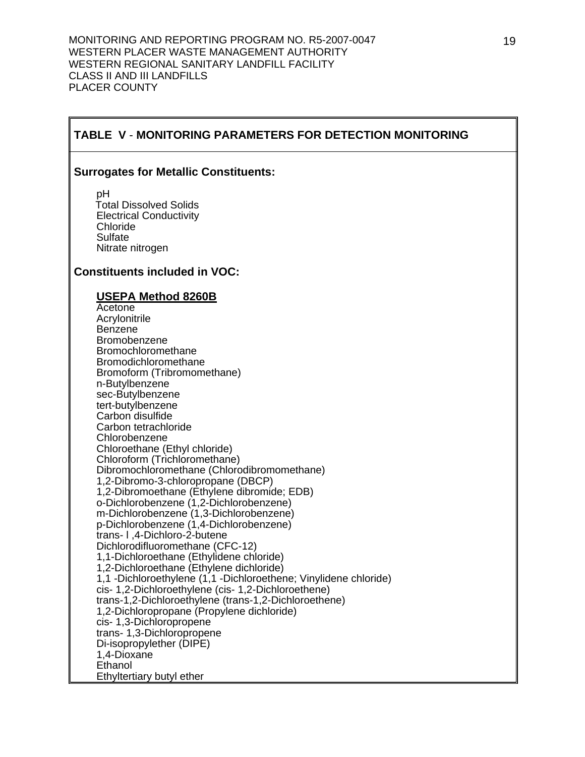## TABLE V - MONITORING PARAMETERS FOR DETECTION MONITORING

**Surrogates for Metallic Constituents:**

pH
Total Dissolved Solids
Electrical Conductivity
Chloride
Sulfate
Nitrate nitrogen

**Constituents included in VOC:**

**USEPA Method 8260B**

Acetone
Acrylonitrile
Benzene
Bromobenzene
Bromochloromethane
Bromodichloromethane
Bromoform (Tribromomethane)
n-Butylbenzene
sec-Butylbenzene
tert-butylbenzene
Carbon disulfide
Carbon tetrachloride
Chlorobenzene
Chloroethane (Ethyl chloride)
Chloroform (Trichloromethane)
Dibromochloromethane (Chlorodibromomethane)
1,2-Dibromo-3-chloropropane (DBCP)
1,2-Dibromoethane (Ethylene dibromide; EDB)
o-Dichlorobenzene (1,2-Dichlorobenzene)
m-Dichlorobenzene (1,3-Dichlorobenzene)
p-Dichlorobenzene (1,4-Dichlorobenzene)
trans- l ,4-Dichloro-2-butene
Dichlorodifluoromethane (CFC-12)
1,1-Dichloroethane (Ethylidene chloride)
1,2-Dichloroethane (Ethylene dichloride)
1,1 -Dichloroethylene (1,1 -Dichloroethene; Vinylidene chloride)
cis- 1,2-Dichloroethylene (cis- 1,2-Dichloroethene)
trans-1,2-Dichloroethylene (trans-1,2-Dichloroethene)
1,2-Dichloropropane (Propylene dichloride)
cis- 1,3-Dichloropropene
trans- 1,3-Dichloropropene
Di-isopropylether (DIPE)
1,4-Dioxane
Ethanol
Ethyltertiary butyl ether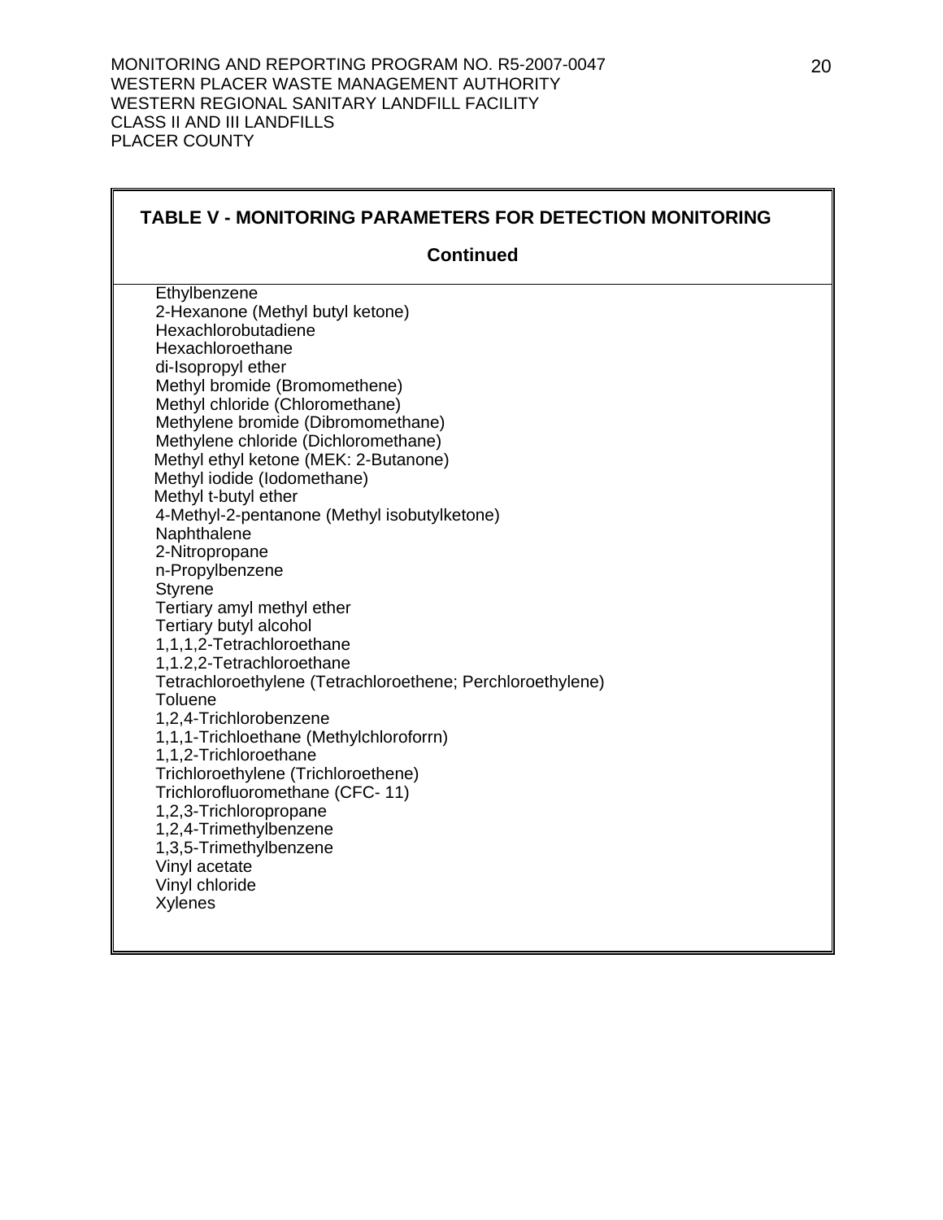## TABLE V - MONITORING PARAMETERS FOR DETECTION MONITORING

**Continued**

Ethylbenzene
2-Hexanone (Methyl butyl ketone)
Hexachlorobutadiene
Hexachloroethane
di-Isopropyl ether
Methyl bromide (Bromomethene)
Methyl chloride (Chloromethane)
Methylene bromide (Dibromomethane)
Methylene chloride (Dichloromethane)
Methyl ethyl ketone (MEK: 2-Butanone)
Methyl iodide (Iodomethane)
Methyl t-butyl ether
4-Methyl-2-pentanone (Methyl isobutylketone)
Naphthalene
2-Nitropropane
n-Propylbenzene
Styrene
Tertiary amyl methyl ether
Tertiary butyl alcohol
1,1,1,2-Tetrachloroethane
1,1.2,2-Tetrachloroethane
Tetrachloroethylene (Tetrachloroethene; Perchloroethylene)
Toluene
1,2,4-Trichlorobenzene
1,1,1-Trichloethane (Methylchloroforrn)
1,1,2-Trichloroethane
Trichloroethylene (Trichloroethene)
Trichlorofluoromethane (CFC- 11)
1,2,3-Trichloropropane
1,2,4-Trimethylbenzene
1,3,5-Trimethylbenzene
Vinyl acetate
Vinyl chloride
Xylenes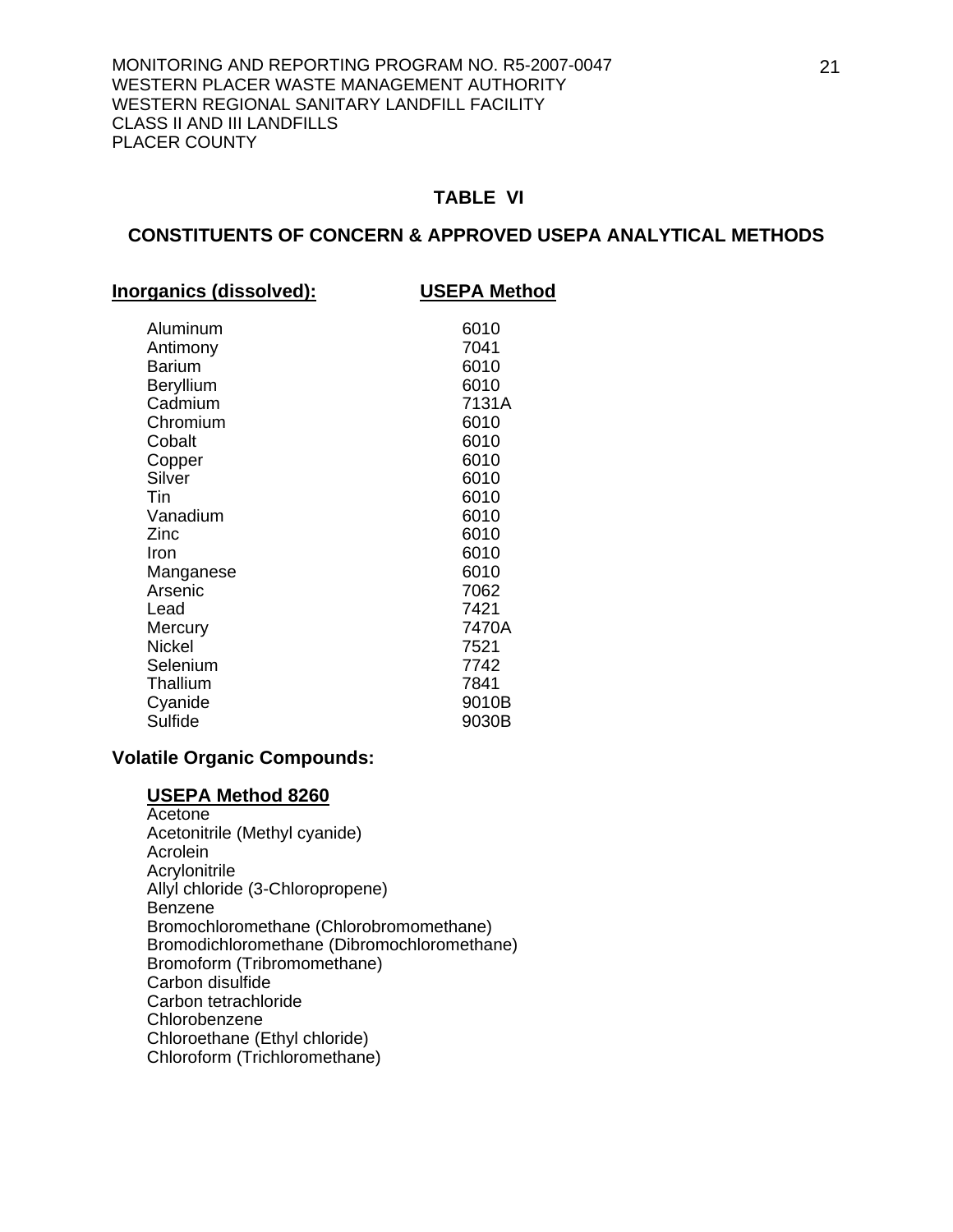## TABLE VI

## CONSTITUENTS OF CONCERN & APPROVED USEPA ANALYTICAL METHODS

| Inorganics (dissolved): | USEPA Method |
|---|---|
| Aluminum | 6010 |
| Antimony | 7041 |
| Barium | 6010 |
| Beryllium | 6010 |
| Cadmium | 7131A |
| Chromium | 6010 |
| Cobalt | 6010 |
| Copper | 6010 |
| Silver | 6010 |
| Tin | 6010 |
| Vanadium | 6010 |
| Zinc | 6010 |
| Iron | 6010 |
| Manganese | 6010 |
| Arsenic | 7062 |
| Lead | 7421 |
| Mercury | 7470A |
| Nickel | 7521 |
| Selenium | 7742 |
| Thallium | 7841 |
| Cyanide | 9010B |
| Sulfide | 9030B |

### Volatile Organic Compounds:

**USEPA Method 8260**

Acetone
Acetonitrile (Methyl cyanide)
Acrolein
Acrylonitrile
Allyl chloride (3-Chloropropene)
Benzene
Bromochloromethane (Chlorobromomethane)
Bromodichloromethane (Dibromochloromethane)
Bromoform (Tribromomethane)
Carbon disulfide
Carbon tetrachloride
Chlorobenzene
Chloroethane (Ethyl chloride)
Chloroform (Trichloromethane)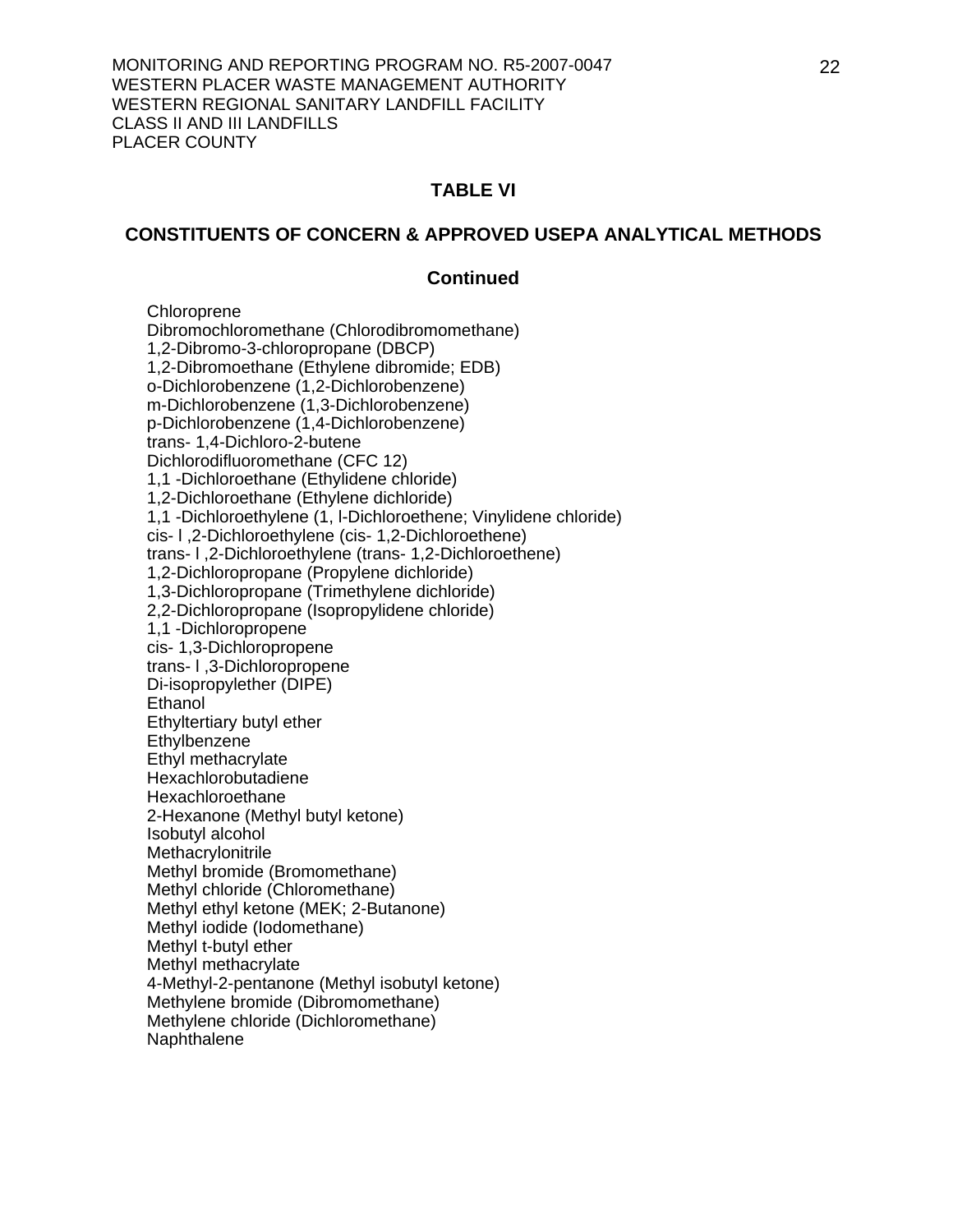## TABLE VI

## CONSTITUENTS OF CONCERN & APPROVED USEPA ANALYTICAL METHODS

### Continued

Chloroprene
Dibromochloromethane (Chlorodibromomethane)
1,2-Dibromo-3-chloropropane (DBCP)
1,2-Dibromoethane (Ethylene dibromide; EDB)
o-Dichlorobenzene (1,2-Dichlorobenzene)
m-Dichlorobenzene (1,3-Dichlorobenzene)
p-Dichlorobenzene (1,4-Dichlorobenzene)
trans- 1,4-Dichloro-2-butene
Dichlorodifluoromethane (CFC 12)
1,1 -Dichloroethane (Ethylidene chloride)
1,2-Dichloroethane (Ethylene dichloride)
1,1 -Dichloroethylene (1, l-Dichloroethene; Vinylidene chloride)
cis- l ,2-Dichloroethylene (cis- 1,2-Dichloroethene)
trans- l ,2-Dichloroethylene (trans- 1,2-Dichloroethene)
1,2-Dichloropropane (Propylene dichloride)
1,3-Dichloropropane (Trimethylene dichloride)
2,2-Dichloropropane (Isopropylidene chloride)
1,1 -Dichloropropene
cis- 1,3-Dichloropropene
trans- l ,3-Dichloropropene
Di-isopropylether (DIPE)
Ethanol
Ethyltertiary butyl ether
Ethylbenzene
Ethyl methacrylate
Hexachlorobutadiene
Hexachloroethane
2-Hexanone (Methyl butyl ketone)
Isobutyl alcohol
Methacrylonitrile
Methyl bromide (Bromomethane)
Methyl chloride (Chloromethane)
Methyl ethyl ketone (MEK; 2-Butanone)
Methyl iodide (Iodomethane)
Methyl t-butyl ether
Methyl methacrylate
4-Methyl-2-pentanone (Methyl isobutyl ketone)
Methylene bromide (Dibromomethane)
Methylene chloride (Dichloromethane)
Naphthalene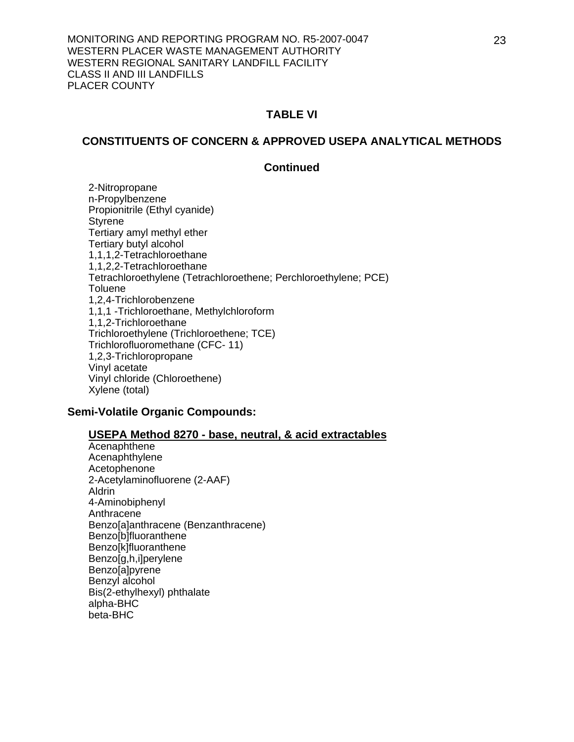## TABLE VI

## CONSTITUENTS OF CONCERN & APPROVED USEPA ANALYTICAL METHODS

### Continued

2-Nitropropane
n-Propylbenzene
Propionitrile (Ethyl cyanide)
Styrene
Tertiary amyl methyl ether
Tertiary butyl alcohol
1,1,1,2-Tetrachloroethane
1,1,2,2-Tetrachloroethane
Tetrachloroethylene (Tetrachloroethene; Perchloroethylene; PCE)
Toluene
1,2,4-Trichlorobenzene
1,1,1 -Trichloroethane, Methylchloroform
1,1,2-Trichloroethane
Trichloroethylene (Trichloroethene; TCE)
Trichlorofluoromethane (CFC- 11)
1,2,3-Trichloropropane
Vinyl acetate
Vinyl chloride (Chloroethene)
Xylene (total)

**Semi-Volatile Organic Compounds:**

**USEPA Method 8270 - base, neutral, & acid extractables**

Acenaphthene
Acenaphthylene
Acetophenone
2-Acetylaminofluorene (2-AAF)
Aldrin
4-Aminobiphenyl
Anthracene
Benzo[a]anthracene (Benzanthracene)
Benzo[b]fluoranthene
Benzo[k]fluoranthene
Benzo[g,h,i]perylene
Benzo[a]pyrene
Benzyl alcohol
Bis(2-ethylhexyl) phthalate
alpha-BHC
beta-BHC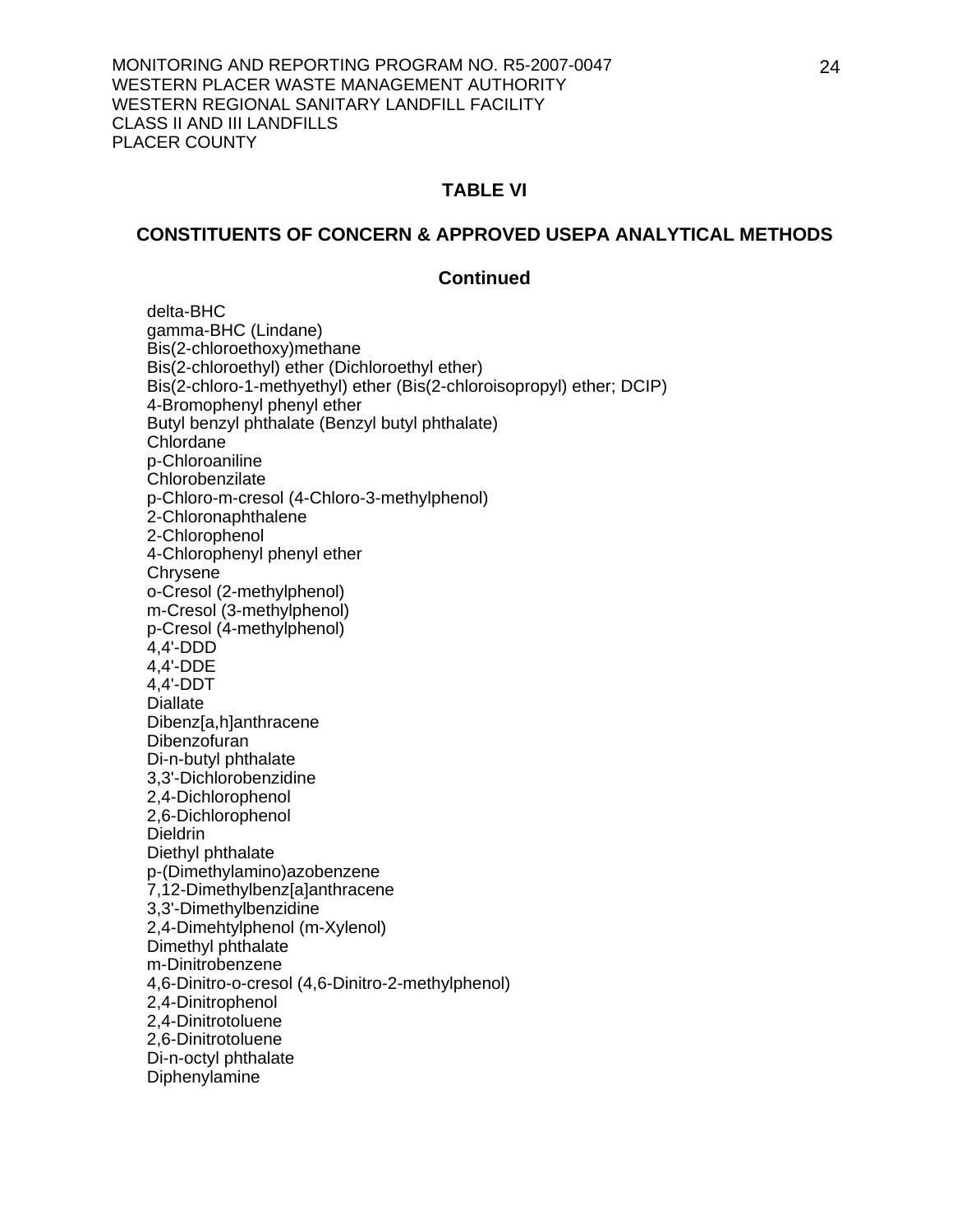## TABLE VI

## CONSTITUENTS OF CONCERN & APPROVED USEPA ANALYTICAL METHODS

### Continued

delta-BHC
gamma-BHC (Lindane)
Bis(2-chloroethoxy)methane
Bis(2-chloroethyl) ether (Dichloroethyl ether)
Bis(2-chloro-1-methyethyl) ether (Bis(2-chloroisopropyl) ether; DCIP)
4-Bromophenyl phenyl ether
Butyl benzyl phthalate (Benzyl butyl phthalate)
Chlordane
p-Chloroaniline
Chlorobenzilate
p-Chloro-m-cresol (4-Chloro-3-methylphenol)
2-Chloronaphthalene
2-Chlorophenol
4-Chlorophenyl phenyl ether
Chrysene
o-Cresol (2-methylphenol)
m-Cresol (3-methylphenol)
p-Cresol (4-methylphenol)
4,4'-DDD
4,4'-DDE
4,4'-DDT
Diallate
Dibenz[a,h]anthracene
Dibenzofuran
Di-n-butyl phthalate
3,3'-Dichlorobenzidine
2,4-Dichlorophenol
2,6-Dichlorophenol
Dieldrin
Diethyl phthalate
p-(Dimethylamino)azobenzene
7,12-Dimethylbenz[a]anthracene
3,3'-Dimethylbenzidine
2,4-Dimehtylphenol (m-Xylenol)
Dimethyl phthalate
m-Dinitrobenzene
4,6-Dinitro-o-cresol (4,6-Dinitro-2-methylphenol)
2,4-Dinitrophenol
2,4-Dinitrotoluene
2,6-Dinitrotoluene
Di-n-octyl phthalate
Diphenylamine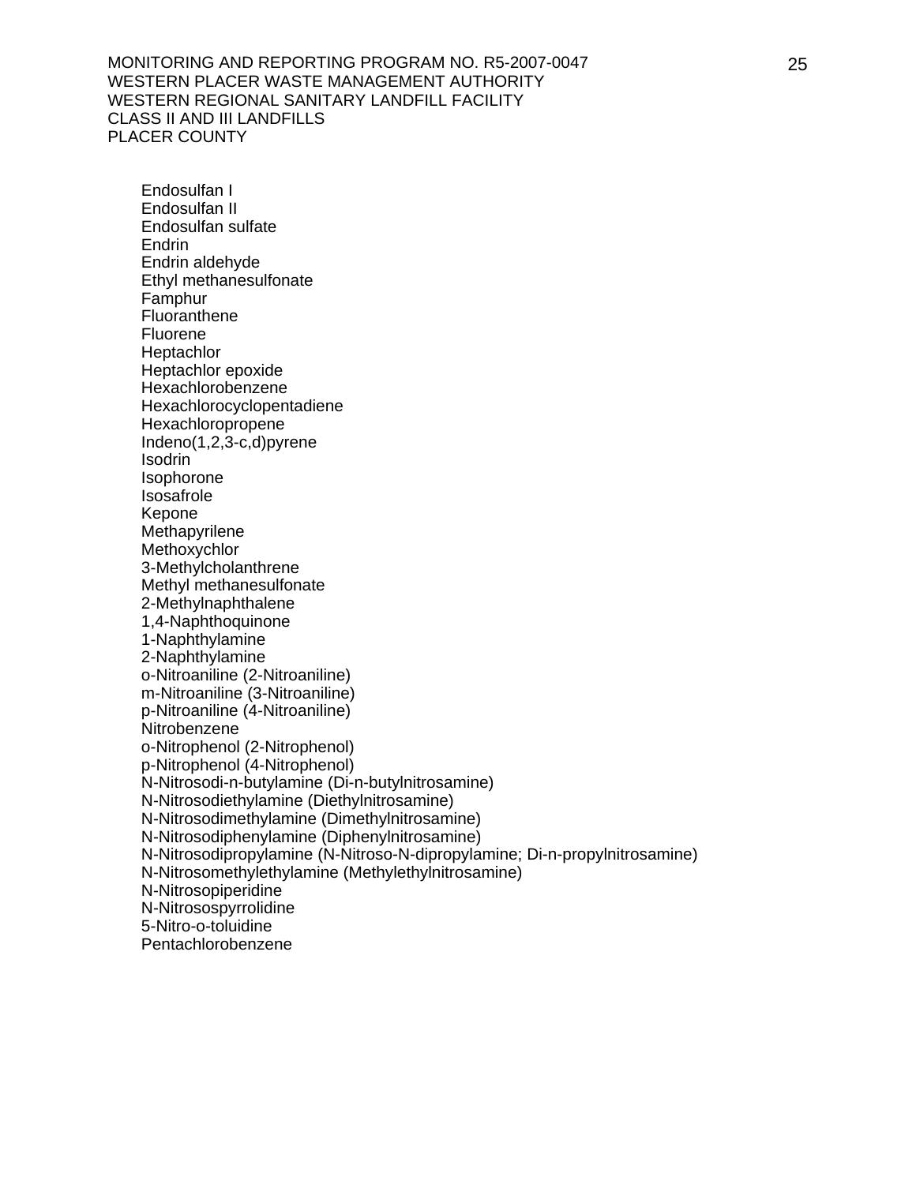Endosulfan I
Endosulfan II
Endosulfan sulfate
Endrin
Endrin aldehyde
Ethyl methanesulfonate
Famphur
Fluoranthene
Fluorene
Heptachlor
Heptachlor epoxide
Hexachlorobenzene
Hexachlorocyclopentadiene
Hexachloropropene
Indeno(1,2,3-c,d)pyrene
Isodrin
Isophorone
Isosafrole
Kepone
Methapyrilene
Methoxychlor
3-Methylcholanthrene
Methyl methanesulfonate
2-Methylnaphthalene
1,4-Naphthoquinone
1-Naphthylamine
2-Naphthylamine
o-Nitroaniline (2-Nitroaniline)
m-Nitroaniline (3-Nitroaniline)
p-Nitroaniline (4-Nitroaniline)
Nitrobenzene
o-Nitrophenol (2-Nitrophenol)
p-Nitrophenol (4-Nitrophenol)
N-Nitrosodi-n-butylamine (Di-n-butylnitrosamine)
N-Nitrosodiethylamine (Diethylnitrosamine)
N-Nitrosodimethylamine (Dimethylnitrosamine)
N-Nitrosodiphenylamine (Diphenylnitrosamine)
N-Nitrosodipropylamine (N-Nitroso-N-dipropylamine; Di-n-propylnitrosamine)
N-Nitrosomethylethylamine (Methylethylnitrosamine)
N-Nitrosopiperidine
N-Nitrosospyrrolidine
5-Nitro-o-toluidine
Pentachlorobenzene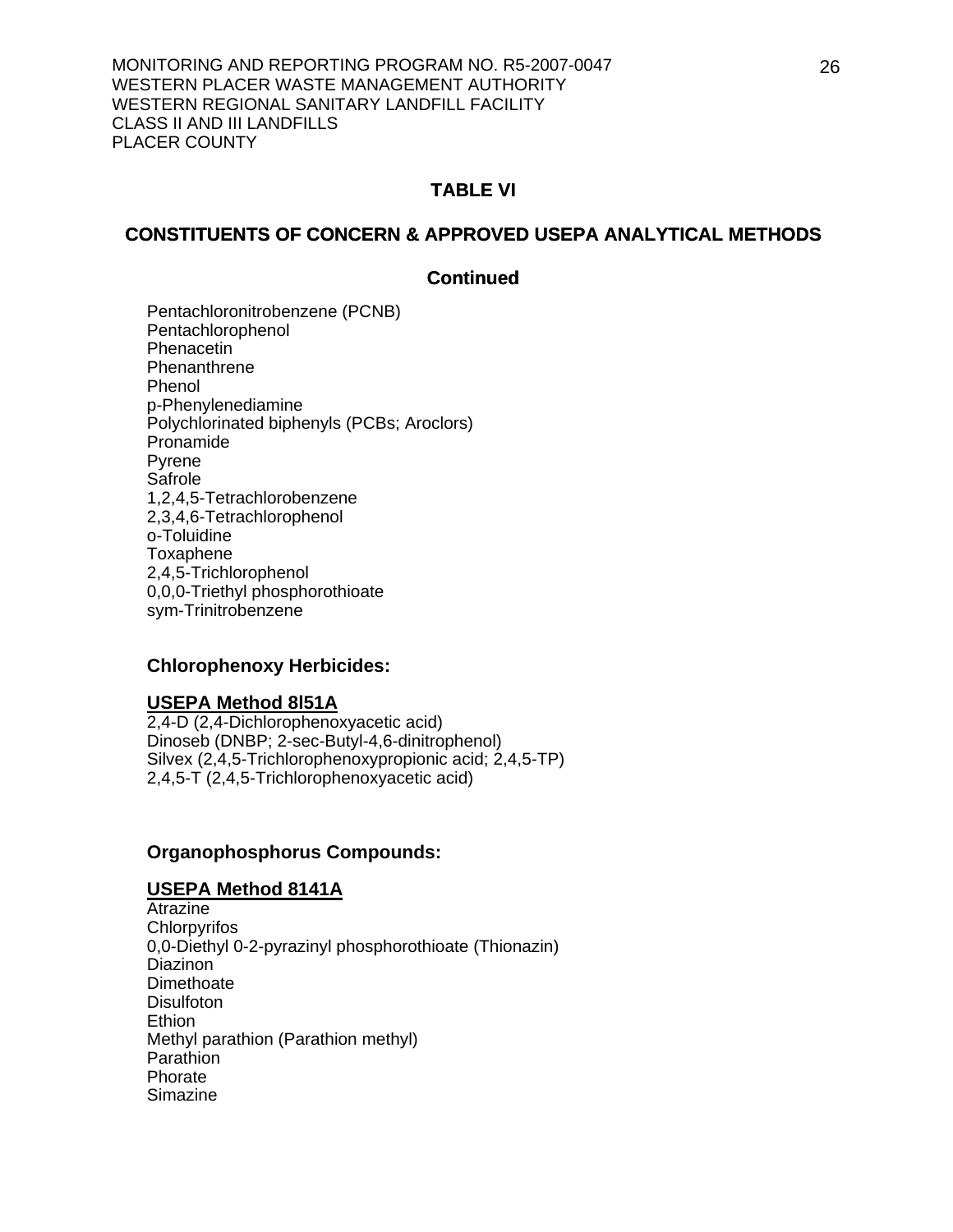## TABLE VI

## CONSTITUENTS OF CONCERN & APPROVED USEPA ANALYTICAL METHODS

### Continued

Pentachloronitrobenzene (PCNB)
Pentachlorophenol
Phenacetin
Phenanthrene
Phenol
p-Phenylenediamine
Polychlorinated biphenyls (PCBs; Aroclors)
Pronamide
Pyrene
Safrole
1,2,4,5-Tetrachlorobenzene
2,3,4,6-Tetrachlorophenol
o-Toluidine
Toxaphene
2,4,5-Trichlorophenol
0,0,0-Triethyl phosphorothioate
sym-Trinitrobenzene

**Chlorophenoxy Herbicides:**

**USEPA Method 8l51A**

2,4-D (2,4-Dichlorophenoxyacetic acid)
Dinoseb (DNBP; 2-sec-Butyl-4,6-dinitrophenol)
Silvex (2,4,5-Trichlorophenoxypropionic acid; 2,4,5-TP)
2,4,5-T (2,4,5-Trichlorophenoxyacetic acid)

**Organophosphorus Compounds:**

**USEPA Method 8141A**

Atrazine
Chlorpyrifos
0,0-Diethyl 0-2-pyrazinyl phosphorothioate (Thionazin)
Diazinon
Dimethoate
Disulfoton
Ethion
Methyl parathion (Parathion methyl)
Parathion
Phorate
Simazine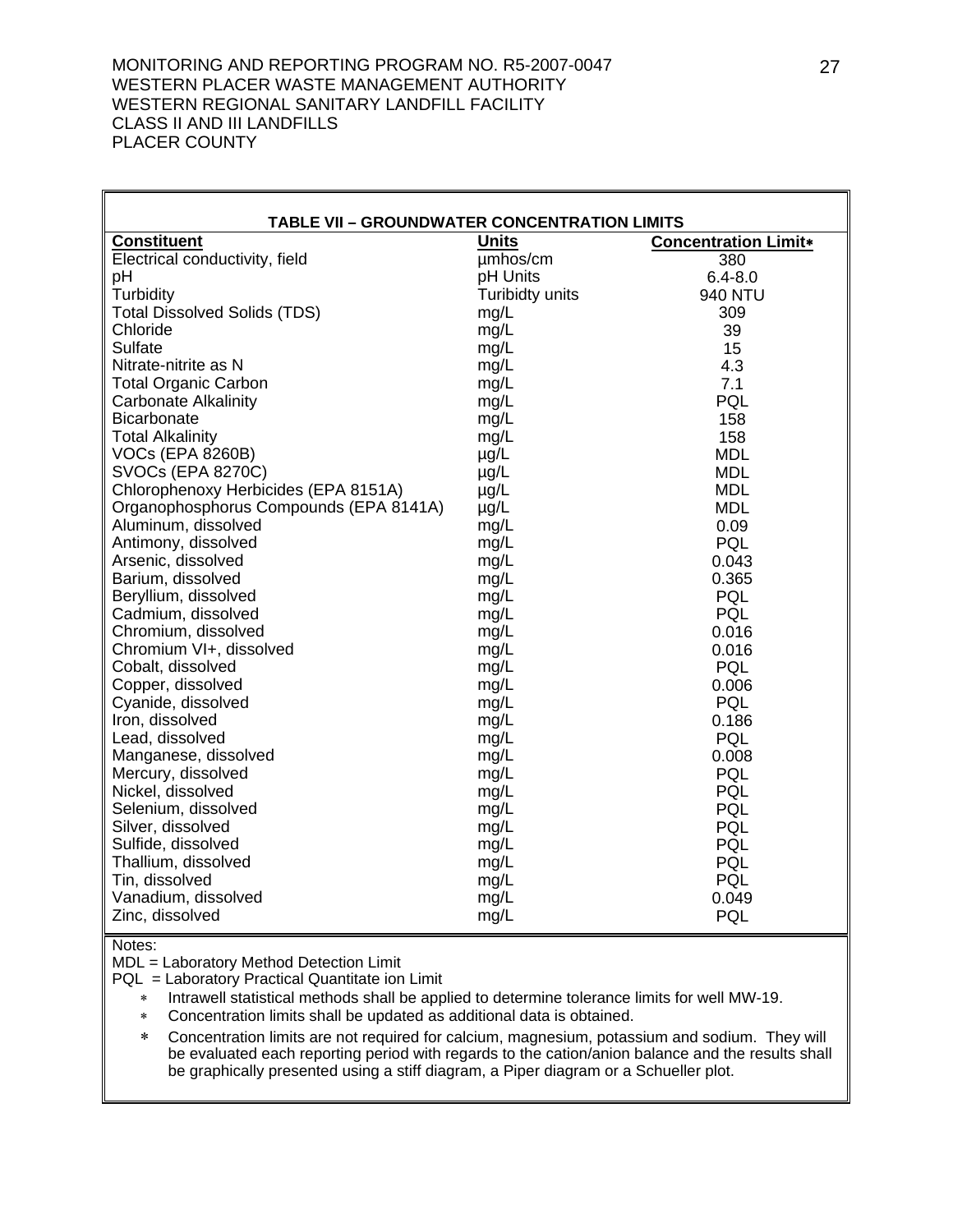MONITORING AND REPORTING PROGRAM NO. R5-2007-0047
WESTERN PLACER WASTE MANAGEMENT AUTHORITY
WESTERN REGIONAL SANITARY LANDFILL FACILITY
CLASS II AND III LANDFILLS
PLACER COUNTY

**TABLE VII – GROUNDWATER CONCENTRATION LIMITS**

| Constituent | Units | Concentration Limit* |
|---|---|---|
| Electrical conductivity, field | µmhos/cm | 380 |
| pH | pH Units | 6.4-8.0 |
| Turbidity | Turibidty units | 940 NTU |
| Total Dissolved Solids (TDS) | mg/L | 309 |
| Chloride | mg/L | 39 |
| Sulfate | mg/L | 15 |
| Nitrate-nitrite as N | mg/L | 4.3 |
| Total Organic Carbon | mg/L | 7.1 |
| Carbonate Alkalinity | mg/L | PQL |
| Bicarbonate | mg/L | 158 |
| Total Alkalinity | mg/L | 158 |
| VOCs (EPA 8260B) | µg/L | MDL |
| SVOCs (EPA 8270C) | µg/L | MDL |
| Chlorophenoxy Herbicides (EPA 8151A) | µg/L | MDL |
| Organophosphorus Compounds (EPA 8141A) | µg/L | MDL |
| Aluminum, dissolved | mg/L | 0.09 |
| Antimony, dissolved | mg/L | PQL |
| Arsenic, dissolved | mg/L | 0.043 |
| Barium, dissolved | mg/L | 0.365 |
| Beryllium, dissolved | mg/L | PQL |
| Cadmium, dissolved | mg/L | PQL |
| Chromium, dissolved | mg/L | 0.016 |
| Chromium VI+, dissolved | mg/L | 0.016 |
| Cobalt, dissolved | mg/L | PQL |
| Copper, dissolved | mg/L | 0.006 |
| Cyanide, dissolved | mg/L | PQL |
| Iron, dissolved | mg/L | 0.186 |
| Lead, dissolved | mg/L | PQL |
| Manganese, dissolved | mg/L | 0.008 |
| Mercury, dissolved | mg/L | PQL |
| Nickel, dissolved | mg/L | PQL |
| Selenium, dissolved | mg/L | PQL |
| Silver, dissolved | mg/L | PQL |
| Sulfide, dissolved | mg/L | PQL |
| Thallium, dissolved | mg/L | PQL |
| Tin, dissolved | mg/L | PQL |
| Vanadium, dissolved | mg/L | 0.049 |
| Zinc, dissolved | mg/L | PQL |

Notes:

MDL = Laboratory Method Detection Limit

PQL = Laboratory Practical Quantitate ion Limit

- * Intrawell statistical methods shall be applied to determine tolerance limits for well MW-19.
- * Concentration limits shall be updated as additional data is obtained.
- * Concentration limits are not required for calcium, magnesium, potassium and sodium. They will be evaluated each reporting period with regards to the cation/anion balance and the results shall be graphically presented using a stiff diagram, a Piper diagram or a Schueller plot.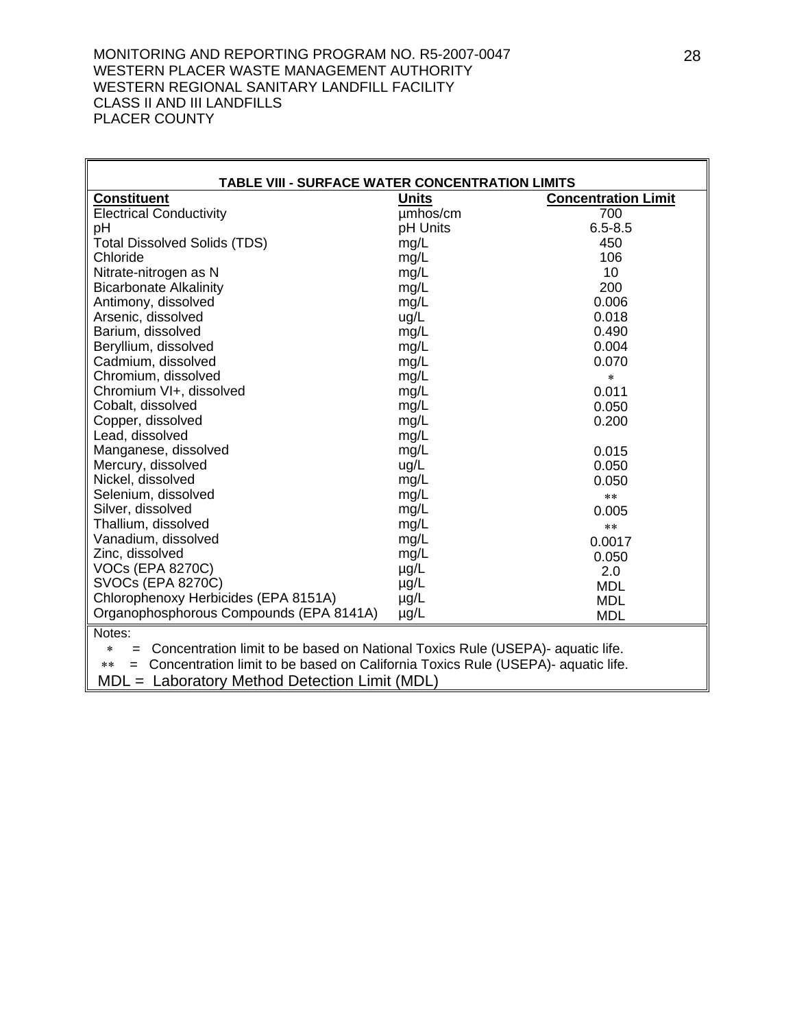| TABLE VIII - SURFACE WATER CONCENTRATION LIMITS | | |
|---|---|---|
| **Constituent** | **Units** | **Concentration Limit** |
| Electrical Conductivity | µmhos/cm | 700 |
| pH | pH Units | 6.5-8.5 |
| Total Dissolved Solids (TDS) | mg/L | 450 |
| Chloride | mg/L | 106 |
| Nitrate-nitrogen as N | mg/L | 10 |
| Bicarbonate Alkalinity | mg/L | 200 |
| Antimony, dissolved | mg/L | 0.006 |
| Arsenic, dissolved | ug/L | 0.018 |
| Barium, dissolved | mg/L | 0.490 |
| Beryllium, dissolved | mg/L | 0.004 |
| Cadmium, dissolved | mg/L | 0.070 |
| Chromium, dissolved | mg/L | * |
| Chromium VI+, dissolved | mg/L | 0.011 |
| Cobalt, dissolved | mg/L | 0.050 |
| Copper, dissolved | mg/L | 0.200 |
| Lead, dissolved | mg/L | |
| Manganese, dissolved | mg/L | 0.015 |
| Mercury, dissolved | ug/L | 0.050 |
| Nickel, dissolved | mg/L | 0.050 |
| Selenium, dissolved | mg/L | ** |
| Silver, dissolved | mg/L | 0.005 |
| Thallium, dissolved | mg/L | ** |
| Vanadium, dissolved | mg/L | 0.0017 |
| Zinc, dissolved | mg/L | 0.050 |
| VOCs (EPA 8270C) | µg/L | 2.0 |
| SVOCs (EPA 8270C) | µg/L | MDL |
| Chlorophenoxy Herbicides (EPA 8151A) | µg/L | MDL |
| Organophosphorous Compounds (EPA 8141A) | µg/L | MDL |

Notes:

* = Concentration limit to be based on National Toxics Rule (USEPA)- aquatic life.

** = Concentration limit to be based on California Toxics Rule (USEPA)- aquatic life.

MDL = Laboratory Method Detection Limit (MDL)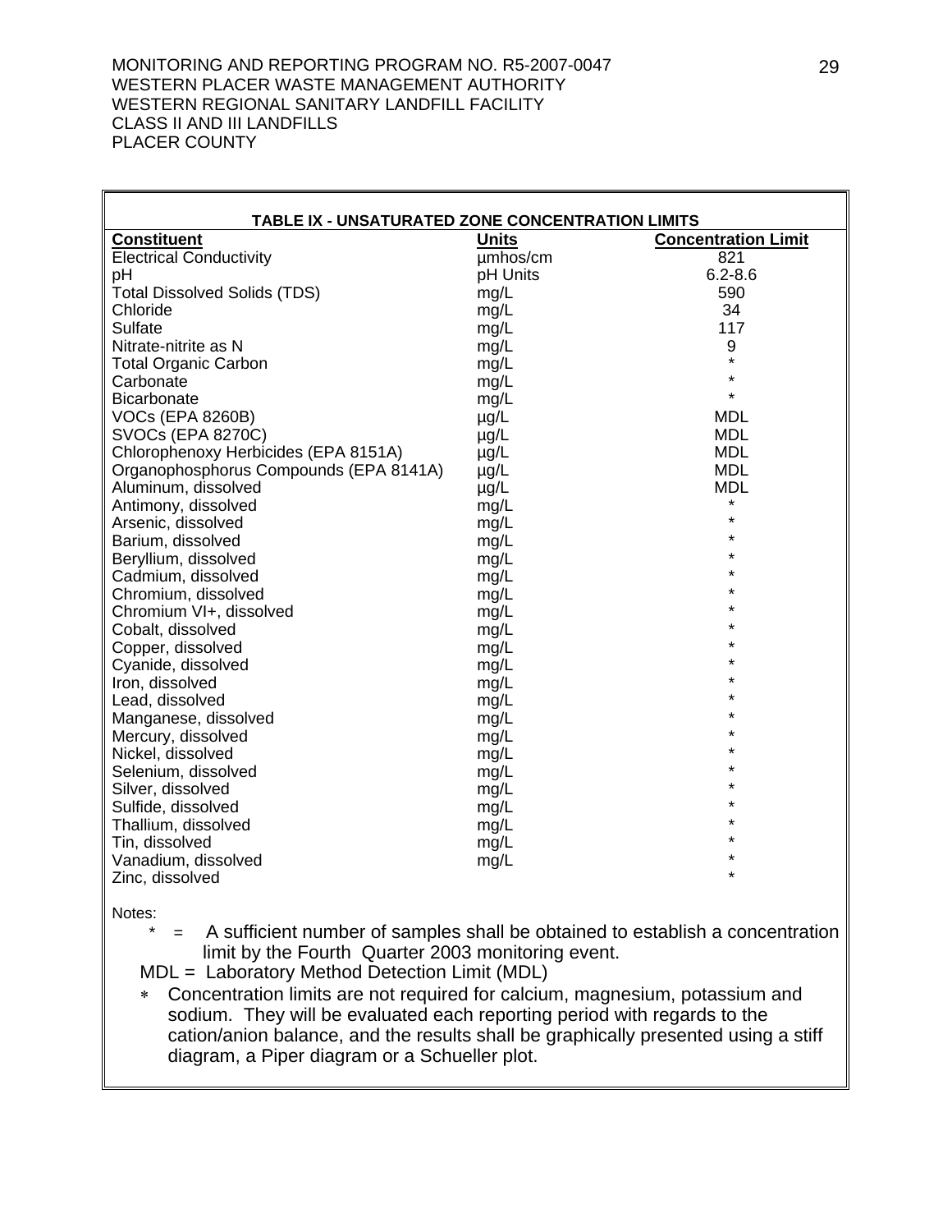MONITORING AND REPORTING PROGRAM NO. R5-2007-0047
WESTERN PLACER WASTE MANAGEMENT AUTHORITY
WESTERN REGIONAL SANITARY LANDFILL FACILITY
CLASS II AND III LANDFILLS
PLACER COUNTY

**TABLE IX - UNSATURATED ZONE CONCENTRATION LIMITS**

| Constituent | Units | Concentration Limit |
|---|---|---|
| Electrical Conductivity | µmhos/cm | 821 |
| pH | pH Units | 6.2-8.6 |
| Total Dissolved Solids (TDS) | mg/L | 590 |
| Chloride | mg/L | 34 |
| Sulfate | mg/L | 117 |
| Nitrate-nitrite as N | mg/L | 9 |
| Total Organic Carbon | mg/L | * |
| Carbonate | mg/L | * |
| Bicarbonate | mg/L | * |
| VOCs (EPA 8260B) | µg/L | MDL |
| SVOCs (EPA 8270C) | µg/L | MDL |
| Chlorophenoxy Herbicides (EPA 8151A) | µg/L | MDL |
| Organophosphorus Compounds (EPA 8141A) | µg/L | MDL |
| Aluminum, dissolved | µg/L | MDL |
| Antimony, dissolved | mg/L | * |
| Arsenic, dissolved | mg/L | * |
| Barium, dissolved | mg/L | * |
| Beryllium, dissolved | mg/L | * |
| Cadmium, dissolved | mg/L | * |
| Chromium, dissolved | mg/L | * |
| Chromium VI+, dissolved | mg/L | * |
| Cobalt, dissolved | mg/L | * |
| Copper, dissolved | mg/L | * |
| Cyanide, dissolved | mg/L | * |
| Iron, dissolved | mg/L | * |
| Lead, dissolved | mg/L | * |
| Manganese, dissolved | mg/L | * |
| Mercury, dissolved | mg/L | * |
| Nickel, dissolved | mg/L | * |
| Selenium, dissolved | mg/L | * |
| Silver, dissolved | mg/L | * |
| Sulfide, dissolved | mg/L | * |
| Thallium, dissolved | mg/L | * |
| Tin, dissolved | mg/L | * |
| Vanadium, dissolved | mg/L | * |
| Zinc, dissolved | | * |

Notes:

\* = A sufficient number of samples shall be obtained to establish a concentration limit by the Fourth Quarter 2003 monitoring event.

MDL = Laboratory Method Detection Limit (MDL)

∗ Concentration limits are not required for calcium, magnesium, potassium and sodium. They will be evaluated each reporting period with regards to the cation/anion balance, and the results shall be graphically presented using a stiff diagram, a Piper diagram or a Schueller plot.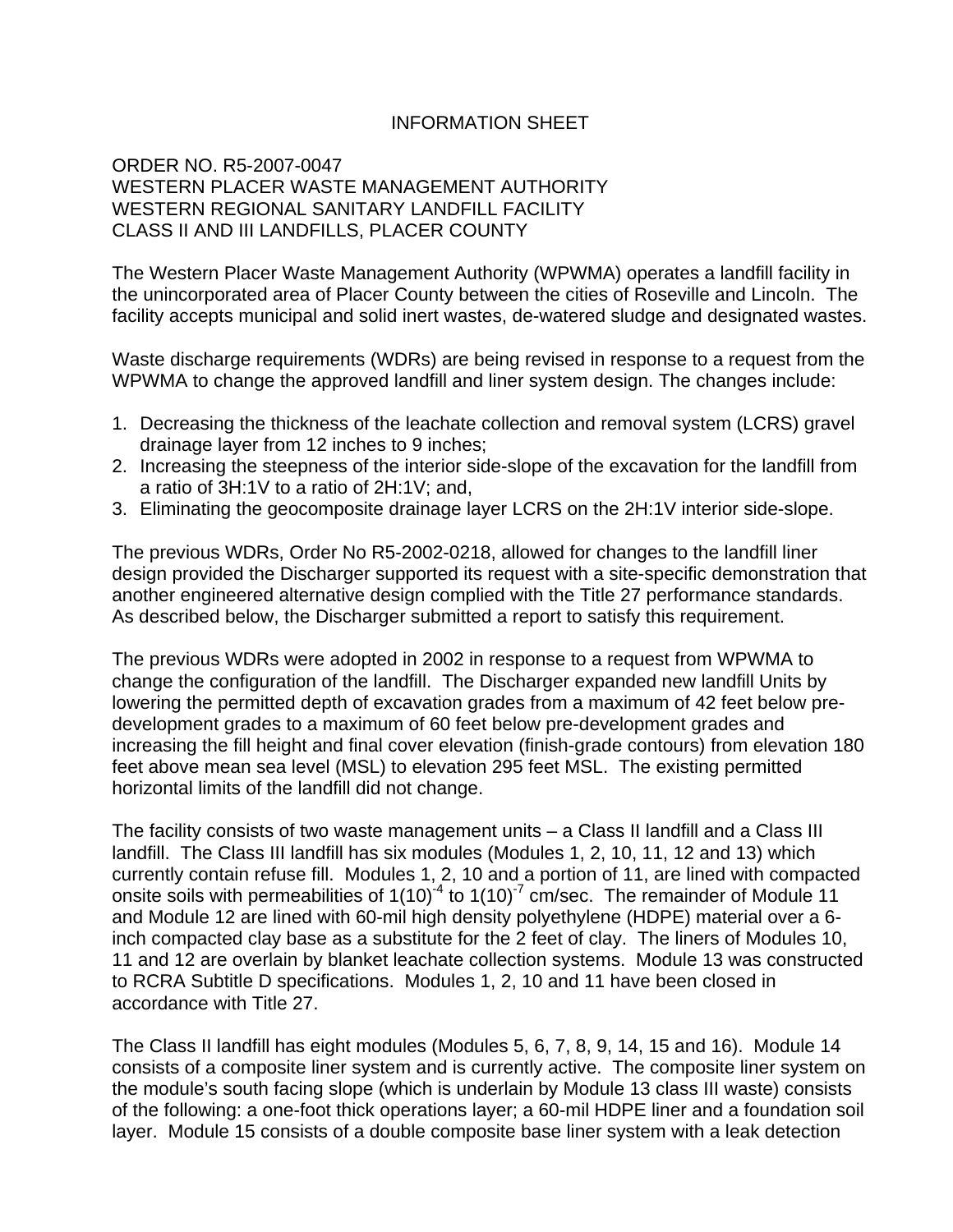# INFORMATION SHEET

ORDER NO. R5-2007-0047
WESTERN PLACER WASTE MANAGEMENT AUTHORITY
WESTERN REGIONAL SANITARY LANDFILL FACILITY
CLASS II AND III LANDFILLS, PLACER COUNTY

The Western Placer Waste Management Authority (WPWMA) operates a landfill facility in the unincorporated area of Placer County between the cities of Roseville and Lincoln. The facility accepts municipal and solid inert wastes, de-watered sludge and designated wastes.

Waste discharge requirements (WDRs) are being revised in response to a request from the WPWMA to change the approved landfill and liner system design. The changes include:

1. Decreasing the thickness of the leachate collection and removal system (LCRS) gravel drainage layer from 12 inches to 9 inches;
2. Increasing the steepness of the interior side-slope of the excavation for the landfill from a ratio of 3H:1V to a ratio of 2H:1V; and,
3. Eliminating the geocomposite drainage layer LCRS on the 2H:1V interior side-slope.

The previous WDRs, Order No R5-2002-0218, allowed for changes to the landfill liner design provided the Discharger supported its request with a site-specific demonstration that another engineered alternative design complied with the Title 27 performance standards. As described below, the Discharger submitted a report to satisfy this requirement.

The previous WDRs were adopted in 2002 in response to a request from WPWMA to change the configuration of the landfill. The Discharger expanded new landfill Units by lowering the permitted depth of excavation grades from a maximum of 42 feet below pre-development grades to a maximum of 60 feet below pre-development grades and increasing the fill height and final cover elevation (finish-grade contours) from elevation 180 feet above mean sea level (MSL) to elevation 295 feet MSL. The existing permitted horizontal limits of the landfill did not change.

The facility consists of two waste management units – a Class II landfill and a Class III landfill. The Class III landfill has six modules (Modules 1, 2, 10, 11, 12 and 13) which currently contain refuse fill. Modules 1, 2, 10 and a portion of 11, are lined with compacted onsite soils with permeabilities of $1(10)^{-4}$ to $1(10)^{-7}$ cm/sec. The remainder of Module 11 and Module 12 are lined with 60-mil high density polyethylene (HDPE) material over a 6-inch compacted clay base as a substitute for the 2 feet of clay. The liners of Modules 10, 11 and 12 are overlain by blanket leachate collection systems. Module 13 was constructed to RCRA Subtitle D specifications. Modules 1, 2, 10 and 11 have been closed in accordance with Title 27.

The Class II landfill has eight modules (Modules 5, 6, 7, 8, 9, 14, 15 and 16). Module 14 consists of a composite liner system and is currently active. The composite liner system on the module's south facing slope (which is underlain by Module 13 class III waste) consists of the following: a one-foot thick operations layer; a 60-mil HDPE liner and a foundation soil layer. Module 15 consists of a double composite base liner system with a leak detection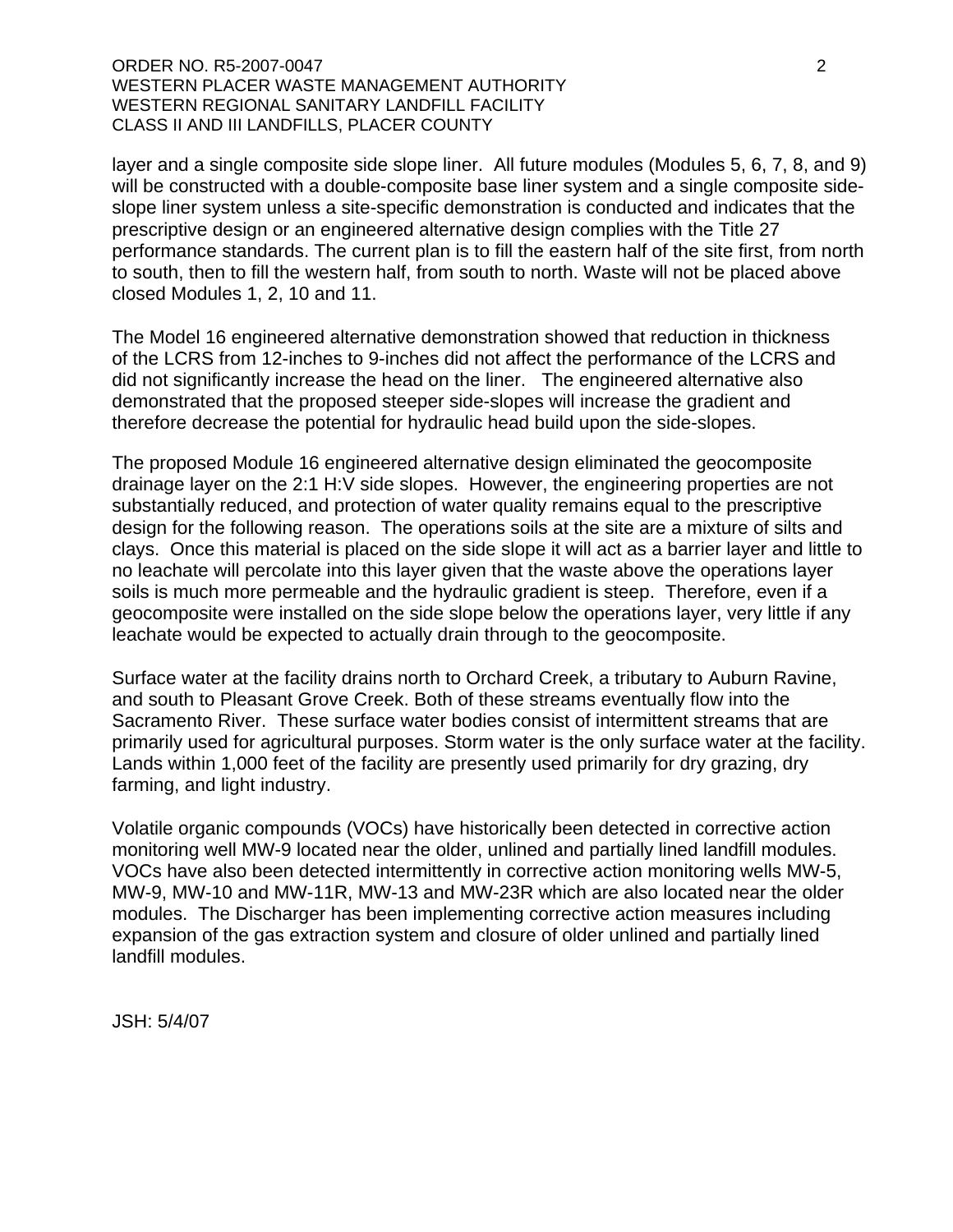layer and a single composite side slope liner. All future modules (Modules 5, 6, 7, 8, and 9) will be constructed with a double-composite base liner system and a single composite side-slope liner system unless a site-specific demonstration is conducted and indicates that the prescriptive design or an engineered alternative design complies with the Title 27 performance standards. The current plan is to fill the eastern half of the site first, from north to south, then to fill the western half, from south to north. Waste will not be placed above closed Modules 1, 2, 10 and 11.

The Model 16 engineered alternative demonstration showed that reduction in thickness of the LCRS from 12-inches to 9-inches did not affect the performance of the LCRS and did not significantly increase the head on the liner. The engineered alternative also demonstrated that the proposed steeper side-slopes will increase the gradient and therefore decrease the potential for hydraulic head build upon the side-slopes.

The proposed Module 16 engineered alternative design eliminated the geocomposite drainage layer on the 2:1 H:V side slopes. However, the engineering properties are not substantially reduced, and protection of water quality remains equal to the prescriptive design for the following reason. The operations soils at the site are a mixture of silts and clays. Once this material is placed on the side slope it will act as a barrier layer and little to no leachate will percolate into this layer given that the waste above the operations layer soils is much more permeable and the hydraulic gradient is steep. Therefore, even if a geocomposite were installed on the side slope below the operations layer, very little if any leachate would be expected to actually drain through to the geocomposite.

Surface water at the facility drains north to Orchard Creek, a tributary to Auburn Ravine, and south to Pleasant Grove Creek. Both of these streams eventually flow into the Sacramento River. These surface water bodies consist of intermittent streams that are primarily used for agricultural purposes. Storm water is the only surface water at the facility. Lands within 1,000 feet of the facility are presently used primarily for dry grazing, dry farming, and light industry.

Volatile organic compounds (VOCs) have historically been detected in corrective action monitoring well MW-9 located near the older, unlined and partially lined landfill modules. VOCs have also been detected intermittently in corrective action monitoring wells MW-5, MW-9, MW-10 and MW-11R, MW-13 and MW-23R which are also located near the older modules. The Discharger has been implementing corrective action measures including expansion of the gas extraction system and closure of older unlined and partially lined landfill modules.

JSH: 5/4/07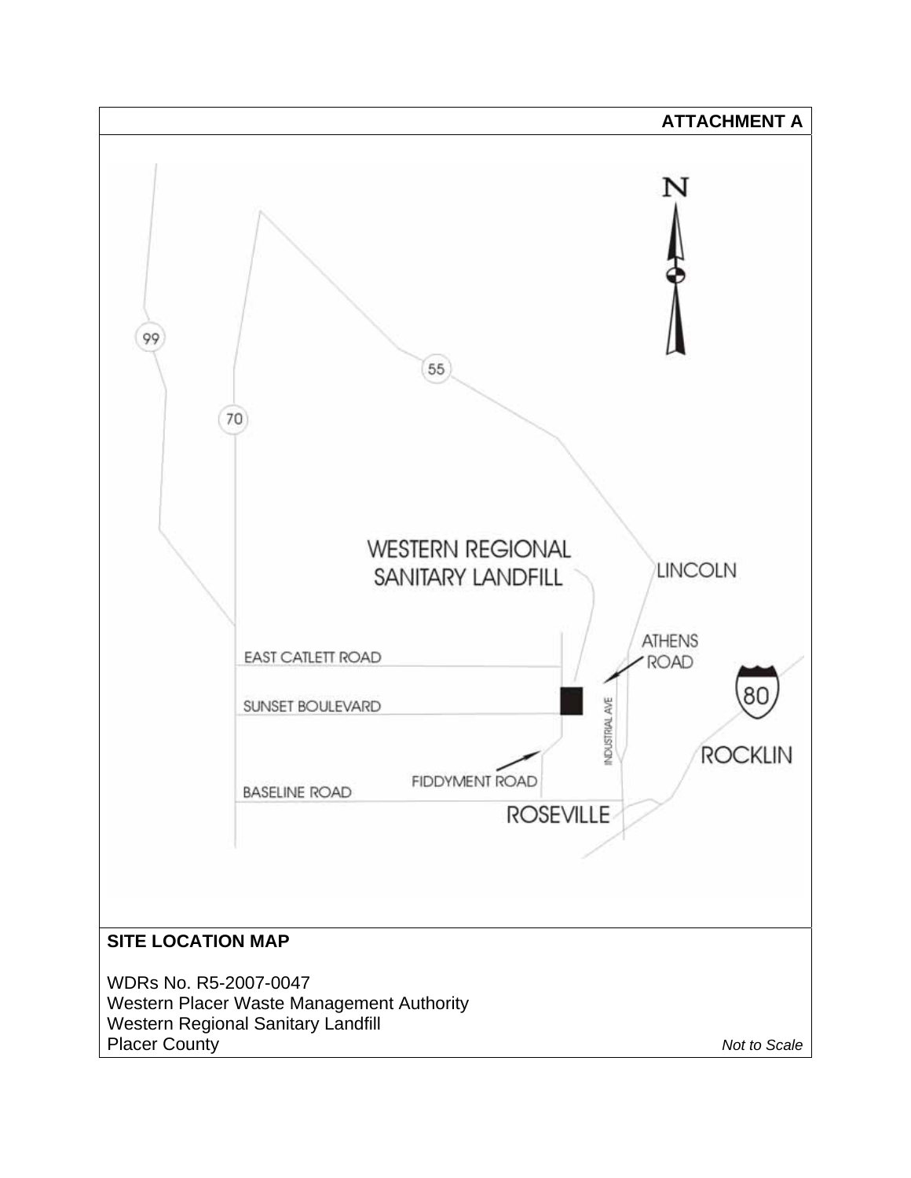**ATTACHMENT A**

WESTERN REGIONAL SANITARY LANDFILL

LINCOLN

ATHENS ROAD

EAST CATLETT ROAD

SUNSET BOULEVARD

INDUSTRIAL AVE

ROCKLIN

FIDDYMENT ROAD

BASELINE ROAD

ROSEVILLE

99

70

55

80

N

**SITE LOCATION MAP**

WDRs No. R5-2007-0047
Western Placer Waste Management Authority
Western Regional Sanitary Landfill
Placer County

*Not to Scale*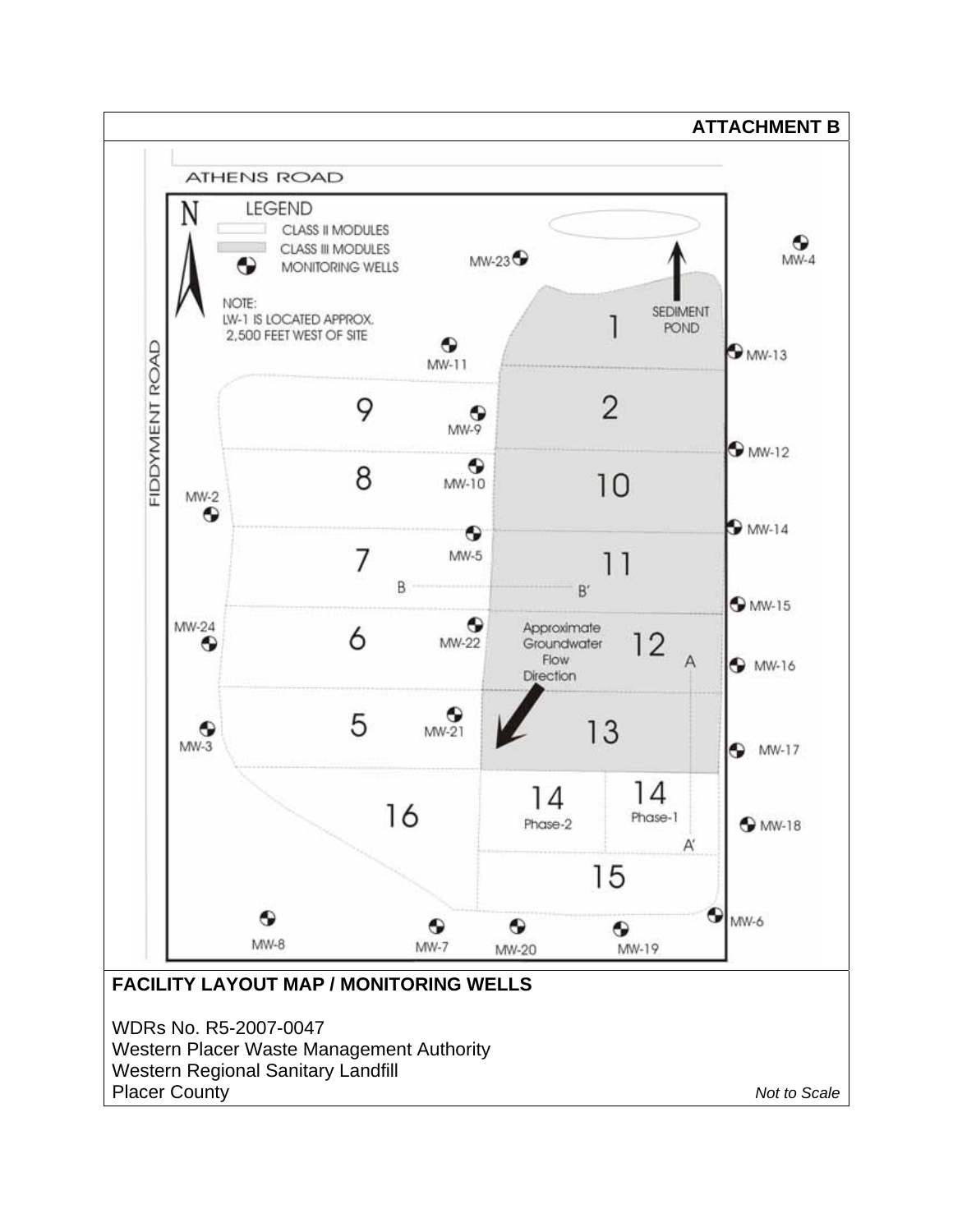**ATTACHMENT B**

ATHENS ROAD

FIDDYMENT ROAD

N

LEGEND

CLASS II MODULES

CLASS III MODULES

MONITORING WELLS

NOTE:
LW-1 IS LOCATED APPROX. 2,500 FEET WEST OF SITE

SEDIMENT POND

Approximate Groundwater Flow Direction

MW-2, MW-3, MW-4, MW-5, MW-6, MW-7, MW-8, MW-9, MW-10, MW-11, MW-12, MW-13, MW-14, MW-15, MW-16, MW-17, MW-18, MW-19, MW-20, MW-21, MW-22, MW-23, MW-24

1, 2, 5, 6, 7, 8, 9, 10, 11, 12, 13, 14 Phase-1, 14 Phase-2, 15, 16

A, A', B, B'

**FACILITY LAYOUT MAP / MONITORING WELLS**

WDRs No. R5-2007-0047
Western Placer Waste Management Authority
Western Regional Sanitary Landfill
Placer County

*Not to Scale*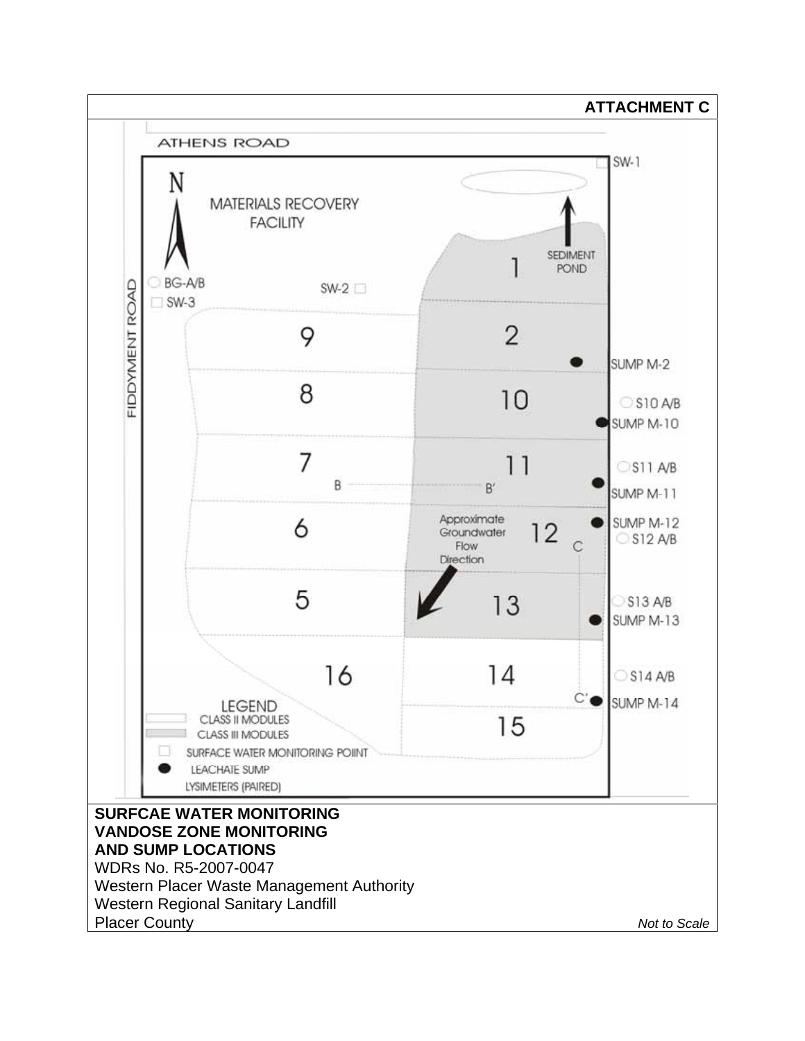**ATTACHMENT C**

ATHENS ROAD

FIDDYMENT ROAD

N

MATERIALS RECOVERY FACILITY

SEDIMENT POND

SW-1

BG-A/B

SW-3

SW-2

1

2

9

8

10

7

11

6

12

5

13

16

14

15

B B'

C C'

Approximate Groundwater Flow Direction

SUMP M-2

S10 A/B

SUMP M-10

S11 A/B

SUMP M-11

SUMP M-12

S12 A/B

S13 A/B

SUMP M-13

S14 A/B

SUMP M-14

LEGEND

CLASS II MODULES

CLASS III MODULES

SURFACE WATER MONITORING POIINT

LEACHATE SUMP

LYSIMETERS (PAIRED)

**SURFCAE WATER MONITORING**
**VANDOSE ZONE MONITORING**
**AND SUMP LOCATIONS**

WDRs No. R5-2007-0047
Western Placer Waste Management Authority
Western Regional Sanitary Landfill
Placer County

*Not to Scale*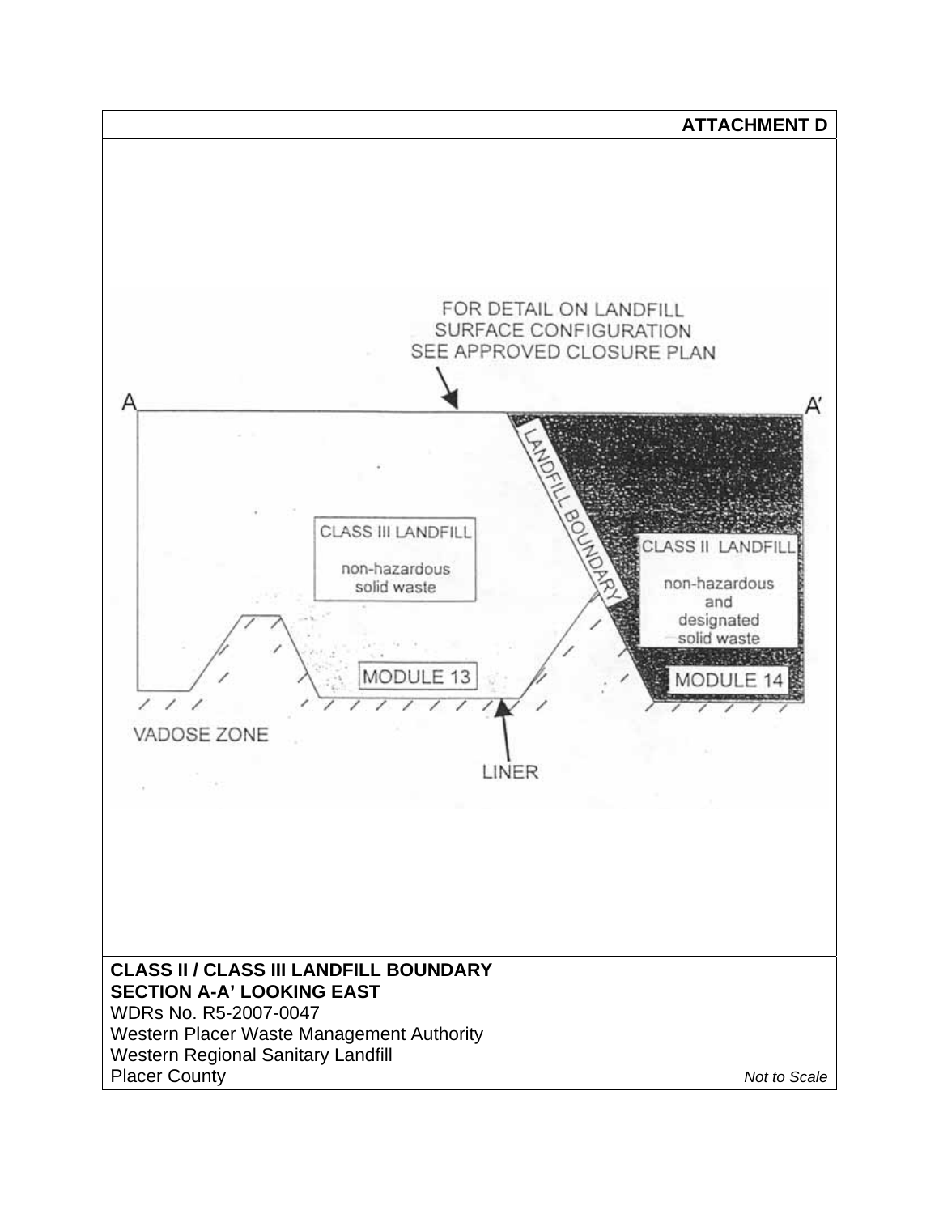**ATTACHMENT D**

FOR DETAIL ON LANDFILL SURFACE CONFIGURATION SEE APPROVED CLOSURE PLAN

A

A'

LANDFILL BOUNDARY

CLASS III LANDFILL

non-hazardous solid waste

CLASS II LANDFILL

non-hazardous and designated solid waste

MODULE 13

MODULE 14

VADOSE ZONE

LINER

**CLASS II / CLASS III LANDFILL BOUNDARY**
**SECTION A-A' LOOKING EAST**
WDRs No. R5-2007-0047
Western Placer Waste Management Authority
Western Regional Sanitary Landfill
Placer County

*Not to Scale*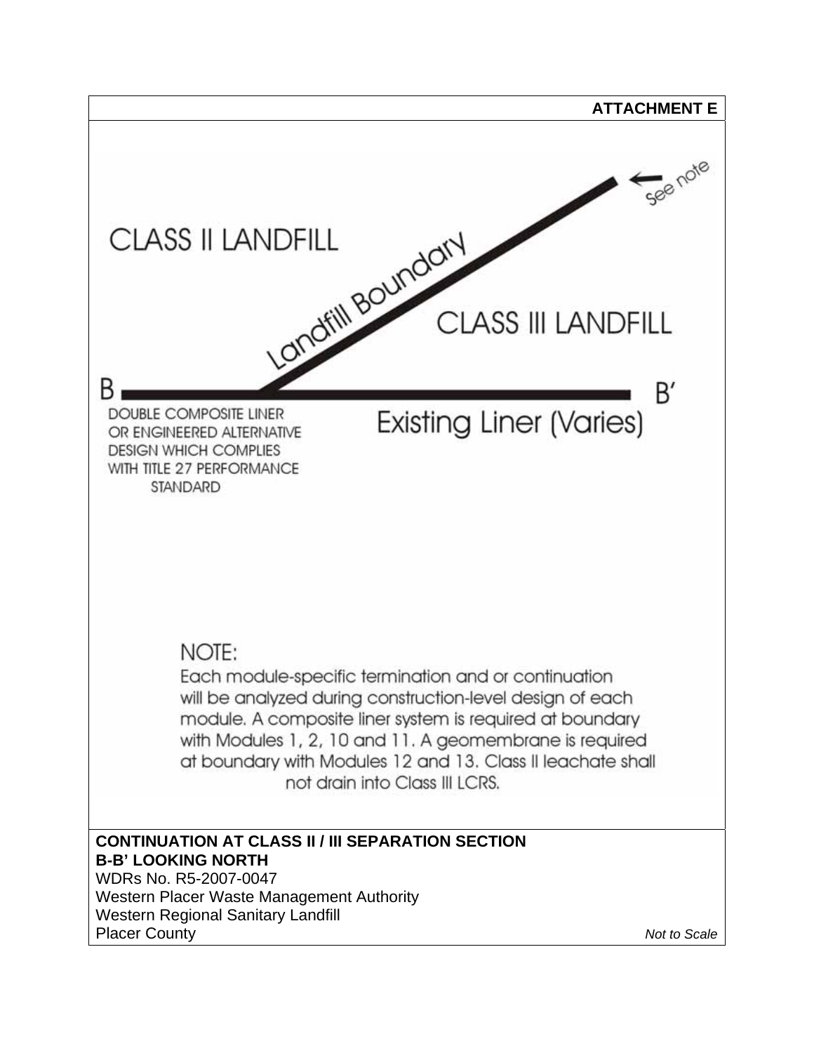**ATTACHMENT E**

CLASS II LANDFILL

Landfill Boundary

See note

CLASS III LANDFILL

B — B′

DOUBLE COMPOSITE LINER OR ENGINEERED ALTERNATIVE DESIGN WHICH COMPLIES WITH TITLE 27 PERFORMANCE STANDARD

Existing Liner (Varies)

NOTE:
Each module-specific termination and or continuation will be analyzed during construction-level design of each module. A composite liner system is required at boundary with Modules 1, 2, 10 and 11. A geomembrane is required at boundary with Modules 12 and 13. Class II leachate shall not drain into Class III LCRS.

**CONTINUATION AT CLASS II / III SEPARATION SECTION**
**B-B' LOOKING NORTH**
WDRs No. R5-2007-0047
Western Placer Waste Management Authority
Western Regional Sanitary Landfill
Placer County

*Not to Scale*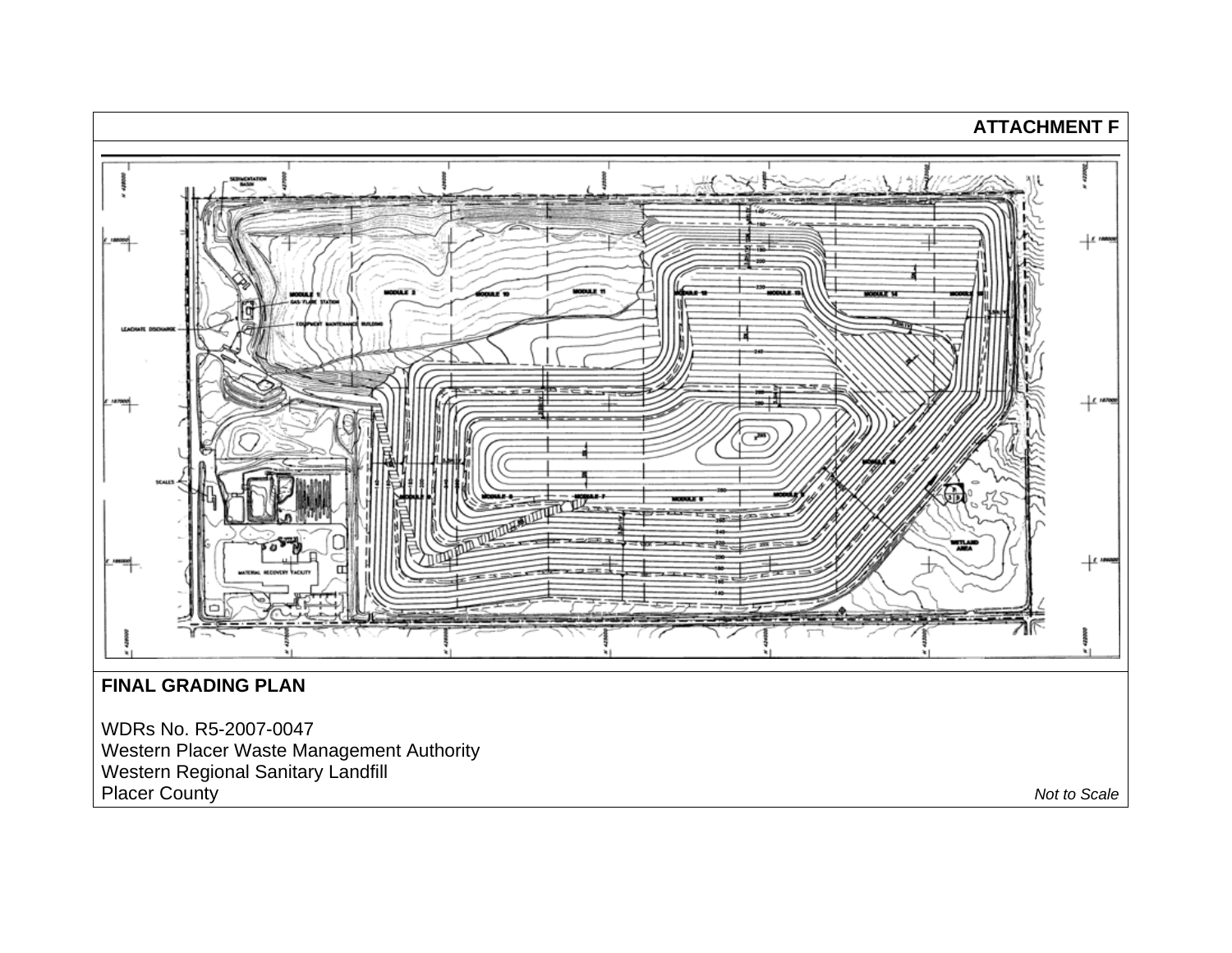**ATTACHMENT F**

SEDIMENTATION BASIN

MODULE 1

GAS/FLARE STATION

LEACHATE DISCHARGE

EQUIPMENT MAINTENANCE BUILDING

MODULE 2

MODULE 10

MODULE 11

MODULE 12

MODULE 13

MODULE 14

MODULE 15

MODULE 16

MODULE 3

MODULE 4

MODULE 5

MODULE 6

MODULE 7

MODULE 8

MODULE 9

SCALES

MATERIAL RECOVERY FACILITY

WETLAND AREA

**FINAL GRADING PLAN**

WDRs No. R5-2007-0047
Western Placer Waste Management Authority
Western Regional Sanitary Landfill
Placer County

*Not to Scale*